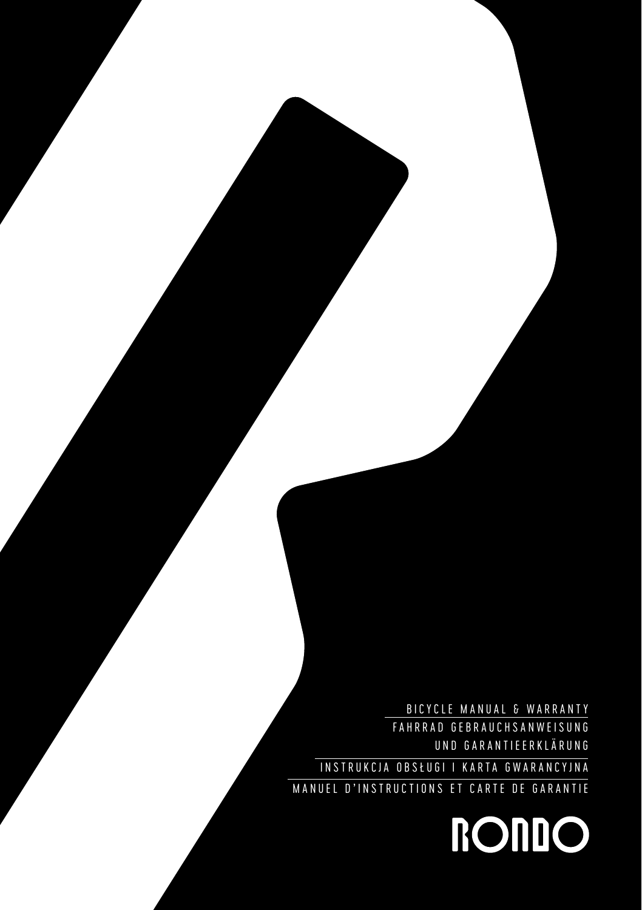BICYCLE MANUAL & WARRANTY

FAHRRAD GEBRAUCHSANWEISUNG UND GARANTIEERKLÄRUNG

INSTRUKCJA OBSŁUGI I KARTA GWARANCYJNA

MANUEL D'INSTRUCTIONS ET CARTE DE GARANTIE

RONDO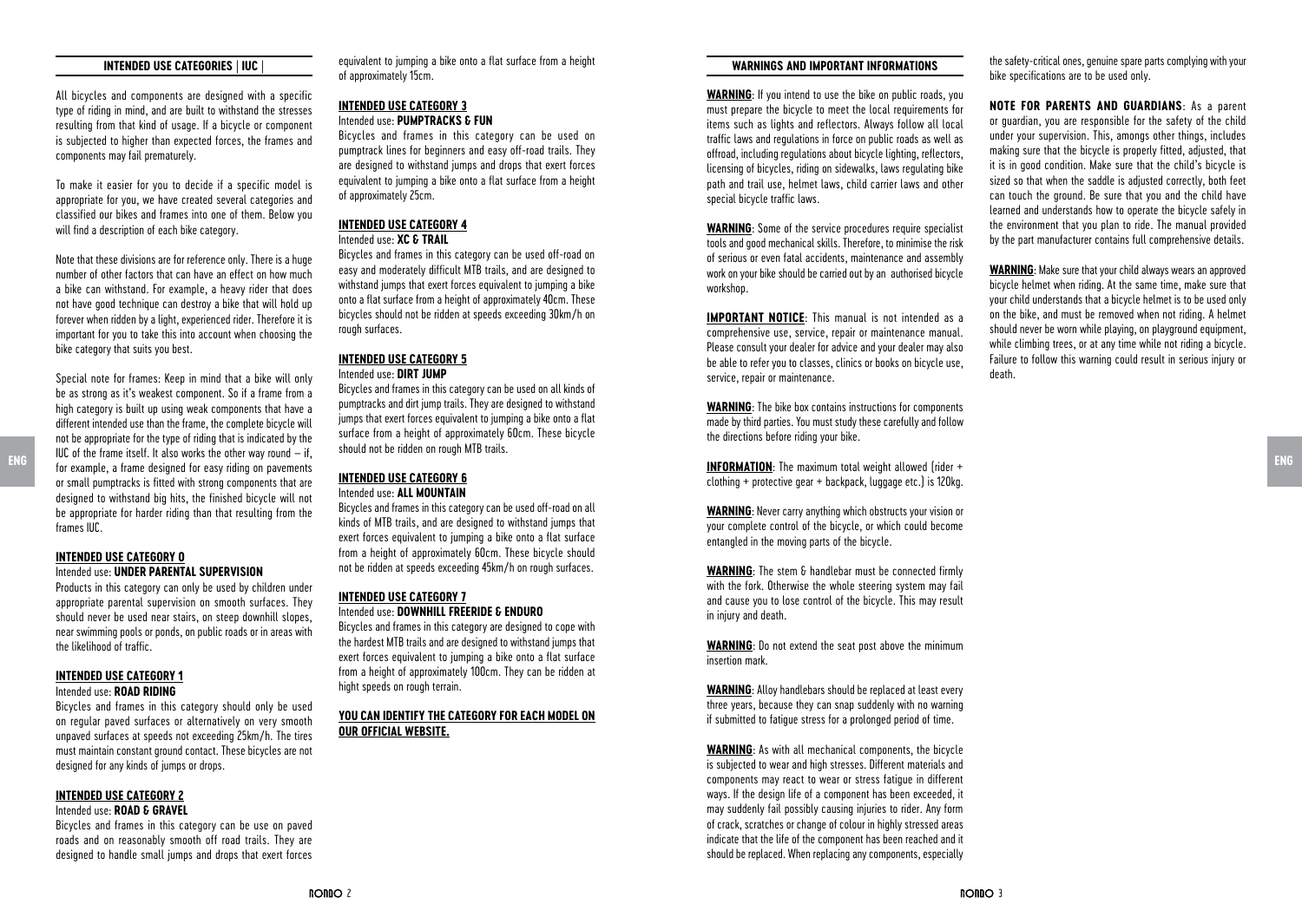## INTENDED USE CATEGORIES | IUC |

All bicycles and components are designed with a specific type of riding in mind, and are built to withstand the stresses resulting from that kind of usage. If a bicycle or component is subjected to higher than expected forces, the frames and components may fail prematurely.

To make it easier for you to decide if a specific model is appropriate for you, we have created several categories and classified our bikes and frames into one of them. Below you will find a description of each bike category.

Note that these divisions are for reference only. There is a huge number of other factors that can have an effect on how much a bike can withstand. For example, a heavy rider that does not have good technique can destroy a bike that will hold up forever when ridden by a light, experienced rider. Therefore it is important for you to take this into account when choosing the bike category that suits you best.

Special note for frames: Keep in mind that a bike will only be as strong as it's weakest component. So if a frame from a high category is built up using weak components that have a different intended use than the frame, the complete bicycle will not be appropriate for the type of riding that is indicated by the IUC of the frame itself. It also works the other way round – if, for example, a frame designed for easy riding on pavements or small pumptracks is fitted with strong components that are designed to withstand big hits, the finished bicycle will not be appropriate for harder riding than that resulting from the frames IUC.

### INTENDED USE CATEGORY 0

Intended use: **UNDER PARENTAL SUPERVISION**

Products in this category can only be used by children under appropriate parental supervision on smooth surfaces. They should never be used near stairs, on steep downhill slopes, near swimming pools or ponds, on public roads or in areas with the likelihood of traffic.

### INTENDED USE CATEGORY 1

Intended use: **ROAD RIDING**

Bicycles and frames in this category should only be used on regular paved surfaces or alternatively on very smooth unpaved surfaces at speeds not exceeding 25km/h. The tires must maintain constant ground contact. These bicycles are not designed for any kinds of jumps or drops.

### INTENDED USE CATEGORY 2

Intended use: **ROAD & GRAVEL**

Bicycles and frames in this category can be use on paved roads and on reasonably smooth off road trails. They are designed to handle small jumps and drops that exert forces equivalent to jumping a bike onto a flat surface from a height of approximately 15cm.

### INTENDED USE CATEGORY 3

Intended use: **PUMPTRACKS & FUN**

Bicycles and frames in this category can be used on pumptrack lines for beginners and easy off-road trails. They are designed to withstand jumps and drops that exert forces equivalent to jumping a bike onto a flat surface from a height of approximately 25cm.

### INTENDED USE CATEGORY 4

Intended use: **XC & TRAIL**

Bicycles and frames in this category can be used off-road on easy and moderately difficult MTB trails, and are designed to withstand jumps that exert forces equivalent to jumping a bike onto a flat surface from a height of approximately 40cm. These bicycles should not be ridden at speeds exceeding 30km/h on rough surfaces.

### INTENDED USE CATEGORY 5

Intended use: **DIRT JUMP**

Bicycles and frames in this category can be used on all kinds of pumptracks and dirt jump trails. They are designed to withstand jumps that exert forces equivalent to jumping a bike onto a flat surface from a height of approximately 60cm. These bicycle should not be ridden on rough MTB trails.

### INTENDED USE CATEGORY 6

Intended use: **ALL MOUNTAIN**

Bicycles and frames in this category can be used off-road on all kinds of MTB trails, and are designed to withstand jumps that exert forces equivalent to jumping a bike onto a flat surface from a height of approximately 60cm. These bicycle should not be ridden at speeds exceeding 45km/h on rough surfaces.

### INTENDED USE CATEGORY 7

Intended use: **DOWNHILL FREERIDE & ENDURO**

Bicycles and frames in this category are designed to cope with the hardest MTB trails and are designed to withstand jumps that exert forces equivalent to jumping a bike onto a flat surface from a height of approximately 100cm. They can be ridden at hight speeds on rough terrain.

**YOU CAN IDENTIFY THE CATEGORY FOR EACH MODEL ON OUR OFFICIAL WEBSITE.**

## WARNINGS AND IMPORTANT INFORMATIONS

**WARNING**: If you intend to use the bike on public roads, you must prepare the bicycle to meet the local requirements for items such as lights and reflectors. Always follow all local traffic laws and regulations in force on public roads as well as offroad, including regulations about bicycle lighting, reflectors, licensing of bicycles, riding on sidewalks, laws regulating bike path and trail use, helmet laws, child carrier laws and other special bicycle traffic laws.

**WARNING**: Some of the service procedures require specialist tools and good mechanical skills. Therefore, to minimise the risk of serious or even fatal accidents, maintenance and assembly work on your bike should be carried out by an authorised bicycle workshop.

**IMPORTANT NOTICE**: This manual is not intended as a comprehensive use, service, repair or maintenance manual. Please consult your dealer for advice and your dealer may also be able to refer you to classes, clinics or books on bicycle use, service, repair or maintenance.

**WARNING**: The bike box contains instructions for components made by third parties. You must study these carefully and follow the directions before riding your bike.

**INFORMATION**: The maximum total weight allowed (rider + clothing + protective gear + backpack, luggage etc.) is 120kg.

**WARNING**: Never carry anything which obstructs your vision or your complete control of the bicycle, or which could become entangled in the moving parts of the bicycle.

**WARNING**: The stem & handlebar must be connected firmly with the fork. Otherwise the whole steering system may fail and cause you to lose control of the bicycle. This may result in injury and death.

**WARNING**: Do not extend the seat post above the minimum insertion mark.

**WARNING**: Alloy handlebars should be replaced at least every three years, because they can snap suddenly with no warning if submitted to fatigue stress for a prolonged period of time.

**WARNING**: As with all mechanical components, the bicycle is subjected to wear and high stresses. Different materials and components may react to wear or stress fatigue in different ways. If the design life of a component has been exceeded, it may suddenly fail possibly causing injuries to rider. Any form of crack, scratches or change of colour in highly stressed areas indicate that the life of the component has been reached and it should be replaced. When replacing any components, especially the safety-critical ones, genuine spare parts complying with your bike specifications are to be used only.

**NOTE FOR PARENTS AND GUARDIANS**: As a parent or guardian, you are responsible for the safety of the child under your supervision. This, amongs other things, includes making sure that the bicycle is properly fitted, adjusted, that it is in good condition. Make sure that the child's bicycle is sized so that when the saddle is adjusted correctly, both feet can touch the ground. Be sure that you and the child have learned and understands how to operate the bicycle safely in the environment that you plan to ride. The manual provided by the part manufacturer contains full comprehensive details.

**WARNING**: Make sure that your child always wears an approved bicycle helmet when riding. At the same time, make sure that your child understands that a bicycle helmet is to be used only on the bike, and must be removed when not riding. A helmet should never be worn while playing, on playground equipment, while climbing trees, or at any time while not riding a bicycle. Failure to follow this warning could result in serious injury or death.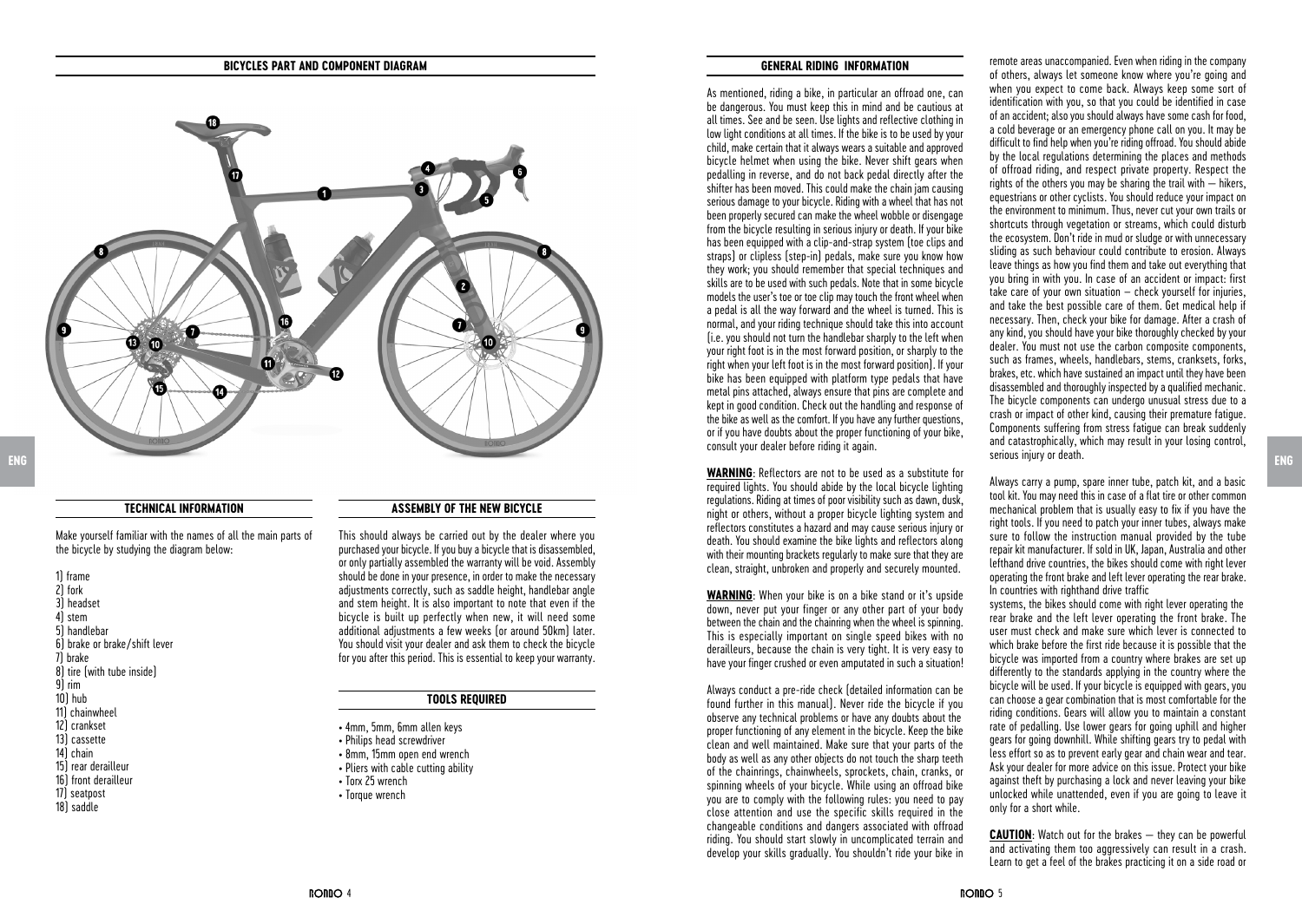## BICYCLES PART AND COMPONENT DIAGRAM

18
17
4
6
3
1
5
8
8
2
16
9
7
7
9
13
10
10
11
12
15
14

## TECHNICAL INFORMATION

Make yourself familiar with the names of all the main parts of the bicycle by studying the diagram below:

1) frame
2) fork
3) headset
4) stem
5) handlebar
6) brake or brake/shift lever
7) brake
8) tire (with tube inside)
9) rim
10) hub
11) chainwheel
12) crankset
13) cassette
14) chain
15) rear derailleur
16) front derailleur
17) seatpost
18) saddle

## ASSEMBLY OF THE NEW BICYCLE

This should always be carried out by the dealer where you purchased your bicycle. If you buy a bicycle that is disassembled, or only partially assembled the warranty will be void. Assembly should be done in your presence, in order to make the necessary adjustments correctly, such as saddle height, handlebar angle and stem height. It is also important to note that even if the bicycle is built up perfectly when new, it will need some additional adjustments a few weeks (or around 50km) later. You should visit your dealer and ask them to check the bicycle for you after this period. This is essential to keep your warranty.

## TOOLS REQUIRED

- 4mm, 5mm, 6mm allen keys
- Philips head screwdriver
- 8mm, 15mm open end wrench
- Pliers with cable cutting ability
- Torx 25 wrench
- Torque wrench

## GENERAL RIDING INFORMATION

As mentioned, riding a bike, in particular an offroad one, can be dangerous. You must keep this in mind and be cautious at all times. See and be seen. Use lights and reflective clothing in low light conditions at all times. If the bike is to be used by your child, make certain that it always wears a suitable and approved bicycle helmet when using the bike. Never shift gears when pedalling in reverse, and do not back pedal directly after the shifter has been moved. This could make the chain jam causing serious damage to your bicycle. Riding with a wheel that has not been properly secured can make the wheel wobble or disengage from the bicycle resulting in serious injury or death. If your bike has been equipped with a clip-and-strap system (toe clips and straps) or clipless (step-in) pedals, make sure you know how they work; you should remember that special techniques and skills are to be used with such pedals. Note that in some bicycle models the user's toe or toe clip may touch the front wheel when a pedal is all the way forward and the wheel is turned. This is normal, and your riding technique should take this into account (i.e. you should not turn the handlebar sharply to the left when your right foot is in the most forward position, or sharply to the right when your left foot is in the most forward position). If your bike has been equipped with platform type pedals that have metal pins attached, always ensure that pins are complete and kept in good condition. Check out the handling and response of the bike as well as the comfort. If you have any further questions, or if you have doubts about the proper functioning of your bike, consult your dealer before riding it again.

**WARNING**: Reflectors are not to be used as a substitute for required lights. You should abide by the local bicycle lighting regulations. Riding at times of poor visibility such as dawn, dusk, night or others, without a proper bicycle lighting system and reflectors constitutes a hazard and may cause serious injury or death. You should examine the bike lights and reflectors along with their mounting brackets regularly to make sure that they are clean, straight, unbroken and properly and securely mounted.

**WARNING**: When your bike is on a bike stand or it's upside down, never put your finger or any other part of your body between the chain and the chainring when the wheel is spinning. This is especially important on single speed bikes with no derailleurs, because the chain is very tight. It is very easy to have your finger crushed or even amputated in such a situation!

Always conduct a pre-ride check (detailed information can be found further in this manual). Never ride the bicycle if you observe any technical problems or have any doubts about the proper functioning of any element in the bicycle. Keep the bike clean and well maintained. Make sure that your parts of the body as well as any other objects do not touch the sharp teeth of the chainrings, chainwheels, sprockets, chain, cranks, or spinning wheels of your bicycle. While using an offroad bike you are to comply with the following rules: you need to pay close attention and use the specific skills required in the changeable conditions and dangers associated with offroad riding. You should start slowly in uncomplicated terrain and develop your skills gradually. You shouldn't ride your bike in remote areas unaccompanied. Even when riding in the company of others, always let someone know where you're going and when you expect to come back. Always keep some sort of identification with you, so that you could be identified in case of an accident; also you should always have some cash for food, a cold beverage or an emergency phone call on you. It may be difficult to find help when you're riding offroad. You should abide by the local regulations determining the places and methods of offroad riding, and respect private property. Respect the rights of the others you may be sharing the trail with – hikers, equestrians or other cyclists. You should reduce your impact on the environment to minimum. Thus, never cut your own trails or shortcuts through vegetation or streams, which could disturb the ecosystem. Don't ride in mud or sludge or with unnecessary sliding as such behaviour could contribute to erosion. Always leave things as how you find them and take out everything that you bring in with you. In case of an accident or impact: first take care of your own situation – check yourself for injuries, and take the best possible care of them. Get medical help if necessary. Then, check your bike for damage. After a crash of any kind, you should have your bike thoroughly checked by your dealer. You must not use the carbon composite components, such as frames, wheels, handlebars, stems, cranksets, forks, brakes, etc. which have sustained an impact until they have been disassembled and thoroughly inspected by a qualified mechanic. The bicycle components can undergo unusual stress due to a crash or impact of other kind, causing their premature fatigue. Components suffering from stress fatigue can break suddenly and catastrophically, which may result in your losing control, serious injury or death.

Always carry a pump, spare inner tube, patch kit, and a basic tool kit. You may need this in case of a flat tire or other common mechanical problem that is usually easy to fix if you have the right tools. If you need to patch your inner tubes, always make sure to follow the instruction manual provided by the tube repair kit manufacturer. If sold in UK, Japan, Australia and other lefthand drive countries, the bikes should come with right lever operating the front brake and left lever operating the rear brake. In countries with righthand drive traffic systems, the bikes should come with right lever operating the rear brake and the left lever operating the front brake. The user must check and make sure which lever is connected to which brake before the first ride because it is possible that the bicycle was imported from a country where brakes are set up differently to the standards applying in the country where the bicycle will be used. If your bicycle is equipped with gears, you can choose a gear combination that is most comfortable for the riding conditions. Gears will allow you to maintain a constant rate of pedalling. Use lower gears for going uphill and higher gears for going downhill. While shifting gears try to pedal with less effort so as to prevent early gear and chain wear and tear. Ask your dealer for more advice on this issue. Protect your bike against theft by purchasing a lock and never leaving your bike unlocked while unattended, even if you are going to leave it only for a short while.

**CAUTION**: Watch out for the brakes – they can be powerful and activating them too aggressively can result in a crash. Learn to get a feel of the brakes practicing it on a side road or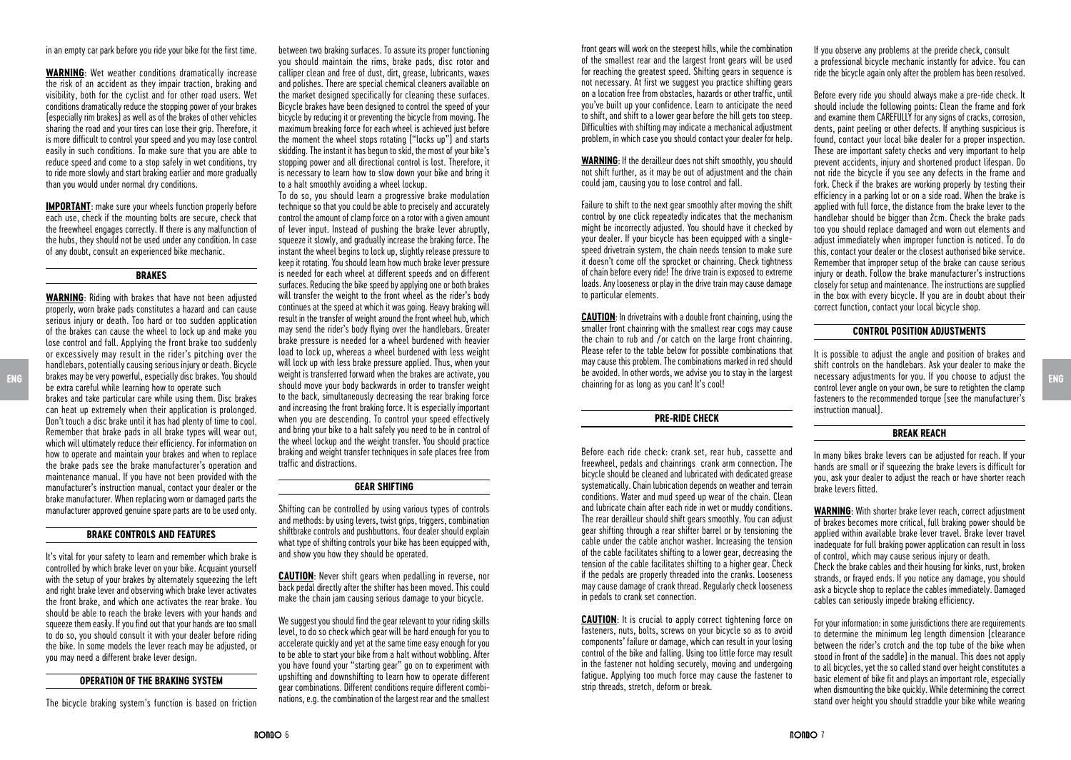in an empty car park before you ride your bike for the first time.

**WARNING**: Wet weather conditions dramatically increase the risk of an accident as they impair traction, braking and visibility, both for the cyclist and for other road users. Wet conditions dramatically reduce the stopping power of your brakes (especially rim brakes) as well as of the brakes of other vehicles sharing the road and your tires can lose their grip. Therefore, it is more difficult to control your speed and you may lose control easily in such conditions. To make sure that you are able to reduce speed and come to a stop safely in wet conditions, try to ride more slowly and start braking earlier and more gradually than you would under normal dry conditions.

**IMPORTANT**: make sure your wheels function properly before each use, check if the mounting bolts are secure, check that the freewheel engages correctly. If there is any malfunction of the hubs, they should not be used under any condition. In case of any doubt, consult an experienced bike mechanic.

## BRAKES

**WARNING**: Riding with brakes that have not been adjusted properly, worn brake pads constitutes a hazard and can cause serious injury or death. Too hard or too sudden application of the brakes can cause the wheel to lock up and make you lose control and fall. Applying the front brake too suddenly or excessively may result in the rider's pitching over the handlebars, potentially causing serious injury or death. Bicycle brakes may be very powerful, especially disc brakes. You should be extra careful while learning how to operate such brakes and take particular care while using them. Disc brakes can heat up extremely when their application is prolonged. Don't touch a disc brake until it has had plenty of time to cool. Remember that brake pads in all brake types will wear out, which will ultimately reduce their efficiency. For information on how to operate and maintain your brakes and when to replace the brake pads see the brake manufacturer's operation and maintenance manual. If you have not been provided with the manufacturer's instruction manual, contact your dealer or the brake manufacturer. When replacing worn or damaged parts the manufacturer approved genuine spare parts are to be used only.

## BRAKE CONTROLS AND FEATURES

It's vital for your safety to learn and remember which brake is controlled by which brake lever on your bike. Acquaint yourself with the setup of your brakes by alternately squeezing the left and right brake lever and observing which brake lever activates the front brake, and which one activates the rear brake. You should be able to reach the brake levers with your hands and squeeze them easily. If you find out that your hands are too small to do so, you should consult it with your dealer before riding the bike. In some models the lever reach may be adjusted, or you may need a different brake lever design.

## OPERATION OF THE BRAKING SYSTEM

The bicycle braking system's function is based on friction between two braking surfaces. To assure its proper functioning you should maintain the rims, brake pads, disc rotor and calliper clean and free of dust, dirt, grease, lubricants, waxes and polishes. There are special chemical cleaners available on the market designed specifically for cleaning these surfaces. Bicycle brakes have been designed to control the speed of your bicycle by reducing it or preventing the bicycle from moving. The maximum breaking force for each wheel is achieved just before the moment the wheel stops rotating ("locks up") and starts skidding. The instant it has begun to skid, the most of your bike's stopping power and all directional control is lost. Therefore, it is necessary to learn how to slow down your bike and bring it to a halt smoothly avoiding a wheel lockup.

To do so, you should learn a progressive brake modulation technique so that you could be able to precisely and accurately control the amount of clamp force on a rotor with a given amount of lever input. Instead of pushing the brake lever abruptly, squeeze it slowly, and gradually increase the braking force. The instant the wheel begins to lock up, slightly release pressure to keep it rotating. You should learn how much brake lever pressure is needed for each wheel at different speeds and on different surfaces. Reducing the bike speed by applying one or both brakes will transfer the weight to the front wheel as the rider's body continues at the speed at which it was going. Heavy braking will result in the transfer of weight around the front wheel hub, which may send the rider's body flying over the handlebars. Greater brake pressure is needed for a wheel burdened with heavier load to lock up, whereas a wheel burdened with less weight will lock up with less brake pressure applied. Thus, when your weight is transferred forward when the brakes are activate, you should move your body backwards in order to transfer weight to the back, simultaneously decreasing the rear braking force and increasing the front braking force. It is especially important when you are descending. To control your speed effectively and bring your bike to a halt safely you need to be in control of the wheel lockup and the weight transfer. You should practice braking and weight transfer techniques in safe places free from traffic and distractions.

## GEAR SHIFTING

Shifting can be controlled by using various types of controls and methods: by using levers, twist grips, triggers, combination shiftbrake controls and pushbuttons. Your dealer should explain what type of shifting controls your bike has been equipped with, and show you how they should be operated.

**CAUTION**: Never shift gears when pedalling in reverse, nor back pedal directly after the shifter has been moved. This could make the chain jam causing serious damage to your bicycle.

We suggest you should find the gear relevant to your riding skills level, to do so check which gear will be hard enough for you to accelerate quickly and yet at the same time easy enough for you to be able to start your bike from a halt without wobbling. After you have found your "starting gear" go on to experiment with upshifting and downshifting to learn how to operate different gear combinations. Different conditions require different combinations, e.g. the combination of the largest rear and the smallest front gears will work on the steepest hills, while the combination of the smallest rear and the largest front gears will be used for reaching the greatest speed. Shifting gears in sequence is not necessary. At first we suggest you practice shifting gears on a location free from obstacles, hazards or other traffic, until you've built up your confidence. Learn to anticipate the need to shift, and shift to a lower gear before the hill gets too steep. Difficulties with shifting may indicate a mechanical adjustment problem, in which case you should contact your dealer for help.

**WARNING**: If the derailleur does not shift smoothly, you should not shift further, as it may be out of adjustment and the chain could jam, causing you to lose control and fall.

Failure to shift to the next gear smoothly after moving the shift control by one click repeatedly indicates that the mechanism might be incorrectly adjusted. You should have it checked by your dealer. If your bicycle has been equipped with a single-speed drivetrain system, the chain needs tension to make sure it doesn't come off the sprocket or chainring. Check tightness of chain before every ride! The drive train is exposed to extreme loads. Any looseness or play in the drive train may cause damage to particular elements.

**CAUTION**: In drivetrains with a double front chainring, using the smaller front chainring with the smallest rear cogs may cause the chain to rub and /or catch on the large front chainring. Please refer to the table below for possible combinations that may cause this problem. The combinations marked in red should be avoided. In other words, we advise you to stay in the largest chainring for as long as you can! It's cool!

## PRE-RIDE CHECK

Before each ride check: crank set, rear hub, cassette and freewheel, pedals and chainrings crank arm connection. The bicycle should be cleaned and lubricated with dedicated grease systematically. Chain lubrication depends on weather and terrain conditions. Water and mud speed up wear of the chain. Clean and lubricate chain after each ride in wet or muddy conditions. The rear derailleur should shift gears smoothly. You can adjust gear shifting through a rear shifter barrel or by tensioning the cable under the cable anchor washer. Increasing the tension of the cable facilitates shifting to a lower gear, decreasing the tension of the cable facilitates shifting to a higher gear. Check if the pedals are properly threaded into the cranks. Looseness may cause damage of crank thread. Regularly check looseness in pedals to crank set connection.

**CAUTION**: It is crucial to apply correct tightening force on fasteners, nuts, bolts, screws on your bicycle so as to avoid components' failure or damage, which can result in your losing control of the bike and falling. Using too little force may result in the fastener not holding securely, moving and undergoing fatigue. Applying too much force may cause the fastener to strip threads, stretch, deform or break.

If you observe any problems at the preride check, consult a professional bicycle mechanic instantly for advice. You can ride the bicycle again only after the problem has been resolved.

Before every ride you should always make a pre-ride check. It should include the following points: Clean the frame and fork and examine them CAREFULLY for any signs of cracks, corrosion, dents, paint peeling or other defects. If anything suspicious is found, contact your local bike dealer for a proper inspection. These are important safety checks and very important to help prevent accidents, injury and shortened product lifespan. Do not ride the bicycle if you see any defects in the frame and fork. Check if the brakes are working properly by testing their efficiency in a parking lot or on a side road. When the brake is applied with full force, the distance from the brake lever to the handlebar should be bigger than 2cm. Check the brake pads too you should replace damaged and worn out elements and adjust immediately when improper function is noticed. To do this, contact your dealer or the closest authorised bike service. Remember that improper setup of the brake can cause serious injury or death. Follow the brake manufacturer's instructions closely for setup and maintenance. The instructions are supplied in the box with every bicycle. If you are in doubt about their correct function, contact your local bicycle shop.

## CONTROL POSITION ADJUSTMENTS

It is possible to adjust the angle and position of brakes and shift controls on the handlebars. Ask your dealer to make the necessary adjustments for you. If you choose to adjust the control lever angle on your own, be sure to retighten the clamp fasteners to the recommended torque (see the manufacturer's instruction manual).

## BREAK REACH

In many bikes brake levers can be adjusted for reach. If your hands are small or if squeezing the brake levers is difficult for you, ask your dealer to adjust the reach or have shorter reach brake levers fitted.

**WARNING**: With shorter brake lever reach, correct adjustment of brakes becomes more critical, full braking power should be applied within available brake lever travel. Brake lever travel inadequate for full braking power application can result in loss of control, which may cause serious injury or death.

Check the brake cables and their housing for kinks, rust, broken strands, or frayed ends. If you notice any damage, you should ask a bicycle shop to replace the cables immediately. Damaged cables can seriously impede braking efficiency.

For your information: in some jurisdictions there are requirements to determine the minimum leg length dimension (clearance between the rider's crotch and the top tube of the bike when stood in front of the saddle) in the manual. This does not apply to all bicycles, yet the so called stand over height constitutes a basic element of bike fit and plays an important role, especially when dismounting the bike quickly. While determining the correct stand over height you should straddle your bike while wearing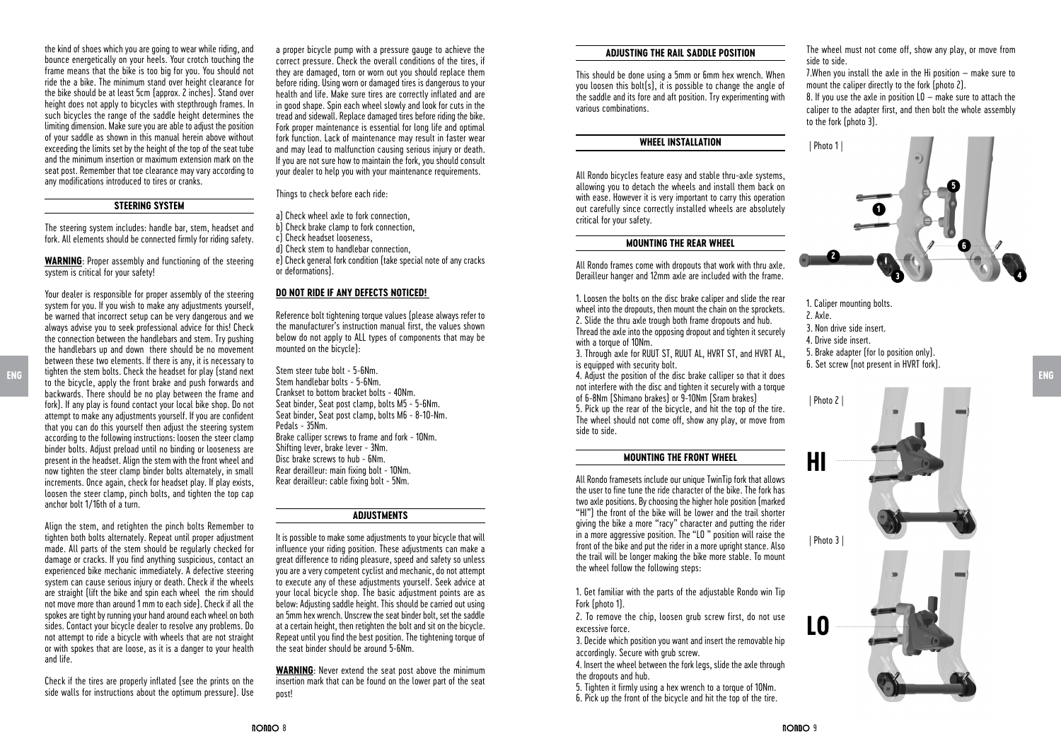the kind of shoes which you are going to wear while riding, and bounce energetically on your heels. Your crotch touching the frame means that the bike is too big for you. You should not ride the a bike. The minimum stand over height clearance for the bike should be at least 5cm (approx. 2 inches). Stand over height does not apply to bicycles with stepthrough frames. In such bicycles the range of the saddle height determines the limiting dimension. Make sure you are able to adjust the position of your saddle as shown in this manual herein above without exceeding the limits set by the height of the top of the seat tube and the minimum insertion or maximum extension mark on the seat post. Remember that toe clearance may vary according to any modifications introduced to tires or cranks.

## STEERING SYSTEM

The steering system includes: handle bar, stem, headset and fork. All elements should be connected firmly for riding safety.

**WARNING**: Proper assembly and functioning of the steering system is critical for your safety!

Your dealer is responsible for proper assembly of the steering system for you. If you wish to make any adjustments yourself, be warned that incorrect setup can be very dangerous and we always advise you to seek professional advice for this! Check the connection between the handlebars and stem. Try pushing the handlebars up and down there should be no movement between these two elements. If there is any, it is necessary to tighten the stem bolts. Check the headset for play (stand next to the bicycle, apply the front brake and push forwards and backwards. There should be no play between the frame and fork). If any play is found contact your local bike shop. Do not attempt to make any adjustments yourself. If you are confident that you can do this yourself then adjust the steering system according to the following instructions: loosen the steer clamp binder bolts. Adjust preload until no binding or looseness are present in the headset. Align the stem with the front wheel and now tighten the steer clamp binder bolts alternately, in small increments. Once again, check for headset play. If play exists, loosen the steer clamp, pinch bolts, and tighten the top cap anchor bolt 1/16th of a turn.

Align the stem, and retighten the pinch bolts Remember to tighten both bolts alternately. Repeat until proper adjustment made. All parts of the stem should be regularly checked for damage or cracks. If you find anything suspicious, contact an experienced bike mechanic immediately. A defective steering system can cause serious injury or death. Check if the wheels are straight (lift the bike and spin each wheel the rim should not move more than around 1 mm to each side). Check if all the spokes are tight by running your hand around each wheel on both sides. Contact your bicycle dealer to resolve any problems. Do not attempt to ride a bicycle with wheels that are not straight or with spokes that are loose, as it is a danger to your health and life.

Check if the tires are properly inflated (see the prints on the side walls for instructions about the optimum pressure). Use a proper bicycle pump with a pressure gauge to achieve the correct pressure. Check the overall conditions of the tires, if they are damaged, torn or worn out you should replace them before riding. Using worn or damaged tires is dangerous to your health and life. Make sure tires are correctly inflated and are in good shape. Spin each wheel slowly and look for cuts in the tread and sidewall. Replace damaged tires before riding the bike. Fork proper maintenance is essential for long life and optimal fork function. Lack of maintenance may result in faster wear and may lead to malfunction causing serious injury or death. If you are not sure how to maintain the fork, you should consult your dealer to help you with your maintenance requirements.

Things to check before each ride:

a) Check wheel axle to fork connection,
b) Check brake clamp to fork connection,
c) Check headset looseness,
d) Check stem to handlebar connection,
e) Check general fork condition (take special note of any cracks or deformations).

**DO NOT RIDE IF ANY DEFECTS NOTICED!**

Reference bolt tightening torque values (please always refer to the manufacturer's instruction manual first, the values shown below do not apply to ALL types of components that may be mounted on the bicycle):

Stem steer tube bolt - 5-6Nm.
Stem handlebar bolts - 5-6Nm.
Crankset to bottom bracket bolts - 40Nm.
Seat binder, Seat post clamp, bolts M5 - 5-6Nm.
Seat binder, Seat post clamp, bolts M6 - 8-10-Nm.
Pedals - 35Nm.
Brake calliper screws to frame and fork - 10Nm.
Shifting lever, brake lever - 3Nm.
Disc brake screws to hub - 6Nm.
Rear derailleur: main fixing bolt - 10Nm.
Rear derailleur: cable fixing bolt - 5Nm.

## ADJUSTMENTS

It is possible to make some adjustments to your bicycle that will influence your riding position. These adjustments can make a great difference to riding pleasure, speed and safety so unless you are a very competent cyclist and mechanic, do not attempt to execute any of these adjustments yourself. Seek advice at your local bicycle shop. The basic adjustment points are as below: Adjusting saddle height. This should be carried out using an 5mm hex wrench. Unscrew the seat binder bolt, set the saddle at a certain height, then retighten the bolt and sit on the bicycle. Repeat until you find the best position. The tightening torque of the seat binder should be around 5-6Nm.

**WARNING**: Never extend the seat post above the minimum insertion mark that can be found on the lower part of the seat post!

## ADJUSTING THE RAIL SADDLE POSITION

This should be done using a 5mm or 6mm hex wrench. When you loosen this bolt(s), it is possible to change the angle of the saddle and its fore and aft position. Try experimenting with various combinations.

## WHEEL INSTALLATION

All Rondo bicycles feature easy and stable thru-axle systems, allowing you to detach the wheels and install them back on with ease. However it is very important to carry this operation out carefully since correctly installed wheels are absolutely critical for your safety.

## MOUNTING THE REAR WHEEL

All Rondo frames come with dropouts that work with thru axle. Derailleur hanger and 12mm axle are included with the frame.

1. Loosen the bolts on the disc brake caliper and slide the rear wheel into the dropouts, then mount the chain on the sprockets.
2. Slide the thru axle trough both frame dropouts and hub. Thread the axle into the opposing dropout and tighten it securely with a torque of 10Nm.
3. Through axle for RUUT ST, RUUT AL, HVRT ST, and HVRT AL, is equipped with security bolt.
4. Adjust the position of the disc brake calliper so that it does not interfere with the disc and tighten it securely with a torque of 6-8Nm (Shimano brakes) or 9-10Nm (Sram brakes)
5. Pick up the rear of the bicycle, and hit the top of the tire. The wheel should not come off, show any play, or move from side to side.

## MOUNTING THE FRONT WHEEL

All Rondo framesets include our unique TwinTip fork that allows the user to fine tune the ride character of the bike. The fork has two axle positions. By choosing the higher hole position (marked "HI") the front of the bike will be lower and the trail shorter giving the bike a more "racy" character and putting the rider in a more aggressive position. The "LO " position will raise the front of the bike and put the rider in a more upright stance. Also the trail will be longer making the bike more stable. To mount the wheel follow the following steps:

1. Get familiar with the parts of the adjustable Rondo win Tip Fork (photo 1).
2. To remove the chip, loosen grub screw first, do not use excessive force.
3. Decide which position you want and insert the removable hip accordingly. Secure with grub screw.
4. Insert the wheel between the fork legs, slide the axle through the dropouts and hub.
5. Tighten it firmly using a hex wrench to a torque of 10Nm.
6. Pick up the front of the bicycle and hit the top of the tire. The wheel must not come off, show any play, or move from side to side.
7. When you install the axle in the Hi position – make sure to mount the caliper directly to the fork (photo 2).
8. If you use the axle in position LO – make sure to attach the caliper to the adapter first, and then bolt the whole assembly to the fork (photo 3).

| Photo 1 |

1. Caliper mounting bolts.
2. Axle.
3. Non drive side insert.
4. Drive side insert.
5. Brake adapter (for lo position only).
6. Set screw (not present in HVRT fork).

| Photo 2 |

HI

| Photo 3 |

LO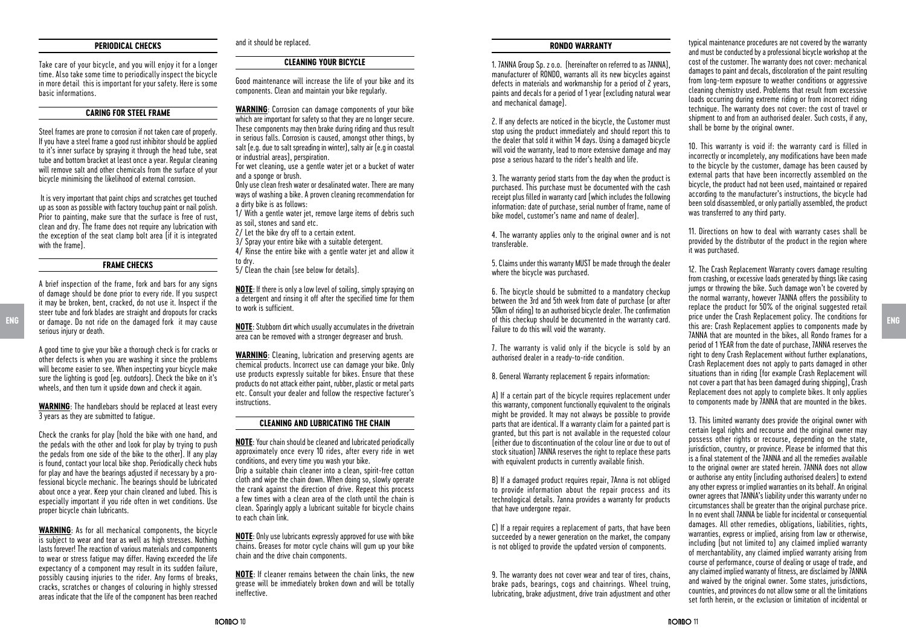## PERIODICAL CHECKS

Take care of your bicycle, and you will enjoy it for a longer time. Also take some time to periodically inspect the bicycle in more detail this is important for your safety. Here is some basic informations.

## CARING FOR STEEL FRAME

Steel frames are prone to corrosion if not taken care of properly. If you have a steel frame a good rust inhibitor should be applied to it's inner surface by spraying it through the head tube, seat tube and bottom bracket at least once a year. Regular cleaning will remove salt and other chemicals from the surface of your bicycle minimising the likelihood of external corrosion.

It is very important that paint chips and scratches get touched up as soon as possible with factory touchup paint or nail polish. Prior to painting, make sure that the surface is free of rust, clean and dry. The frame does not require any lubrication with the exception of the seat clamp bolt area (if it is integrated with the frame).

## FRAME CHECKS

A brief inspection of the frame, fork and bars for any signs of damage should be done prior to every ride. If you suspect it may be broken, bent, cracked, do not use it. Inspect if the steer tube and fork blades are straight and dropouts for cracks or damage. Do not ride on the damaged fork it may cause serious injury or death.

A good time to give your bike a thorough check is for cracks or other defects is when you are washing it since the problems will become easier to see. When inspecting your bicycle make sure the lighting is good (eg. outdoors). Check the bike on it's wheels, and then turn it upside down and check it again.

**WARNING**: The handlebars should be replaced at least every 3 years as they are submitted to fatigue.

Check the cranks for play (hold the bike with one hand, and the pedals with the other and look for play by trying to push the pedals from one side of the bike to the other). If any play is found, contact your local bike shop. Periodically check hubs for play and have the bearings adjusted if necessary by a professional bicycle mechanic. The bearings should be lubricated about once a year. Keep your chain cleaned and lubed. This is especially important if you ride often in wet conditions. Use proper bicycle chain lubricants.

**WARNING**: As for all mechanical components, the bicycle is subject to wear and tear as well as high stresses. Nothing lasts forever! The reaction of various materials and components to wear or stress fatigue may differ. Having exceeded the life expectancy of a component may result in its sudden failure, possibly causing injuries to the rider. Any forms of breaks, cracks, scratches or changes of colouring in highly stressed areas indicate that the life of the component has been reached and it should be replaced.

## CLEANING YOUR BICYCLE

Good maintenance will increase the life of your bike and its components. Clean and maintain your bike regularly.

**WARNING**: Corrosion can damage components of your bike which are important for safety so that they are no longer secure. These components may then brake during riding and thus result in serious falls. Corrosion is caused, amongst other things, by salt (e.g. due to salt spreading in winter), salty air (e.g in coastal or industrial areas), perspiration.

For wet cleaning, use a gentle water jet or a bucket of water and a sponge or brush.

Only use clean fresh water or desalinated water. There are many ways of washing a bike. A proven cleaning recommendation for a dirty bike is as follows:

1/ With a gentle water jet, remove large items of debris such as soil, stones and sand etc.

2/ Let the bike dry off to a certain extent.

3/ Spray your entire bike with a suitable detergent.

4/ Rinse the entire bike with a gentle water jet and allow it to dry.

5/ Clean the chain (see below for details).

**NOTE**: If there is only a low level of soiling, simply spraying on a detergent and rinsing it off after the specified time for them to work is sufficient.

**NOTE**: Stubborn dirt which usually accumulates in the drivetrain area can be removed with a stronger degreaser and brush.

**WARNING**: Cleaning, lubrication and preserving agents are chemical products. Incorrect use can damage your bike. Only use products expressly suitable for bikes. Ensure that these products do not attack either paint, rubber, plastic or metal parts etc. Consult your dealer and follow the respective facturer's instructions.

## CLEANING AND LUBRICATING THE CHAIN

**NOTE**: Your chain should be cleaned and lubricated periodically approximately once every 10 rides, after every ride in wet conditions, and every time you wash your bike.

Drip a suitable chain cleaner into a clean, spirit-free cotton cloth and wipe the chain down. When doing so, slowly operate the crank against the direction of drive. Repeat this process a few times with a clean area of the cloth until the chain is clean. Sparingly apply a lubricant suitable for bicycle chains to each chain link.

**NOTE**: Only use lubricants expressly approved for use with bike chains. Greases for motor cycle chains will gum up your bike chain and the drive chain components.

**NOTE**: If cleaner remains between the chain links, the new grease will be immediately broken down and will be totally ineffective.

## RONDO WARRANTY

1. 7ANNA Group Sp. z o.o. (hereinafter on referred to as 7ANNA), manufacturer of RONDO, warrants all its new bicycles against defects in materials and workmanship for a period of 2 years, paints and decals for a period of 1 year (excluding natural wear and mechanical damage).

2. If any defects are noticed in the bicycle, the Customer must stop using the product immediately and should report this to the dealer that sold it within 14 days. Using a damaged bicycle will void the warranty, lead to more extensive damage and may pose a serious hazard to the rider's health and life.

3. The warranty period starts from the day when the product is purchased. This purchase must be documented with the cash receipt plus filled in warranty card (which includes the following information: date of purchase, serial number of frame, name of bike model, customer's name and name of dealer).

4. The warranty applies only to the original owner and is not transferable.

5. Claims under this warranty MUST be made through the dealer where the bicycle was purchased.

6. The bicycle should be submitted to a mandatory checkup between the 3rd and 5th week from date of purchase (or after 50km of riding) to an authorised bicycle dealer. The confirmation of this checkup should be documented in the warranty card. Failure to do this will void the warranty.

7. The warranty is valid only if the bicycle is sold by an authorised dealer in a ready-to-ride condition.

8. General Warranty replacement & repairs information:

A) If a certain part of the bicycle requires replacement under this warranty, component functionally equivalent to the originals might be provided. It may not always be possible to provide parts that are identical. If a warranty claim for a painted part is granted, but this part is not available in the requested colour (either due to discontinuation of the colour line or due to out of stock situation) 7ANNA reserves the right to replace these parts with equivalent products in currently available finish.

B) If a damaged product requires repair, 7Anna is not obliged to provide information about the repair process and its technological details. 7anna provides a warranty for products that have undergone repair.

C) If a repair requires a replacement of parts, that have been succeeded by a newer generation on the market, the company is not obliged to provide the updated version of components.

9. The warranty does not cover wear and tear of tires, chains, brake pads, bearings, cogs and chainrings. Wheel truing, lubricating, brake adjustment, drive train adjustment and other typical maintenance procedures are not covered by the warranty and must be conducted by a professional bicycle workshop at the cost of the customer. The warranty does not cover: mechanical damages to paint and decals, discoloration of the paint resulting from long-term exposure to weather conditions or aggressive cleaning chemistry used. Problems that result from excessive loads occurring during extreme riding or from incorrect riding technique. The warranty does not cover: the cost of travel or shipment to and from an authorised dealer. Such costs, if any, shall be borne by the original owner.

10. This warranty is void if: the warranty card is filled in incorrectly or incompletely, any modifications have been made to the bicycle by the customer, damage has been caused by external parts that have been incorrectly assembled on the bicycle, the product had not been used, maintained or repaired according to the manufacturer's instructions, the bicycle had been sold disassembled, or only partially assembled, the product was transferred to any third party.

11. Directions on how to deal with warranty cases shall be provided by the distributor of the product in the region where it was purchased.

12. The Crash Replacement Warranty covers damage resulting from crashing, or excessive loads generated by things like casing jumps or throwing the bike. Such damage won't be covered by the normal warranty, however 7ANNA offers the possibility to replace the product for 50% of the original suggested retail price under the Crash Replacement policy. The conditions for this are: Crash Replacement applies to components made by 7ANNA that are mounted in the bikes, all Rondo frames for a period of 1 YEAR from the date of purchase, 7ANNA reserves the right to deny Crash Replacement without further explanations, Crash Replacement does not apply to parts damaged in other situations than in riding (for example Crash Replacement will not cover a part that has been damaged during shipping), Crash Replacement does not apply to complete bikes. It only applies to components made by 7ANNA that are mounted in the bikes.

13. This limited warranty does provide the original owner with certain legal rights and recourse and the original owner may possess other rights or recourse, depending on the state, jurisdiction, country, or province. Please be informed that this is a final statement of the 7ANNA and all the remedies available to the original owner are stated herein. 7ANNA does not allow or authorise any entity (including authorised dealers) to extend any other express or implied warranties on its behalf. An original owner agrees that 7ANNA's liability under this warranty under no circumstances shall be greater than the original purchase price. In no event shall 7ANNA be liable for incidental or consequential damages. All other remedies, obligations, liabilities, rights, warranties, express or implied, arising from law or otherwise, including (but not limited to) any claimed implied warranty of merchantability, any claimed implied warranty arising from course of performance, course of dealing or usage of trade, and any claimed implied warranty of fitness, are disclaimed by 7ANNA and waived by the original owner. Some states, jurisdictions, countries, and provinces do not allow some or all the limitations set forth herein, or the exclusion or limitation of incidental or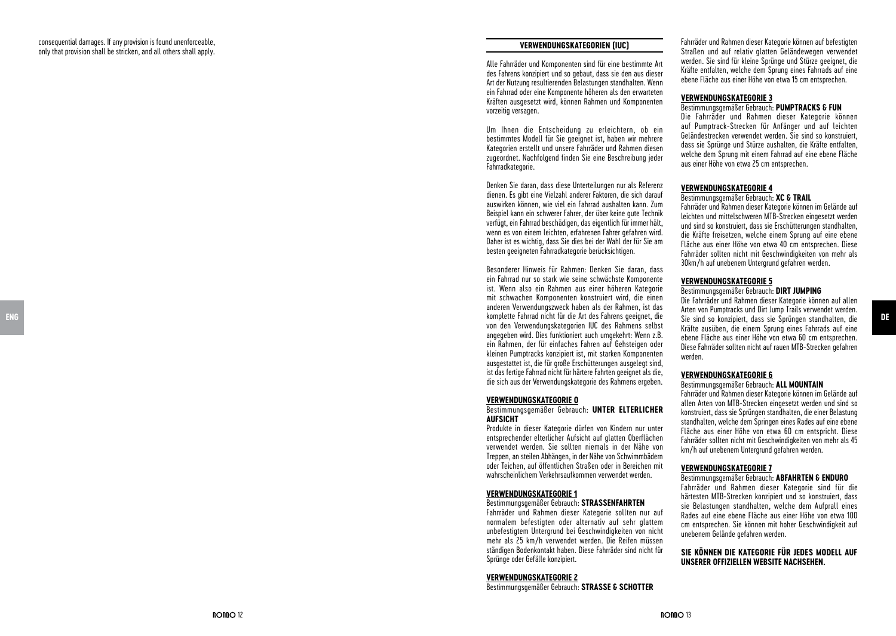consequential damages. If any provision is found unenforceable, only that provision shall be stricken, and all others shall apply.

## VERWENDUNGSKATEGORIEN (IUC)

Alle Fahrräder und Komponenten sind für eine bestimmte Art des Fahrens konzipiert und so gebaut, dass sie den aus dieser Art der Nutzung resultierenden Belastungen standhalten. Wenn ein Fahrrad oder eine Komponente höheren als den erwarteten Kräften ausgesetzt wird, können Rahmen und Komponenten vorzeitig versagen.

Um Ihnen die Entscheidung zu erleichtern, ob ein bestimmtes Modell für Sie geeignet ist, haben wir mehrere Kategorien erstellt und unsere Fahrräder und Rahmen diesen zugeordnet. Nachfolgend finden Sie eine Beschreibung jeder Fahrradkategorie.

Denken Sie daran, dass diese Unterteilungen nur als Referenz dienen. Es gibt eine Vielzahl anderer Faktoren, die sich darauf auswirken können, wie viel ein Fahrrad aushalten kann. Zum Beispiel kann ein schwerer Fahrer, der über keine gute Technik verfügt, ein Fahrrad beschädigen, das eigentlich für immer hält, wenn es von einem leichten, erfahrenen Fahrer gefahren wird. Daher ist es wichtig, dass Sie dies bei der Wahl der für Sie am besten geeigneten Fahrradkategorie berücksichtigen.

Besonderer Hinweis für Rahmen: Denken Sie daran, dass ein Fahrrad nur so stark wie seine schwächste Komponente ist. Wenn also ein Rahmen aus einer höheren Kategorie mit schwachen Komponenten konstruiert wird, die einen anderen Verwendungszweck haben als der Rahmen, ist das komplette Fahrrad nicht für die Art des Fahrens geeignet, die von den Verwendungskategorien IUC des Rahmens selbst angegeben wird. Dies funktioniert auch umgekehrt: Wenn z.B. ein Rahmen, der für einfaches Fahren auf Gehsteigen oder kleinen Pumptracks konzipiert ist, mit starken Komponenten ausgestattet ist, die für große Erschütterungen ausgelegt sind, ist das fertige Fahrrad nicht für härtere Fahrten geeignet als die, die sich aus der Verwendungskategorie des Rahmens ergeben.

### VERWENDUNGSKATEGORIE 0

Bestimmungsgemäßer Gebrauch: **UNTER ELTERLICHER AUFSICHT**

Produkte in dieser Kategorie dürfen von Kindern nur unter entsprechender elterlicher Aufsicht auf glatten Oberflächen verwendet werden. Sie sollten niemals in der Nähe von Treppen, an steilen Abhängen, in der Nähe von Schwimmbädern oder Teichen, auf öffentlichen Straßen oder in Bereichen mit wahrscheinlichem Verkehrsaufkommen verwendet werden.

### VERWENDUNGSKATEGORIE 1

Bestimmungsgemäßer Gebrauch: **STRASSENFAHRTEN**

Fahrräder und Rahmen dieser Kategorie sollten nur auf normalem befestigten oder alternativ auf sehr glattem unbefestigtem Untergrund bei Geschwindigkeiten von nicht mehr als 25 km/h verwendet werden. Die Reifen müssen ständigen Bodenkontakt haben. Diese Fahrräder sind nicht für Sprünge oder Gefälle konzipiert.

### VERWENDUNGSKATEGORIE 2

Bestimmungsgemäßer Gebrauch: **STRASSE & SCHOTTER**

Fahrräder und Rahmen dieser Kategorie können auf befestigten Straßen und auf relativ glatten Geländewegen verwendet werden. Sie sind für kleine Sprünge und Stürze geeignet, die Kräfte entfalten, welche dem Sprung eines Fahrrads auf eine ebene Fläche aus einer Höhe von etwa 15 cm entsprechen.

### VERWENDUNGSKATEGORIE 3

Bestimmungsgemäßer Gebrauch: **PUMPTRACKS & FUN**

Die Fahrräder und Rahmen dieser Kategorie können auf Pumptrack-Strecken für Anfänger und auf leichten Geländestrecken verwendet werden. Sie sind so konstruiert, dass sie Sprünge und Stürze aushalten, die Kräfte entfalten, welche dem Sprung mit einem Fahrrad auf eine ebene Fläche aus einer Höhe von etwa 25 cm entsprechen.

### VERWENDUNGSKATEGORIE 4

Bestimmungsgemäßer Gebrauch: **XC & TRAIL**

Fahrräder und Rahmen dieser Kategorie können im Gelände auf leichten und mittelschweren MTB-Strecken eingesetzt werden und sind so konstruiert, dass sie Erschütterungen standhalten, die Kräfte freisetzen, welche einem Sprung auf eine ebene Fläche aus einer Höhe von etwa 40 cm entsprechen. Diese Fahrräder sollten nicht mit Geschwindigkeiten von mehr als 30km/h auf unebenem Untergrund gefahren werden.

### VERWENDUNGSKATEGORIE 5

Bestimmungsgemäßer Gebrauch: **DIRT JUMPING**

Die Fahrräder und Rahmen dieser Kategorie können auf allen Arten von Pumptracks und Dirt Jump Trails verwendet werden. Sie sind so konzipiert, dass sie Sprüngen standhalten, die Kräfte ausüben, die einem Sprung eines Fahrrads auf eine ebene Fläche aus einer Höhe von etwa 60 cm entsprechen. Diese Fahrräder sollten nicht auf rauen MTB-Strecken gefahren werden.

### VERWENDUNGSKATEGORIE 6

Bestimmungsgemäßer Gebrauch: **ALL MOUNTAIN**

Fahrräder und Rahmen dieser Kategorie können im Gelände auf allen Arten von MTB-Strecken eingesetzt werden und sind so konstruiert, dass sie Sprüngen standhalten, die einer Belastung standhalten, welche dem Springen eines Rades auf eine ebene Fläche aus einer Höhe von etwa 60 cm entspricht. Diese Fahrräder sollten nicht mit Geschwindigkeiten von mehr als 45 km/h auf unebenem Untergrund gefahren werden.

### VERWENDUNGSKATEGORIE 7

Bestimmungsgemäßer Gebrauch: **ABFAHRTEN & ENDURO**

Fahrräder und Rahmen dieser Kategorie sind für die härtesten MTB-Strecken konzipiert und so konstruiert, dass sie Belastungen standhalten, welche dem Aufprall eines Rades auf eine ebene Fläche aus einer Höhe von etwa 100 cm entsprechen. Sie können mit hoher Geschwindigkeit auf unebenem Gelände gefahren werden.

**SIE KÖNNEN DIE KATEGORIE FÜR JEDES MODELL AUF UNSERER OFFIZIELLEN WEBSITE NACHSEHEN.**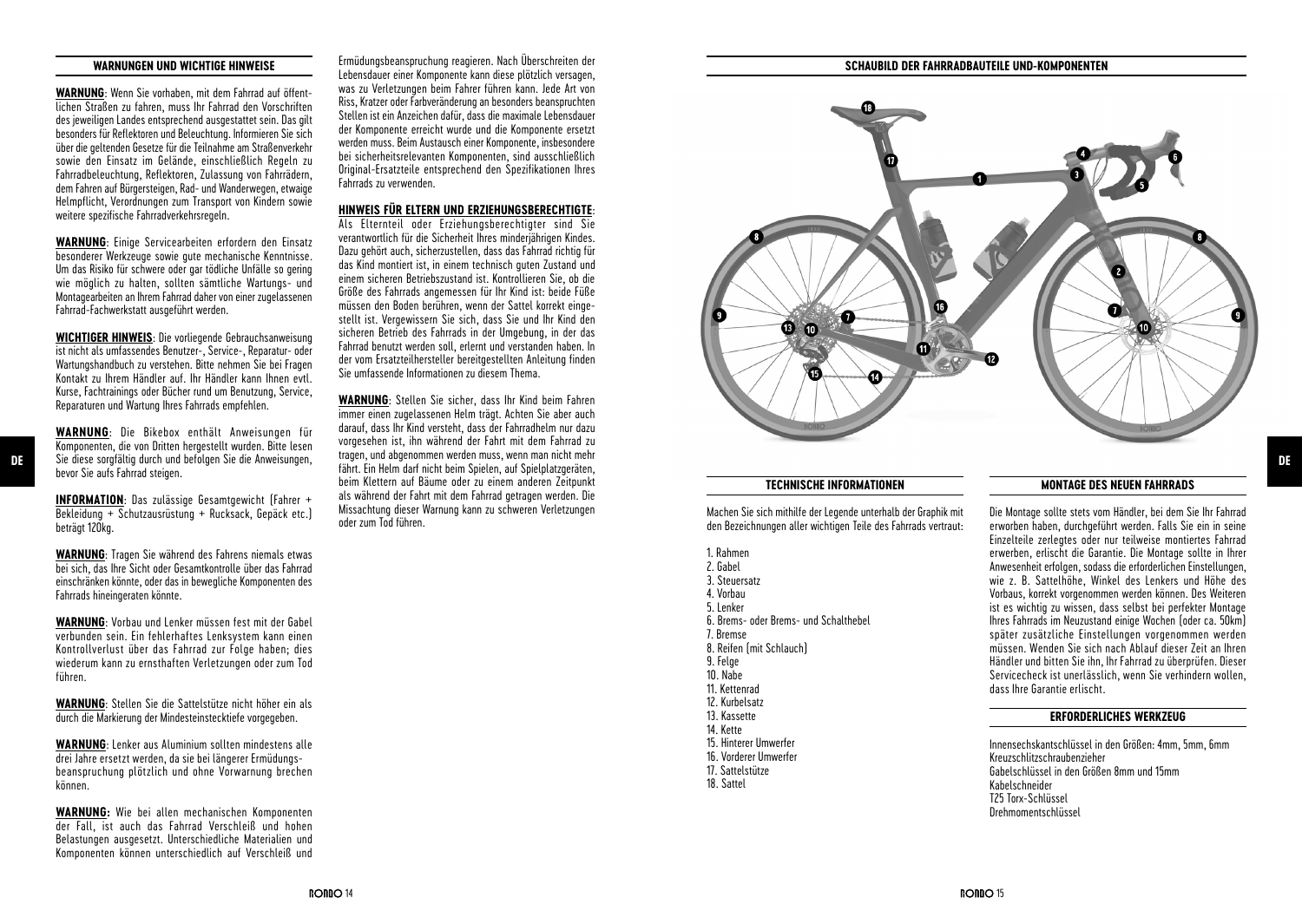## WARNUNGEN UND WICHTIGE HINWEISE

**WARNUNG**: Wenn Sie vorhaben, mit dem Fahrrad auf öffentlichen Straßen zu fahren, muss Ihr Fahrrad den Vorschriften des jeweiligen Landes entsprechend ausgestattet sein. Das gilt besonders für Reflektoren und Beleuchtung. Informieren Sie sich über die geltenden Gesetze für die Teilnahme am Straßenverkehr sowie den Einsatz im Gelände, einschließlich Regeln zu Fahrradbeleuchtung, Reflektoren, Zulassung von Fahrrädern, dem Fahren auf Bürgersteigen, Rad- und Wanderwegen, etwaige Helmpflicht, Verordnungen zum Transport von Kindern sowie weitere spezifische Fahrradverkehrsregeln.

**WARNUNG**: Einige Servicearbeiten erfordern den Einsatz besonderer Werkzeuge sowie gute mechanische Kenntnisse. Um das Risiko für schwere oder gar tödliche Unfälle so gering wie möglich zu halten, sollten sämtliche Wartungs- und Montagearbeiten an Ihrem Fahrrad daher von einer zugelassenen Fahrrad-Fachwerkstatt ausgeführt werden.

**WICHTIGER HINWEIS**: Die vorliegende Gebrauchsanweisung ist nicht als umfassendes Benutzer-, Service-, Reparatur- oder Wartungshandbuch zu verstehen. Bitte nehmen Sie bei Fragen Kontakt zu Ihrem Händler auf. Ihr Händler kann Ihnen evtl. Kurse, Fachtrainings oder Bücher rund um Benutzung, Service, Reparaturen und Wartung Ihres Fahrrads empfehlen.

**WARNUNG**: Die Bikebox enthält Anweisungen für Komponenten, die von Dritten hergestellt wurden. Bitte lesen Sie diese sorgfältig durch und befolgen Sie die Anweisungen, bevor Sie aufs Fahrrad steigen.

**INFORMATION**: Das zulässige Gesamtgewicht (Fahrer + Bekleidung + Schutzausrüstung + Rucksack, Gepäck etc.) beträgt 120kg.

**WARNUNG**: Tragen Sie während des Fahrens niemals etwas bei sich, das Ihre Sicht oder Gesamtkontrolle über das Fahrrad einschränken könnte, oder das in bewegliche Komponenten des Fahrrads hineingeraten könnte.

**WARNUNG**: Vorbau und Lenker müssen fest mit der Gabel verbunden sein. Ein fehlerhaftes Lenksystem kann einen Kontrollverlust über das Fahrrad zur Folge haben; dies wiederum kann zu ernsthaften Verletzungen oder zum Tod führen.

**WARNUNG**: Stellen Sie die Sattelstütze nicht höher ein als durch die Markierung der Mindesteinstecktiefe vorgegeben.

**WARNUNG**: Lenker aus Aluminium sollten mindestens alle drei Jahre ersetzt werden, da sie bei längerer Ermüdungsbeanspruchung plötzlich und ohne Vorwarnung brechen können.

**WARNUNG:** Wie bei allen mechanischen Komponenten der Fall, ist auch das Fahrrad Verschleiß und hohen Belastungen ausgesetzt. Unterschiedliche Materialien und Komponenten können unterschiedlich auf Verschleiß und Ermüdungsbeanspruchung reagieren. Nach Überschreiten der Lebensdauer einer Komponente kann diese plötzlich versagen, was zu Verletzungen beim Fahrer führen kann. Jede Art von Riss, Kratzer oder Farbveränderung an besonders beanspruchten Stellen ist ein Anzeichen dafür, dass die maximale Lebensdauer der Komponente erreicht wurde und die Komponente ersetzt werden muss. Beim Austausch einer Komponente, insbesondere bei sicherheitsrelevanten Komponenten, sind ausschließlich Original-Ersatzteile entsprechend den Spezifikationen Ihres Fahrrads zu verwenden.

**HINWEIS FÜR ELTERN UND ERZIEHUNGSBERECHTIGTE**:
Als Elternteil oder Erziehungsberechtigter sind Sie verantwortlich für die Sicherheit Ihres minderjährigen Kindes. Dazu gehört auch, sicherzustellen, dass das Fahrrad richtig für das Kind montiert ist, in einem technisch guten Zustand und einem sicheren Betriebszustand ist. Kontrollieren Sie, ob die Größe des Fahrrads angemessen für Ihr Kind ist: beide Füße müssen den Boden berühren, wenn der Sattel korrekt eingestellt ist. Vergewissern Sie sich, dass Sie und Ihr Kind den sicheren Betrieb des Fahrrads in der Umgebung, in der das Fahrrad benutzt werden soll, erlernt und verstanden haben. In der vom Ersatzteilhersteller bereitgestellten Anleitung finden Sie umfassende Informationen zu diesem Thema.

**WARNUNG**: Stellen Sie sicher, dass Ihr Kind beim Fahren immer einen zugelassenen Helm trägt. Achten Sie aber auch darauf, dass Ihr Kind versteht, dass der Fahrradhelm nur dazu vorgesehen ist, ihn während der Fahrt mit dem Fahrrad zu tragen, und abgenommen werden muss, wenn man nicht mehr fährt. Ein Helm darf nicht beim Spielen, auf Spielplatzgeräten, beim Klettern auf Bäume oder zu einem anderen Zeitpunkt als während der Fahrt mit dem Fahrrad getragen werden. Die Missachtung dieser Warnung kann zu schweren Verletzungen oder zum Tod führen.

## SCHAUBILD DER FAHRRADBAUTEILE UND-KOMPONENTEN

## TECHNISCHE INFORMATIONEN

Machen Sie sich mithilfe der Legende unterhalb der Graphik mit den Bezeichnungen aller wichtigen Teile des Fahrrads vertraut:

1. Rahmen
2. Gabel
3. Steuersatz
4. Vorbau
5. Lenker
6. Brems- oder Brems- und Schalthebel
7. Bremse
8. Reifen (mit Schlauch)
9. Felge
10. Nabe
11. Kettenrad
12. Kurbelsatz
13. Kassette
14. Kette
15. Hinterer Umwerfer
16. Vorderer Umwerfer
17. Sattelstütze
18. Sattel

## MONTAGE DES NEUEN FAHRRADS

Die Montage sollte stets vom Händler, bei dem Sie Ihr Fahrrad erworben haben, durchgeführt werden. Falls Sie ein in seine Einzelteile zerlegtes oder nur teilweise montiertes Fahrrad erwerben, erlischt die Garantie. Die Montage sollte in Ihrer Anwesenheit erfolgen, sodass die erforderlichen Einstellungen, wie z. B. Sattelhöhe, Winkel des Lenkers und Höhe des Vorbaus, korrekt vorgenommen werden können. Des Weiteren ist es wichtig zu wissen, dass selbst bei perfekter Montage Ihres Fahrrads im Neuzustand einige Wochen (oder ca. 50km) später zusätzliche Einstellungen vorgenommen werden müssen. Wenden Sie sich nach Ablauf dieser Zeit an Ihren Händler und bitten Sie ihn, Ihr Fahrrad zu überprüfen. Dieser Servicecheck ist unerlässlich, wenn Sie verhindern wollen, dass Ihre Garantie erlischt.

## ERFORDERLICHES WERKZEUG

Innensechskantschlüssel in den Größen: 4mm, 5mm, 6mm
Kreuzschlitzschraubenzieher
Gabelschlüssel in den Größen 8mm und 15mm
Kabelschneider
T25 Torx-Schlüssel
Drehmomentschlüssel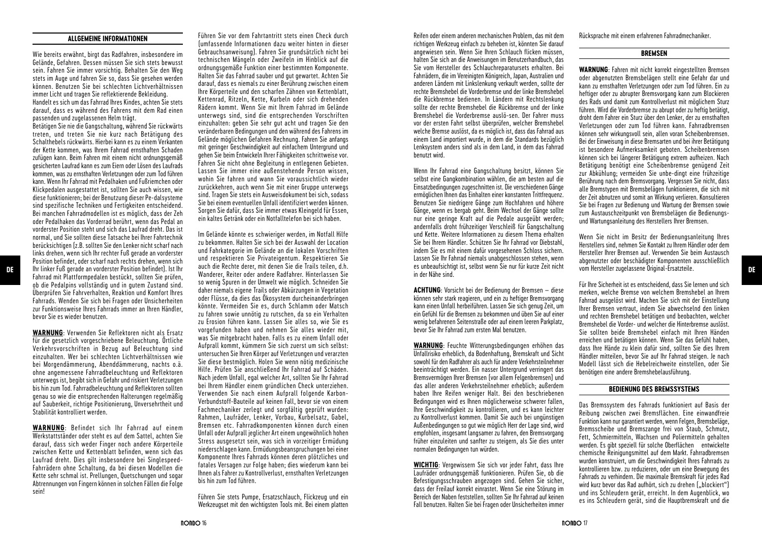## ALLGEMEINE INFORMATIONEN

Wie bereits erwähnt, birgt das Radfahren, insbesondere im Gelände, Gefahren. Dessen müssen Sie sich stets bewusst sein. Fahren Sie immer vorsichtig. Behalten Sie den Weg stets im Auge und fahren Sie so, dass Sie gesehen werden können. Benutzen Sie bei schlechten Lichtverhältnissen immer Licht und tragen Sie reflektierende Bekleidung.
Handelt es sich um das Fahrrad Ihres Kindes, achten Sie stets darauf, dass es während des Fahrens mit dem Rad einen passenden und zugelassenen Helm trägt.
Betätigen Sie nie die Gangschaltung, während Sie rückwärts treten, und treten Sie nie kurz nach Betätigung des Schalthebels rückwärts. Hierbei kann es zu einem Verkanten der Kette kommen, was Ihrem Fahrrad ernsthaften Schaden zufügen kann. Beim Fahren mit einem nicht ordnungsgemäß gesicherten Laufrad kann es zum Eiern oder Lösen des Laufrads kommen, was zu ernsthaften Verletzungen oder zum Tod führen kann. Wenn Ihr Fahrrad mit Pedalhaken und Fußriemchen oder Klickpedalen ausgestattet ist, sollten Sie auch wissen, wie diese funktionieren; bei der Benutzung dieser Pe-dalsysteme sind spezifische Techniken und Fertigkeiten entscheidend. Bei manchen Fahrradmodellen ist es möglich, dass der Zeh oder Pedalhaken das Vorderrad berührt, wenn das Pedal an vorderster Position steht und sich das Laufrad dreht. Das ist normal, und Sie sollten diese Tatsache bei Ihrer Fahrtechnik berücksichtigen (z.B. sollten Sie den Lenker nicht scharf nach links drehen, wenn sich Ihr rechter Fuß gerade an vorderster Position befindet, oder scharf nach rechts drehen, wenn sich Ihr linker Fuß gerade an vorderster Position befindet). Ist Ihr Fahrrad mit Plattformpedalen bestückt, sollten Sie prüfen, ob die Pedalpins vollständig und in gutem Zustand sind. Überprüfen Sie Fahrverhalten, Reaktion und Komfort Ihres Fahrrads. Wenden Sie sich bei Fragen oder Unsicherheiten zur Funktionsweise Ihres Fahrrads immer an Ihren Händler, bevor Sie es wieder benutzen.

**WARNUNG**: Verwenden Sie Reflektoren nicht als Ersatz für die gesetzlich vorgeschriebene Beleuchtung. Örtliche Verkehrsvorschriften in Bezug auf Beleuchtung sind einzuhalten. Wer bei schlechten Lichtverhältnissen wie bei Morgendämmerung, Abenddämmerung, nachts o.ä. ohne angemessene Fahrradbeleuchtung und Reflektoren unterwegs ist, begibt sich in Gefahr und riskiert Verletzungen bis hin zum Tod. Fahrradbeleuchtung und Reflektoren sollten genau so wie die entsprechenden Halterungen regelmäßig auf Sauberkeit, richtige Positionierung, Unversehrtheit und Stabilität kontrolliert werden.

**WARNUNG**: Befindet sich Ihr Fahrrad auf einem Werkstattständer oder steht es auf dem Sattel, achten Sie darauf, dass sich weder Finger noch andere Körperteile zwischen Kette und Kettenblatt befinden, wenn sich das Laufrad dreht. Dies gilt insbesondere bei Singlespeed-Fahrrädern ohne Schaltung, da bei diesen Modellen die Kette sehr schmal ist. Prellungen, Quetschungen und sogar Abtrennungen von Fingern können in solchen Fällen die Folge sein!

Führen Sie vor dem Fahrtantritt stets einen Check durch (umfassende Informationen dazu weiter hinten in dieser Gebrauchsanweisung). Fahren Sie grundsätzlich nicht bei technischen Mängeln oder Zweifeln im Hinblick auf die ordnungsgemäße Funktion einer bestimmten Komponente. Halten Sie das Fahrrad sauber und gut gewartet. Achten Sie darauf, dass es niemals zu einer Berührung zwischen einem Ihrer Körperteile und den scharfen Zähnen von Kettenblatt, Kettenrad, Ritzeln, Kette, Kurbeln oder sich drehenden Rädern kommt. Wenn Sie mit Ihrem Fahrrad im Gelände unterwegs sind, sind die entsprechenden Vorschriften einzuhalten: geben Sie sehr gut acht und tragen Sie den veränderbaren Bedingungen und den während des Fahrens im Gelände möglichen Gefahren Rechnung. Fahren Sie anfangs mit geringer Geschwindigkeit auf einfachem Untergrund und gehen Sie beim Entwickeln Ihrer Fähigkeiten schrittweise vor. Fahren Sie nicht ohne Begleitung in entlegenen Gebieten. Lassen Sie immer eine außenstehende Person wissen, wohin Sie fahren und wann Sie voraussichtlich wieder zurückkehren, auch wenn Sie mit einer Gruppe unterwegs sind. Tragen Sie stets ein Ausweisdokument bei sich, sodass Sie bei einem eventuellen Unfall identifiziert werden können. Sorgen Sie dafür, dass Sie immer etwas Kleingeld für Essen, ein kaltes Getränk oder ein Notfalltelefon bei sich haben.

Im Gelände könnte es schwieriger werden, im Notfall Hilfe zu bekommen. Halten Sie sich bei der Auswahl der Location und Fahrkategorie im Gelände an die lokalen Vorschriften und respektieren Sie Privateigentum. Respektieren Sie auch die Rechte derer, mit denen Sie die Trails teilen, d.h. Wanderer, Reiter oder andere Radfahrer. Hinterlassen Sie so wenig Spuren in der Umwelt wie möglich. Schneiden Sie daher niemals eigene Trails oder Abkürzungen in Vegetation oder Flüsse, da dies das Ökosystem durcheinanderbringen könnte. Vermeiden Sie es, durch Schlamm oder Matsch zu fahren sowie unnötig zu rutschen, da so ein Verhalten zu Erosion führen kann. Lassen Sie alles so, wie Sie es vorgefunden haben und nehmen Sie alles wieder mit, was Sie mitgebracht haben. Falls es zu einem Unfall oder Aufprall kommt, kümmern Sie sich zuerst um sich selbst: untersuchen Sie Ihren Körper auf Verletzungen und verarzten Sie diese bestmöglich. Holen Sie wenn nötig medizinische Hilfe. Prüfen Sie anschließend Ihr Fahrrad auf Schäden. Nach jedem Unfall, egal welcher Art, sollten Sie Ihr Fahrrad bei Ihrem Händler einem gründlichen Check unterziehen. Verwenden Sie nach einem Aufprall folgende Karbon-Verbundstoff-Bauteile auf keinen Fall, bevor sie von einem Fachmechaniker zerlegt und sorgfältig geprüft wurden: Rahmen, Laufräder, Lenker, Vorbau, Kurbelsatz, Gabel, Bremsen etc. Fahrradkomponenten können durch einen Unfall oder Aufprall jeglicher Art einem ungewöhnlich hohen Stress ausgesetzt sein, was sich in vorzeitiger Ermüdung niederschlagen kann. Ermüdungsbeanspruchungen bei einer Komponente Ihres Fahrrads können deren plötzliches und fatales Versagen zur Folge haben; dies wiederum kann bei Ihnen als Fahrer zu Kontrollverlust, ernsthaften Verletzungen bis hin zum Tod führen.

Führen Sie stets Pumpe, Ersatzschlauch, Flickzeug und ein Werkzeugset mit den wichtigsten Tools mit. Bei einem platten Reifen oder einem anderen mechanischen Problem, das mit dem richtigen Werkzeug einfach zu beheben ist, könnten Sie darauf angewiesen sein. Wenn Sie Ihren Schlauch flicken müssen, halten Sie sich an die Anweisungen im Benutzerhandbuch, das Sie vom Hersteller des Schlauchreparatursets erhalten. Bei Fahrrädern, die im Vereinigten Königreich, Japan, Australien und anderen Ländern mit Linkslenkung verkauft werden, sollte der rechte Bremshebel die Vorderbremse und der linke Bremshebel die Rückbremse bedienen. In Ländern mit Rechtslenkung sollte der rechte Bremshebel die Rückbremse und der linke Bremshebel die Vorderbremse auslö-sen. Der Fahrer muss vor der ersten Fahrt selbst überprüfen, welcher Bremshebel welche Bremse auslöst, da es möglich ist, dass das Fahrrad aus einem Land importiert wurde, in dem die Standards bezüglich Lenksystem anders sind als in dem Land, in dem das Fahrrad benutzt wird.

Wenn Ihr Fahrrad eine Gangschaltung besitzt, können Sie selbst eine Gangkombination wählen, die am besten auf die Einsatzbedingungen zugeschnitten ist. Die verschiedenen Gänge ermöglichen Ihnen das Einhalten einer konstanten Trittfrequenz. Benutzen Sie niedrigere Gänge zum Hochfahren und höhere Gänge, wenn es bergab geht. Beim Wechsel der Gänge sollte nur eine geringe Kraft auf die Pedale ausgeübt werden; andernfalls droht frühzeitiger Verschleiß für Gangschaltung und Kette. Weitere Informationen zu diesem Thema erhalten Sie bei Ihrem Händler. Schützen Sie Ihr Fahrrad vor Diebstahl, indem Sie es mit einem dafür vorgesehenen Schloss sichern. Lassen Sie Ihr Fahrrad niemals unabgeschlossen stehen, wenn es unbeaufsichtigt ist, selbst wenn Sie nur für kurze Zeit nicht in der Nähe sind.

**ACHTUNG**: Vorsicht bei der Bedienung der Bremsen – diese können sehr stark reagieren, und ein zu heftiger Bremsvorgang kann einen Unfall herbeiführen. Lassen Sie sich genug Zeit, um ein Gefühl für die Bremsen zu bekommen und üben Sie auf einer wenig befahrenen Seitenstraße oder auf einem leeren Parkplatz, bevor Sie Ihr Fahrrad zum ersten Mal benutzen.

**WARNUNG**: Feuchte Witterungsbedingungen erhöhen das Unfallrisiko erheblich, da Bodenhaftung, Bremskraft und Sicht sowohl für den Radfahrer als auch für andere Verkehrsteilnehmer beeinträchtigt werden. Ein nasser Untergrund verringert das Bremsvermögen Ihrer Bremsen (vor allem Felgenbremsen) und das aller anderen Verkehrsteilnehmer erheblich; außerdem haben Ihre Reifen weniger Halt. Bei den beschriebenen Bedingungen wird es Ihnen möglicherweise schwerer fallen, Ihre Geschwindigkeit zu kontrollieren, und es kann leichter zu Kontrollverlust kommen. Damit Sie auch bei ungünstigen Außenbedingungen so gut wie möglich Herr der Lage sind, wird empfohlen, insgesamt langsamer zu fahren, den Bremsvorgang früher einzuleiten und sanfter zu steigern, als Sie dies unter normalen Bedingungen tun würden.

**WICHTIG**: Vergewissern Sie sich vor jeder Fahrt, dass Ihre Laufräder ordnungsgemäß funktionieren. Prüfen Sie, ob die Befestigungsschrauben angezogen sind. Gehen Sie sicher, dass der Freilauf korrekt einrastet. Wenn Sie eine Störung im Bereich der Naben feststellen, sollten Sie Ihr Fahrrad auf keinen Fall benutzen. Halten Sie bei Fragen oder Unsicherheiten immer Rücksprache mit einem erfahrenen Fahrradmechaniker.

## BREMSEN

**WARNUNG**: Fahren mit nicht korrekt eingestellten Bremsen oder abgenutzten Bremsbelägen stellt eine Gefahr dar und kann zu ernsthaften Verletzungen oder zum Tod führen. Ein zu heftiger oder zu abrupter Bremsvorgang kann zum Blockieren des Rads und damit zum Kontrollverlust mit möglichem Sturz führen. Wird die Vorderbremse zu abrupt oder zu heftig betätigt, droht dem Fahrer ein Sturz über den Lenker, der zu ernsthaften Verletzungen oder zum Tod führen kann. Fahrradbremsen können sehr wirkungsvoll sein, allen voran Scheibenbremsen. Bei der Einweisung in diese Bremsarten und bei ihrer Betätigung ist besondere Aufmerksamkeit geboten. Scheibenbremsen können sich bei längerer Betätigung extrem aufheizen. Nach Betätigung benötigt eine Scheibenbremse genügend Zeit zur Abkühlung; vermeiden Sie unbe-dingt eine frühzeitige Berührung nach dem Bremsvorgang. Vergessen Sie nicht, dass alle Bremstypen mit Bremsbelägen funktionieren, die sich mit der Zeit abnutzen und somit an Wirkung verlieren. Konsultieren Sie bei Fragen zur Bedienung und Wartung der Bremsen sowie zum Austauschzeitpunkt von Bremsbelägen die Bedienungs- und Wartungsanleitung des Herstellers Ihrer Bremsen.

Wenn Sie nicht im Besitz der Bedienungsanleitung Ihres Herstellers sind, nehmen Sie Kontakt zu Ihrem Händler oder dem Hersteller Ihrer Bremsen auf. Verwenden Sie beim Austausch abgenutzter oder beschädigter Komponenten ausschließlich vom Hersteller zugelassene Original-Ersatzteile.

Für Ihre Sicherheit ist es entscheidend, dass Sie lernen und sich merken, welche Bremse von welchem Bremshebel an Ihrem Fahrrad ausgelöst wird. Machen Sie sich mit der Einstellung Ihrer Bremsen vertraut, indem Sie abwechselnd den linken und rechten Bremshebel betätigen und beobachten, welcher Bremshebel die Vorder- und welcher die Hinterbremse auslöst. Sie sollten beide Bremshebel einfach mit Ihren Händen erreichen und betätigen können. Wenn Sie das Gefühl haben, dass Ihre Hände zu klein dafür sind, sollten Sie dies Ihrem Händler mitteilen, bevor Sie auf Ihr Fahrrad steigen. Je nach Modell lässt sich die Hebelreichweite einstellen, oder Sie benötigen eine andere Bremshebelausführung.

## BEDIENUNG DES BREMSSYSTEMS

Das Bremssystem des Fahrrads funktioniert auf Basis der Reibung zwischen zwei Bremsflächen. Eine einwandfreie Funktion kann nur garantiert werden, wenn Felgen, Bremsbeläge, Bremsscheibe und Bremszange frei von Staub, Schmutz, Fett, Schmiermitteln, Wachsen und Poliermitteln gehalten werden. Es gibt speziell für solche Oberflächen entwickelte chemische Reinigungsmittel auf dem Markt. Fahrradbremsen wurden konstruiert, um die Geschwindigkeit Ihres Fahrrads zu kontrollieren bzw. zu reduzieren, oder um eine Bewegung des Fahrrads zu verhindern. Die maximale Bremskraft für jedes Rad wird kurz bevor das Rad aufhört, sich zu drehen („blockiert") und ins Schleudern gerät, erreicht. In dem Augenblick, wo es ins Schleudern gerät, sind die Hauptbremskraft und die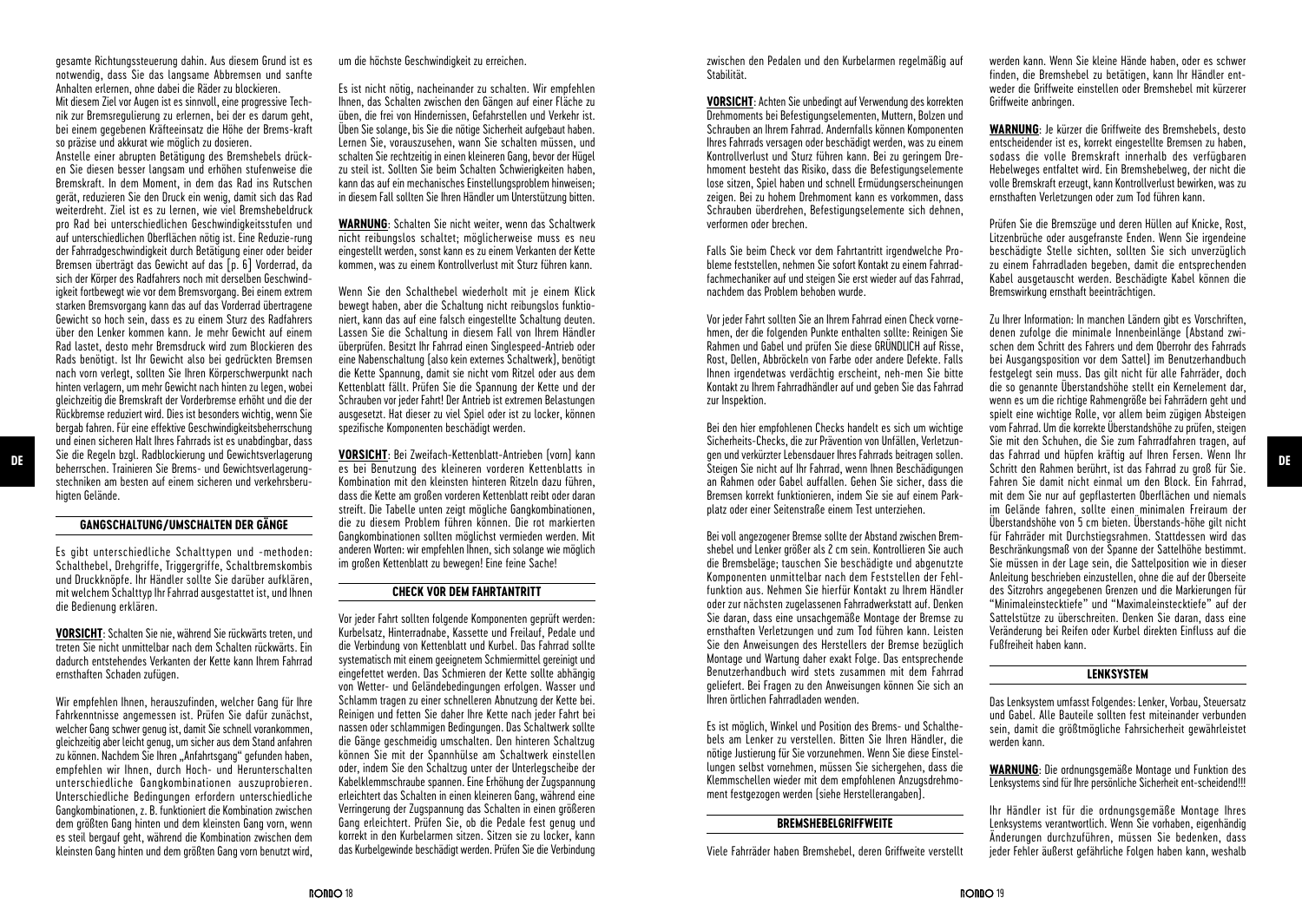gesamte Richtungssteuerung dahin. Aus diesem Grund ist es notwendig, dass Sie das langsame Abbremsen und sanfte Anhalten erlernen, ohne dabei die Räder zu blockieren.

Mit diesem Ziel vor Augen ist es sinnvoll, eine progressive Technik zur Bremsregulierung zu erlernen, bei der es darum geht, bei einem gegebenen Kräfteeinsatz die Höhe der Brems-kraft so präzise und akkurat wie möglich zu dosieren.

Anstelle einer abrupten Betätigung des Bremshebels drücken Sie diesen besser langsam und erhöhen stufenweise die Bremskraft. In dem Moment, in dem das Rad ins Rutschen gerät, reduzieren Sie den Druck ein wenig, damit sich das Rad weiterdreht. Ziel ist es zu lernen, wie viel Bremshebeldruck pro Rad bei unterschiedlichen Geschwindigkeitsstufen und auf unterschiedlichen Oberflächen nötig ist. Eine Reduzie-rung der Fahrradgeschwindigkeit durch Betätigung einer oder beider Bremsen überträgt das Gewicht auf das [p. 6] Vorderrad, da sich der Körper des Radfahrers noch mit derselben Geschwindigkeit fortbewegt wie vor dem Bremsvorgang. Bei einem extrem starken Bremsvorgang kann das auf das Vorderrad übertragene Gewicht so hoch sein, dass es zu einem Sturz des Radfahrers über den Lenker kommen kann. Je mehr Gewicht auf einem Rad lastet, desto mehr Bremsdruck wird zum Blockieren des Rads benötigt. Ist Ihr Gewicht also bei gedrückten Bremsen nach vorn verlegt, sollten Sie Ihren Körperschwerpunkt nach hinten verlagern, um mehr Gewicht nach hinten zu legen, wobei gleichzeitig die Bremskraft der Vorderbremse erhöht und die der Rückbremse reduziert wird. Dies ist besonders wichtig, wenn Sie bergab fahren. Für eine effektive Geschwindigkeitsbeherrschung und einen sicheren Halt Ihres Fahrrads ist es unabdingbar, dass Sie die Regeln bzgl. Radblockierung und Gewichtsverlagerung beherrschen. Trainieren Sie Brems- und Gewichtsverlagerungstechniken am besten auf einem sicheren und verkehrsberuhigten Gelände.

## GANGSCHALTUNG/UMSCHALTEN DER GÄNGE

Es gibt unterschiedliche Schalttypen und -methoden: Schalthebel, Drehgriffe, Triggergriffe, Schaltbremskombis und Druckknöpfe. Ihr Händler sollte Sie darüber aufklären, mit welchem Schalttyp Ihr Fahrrad ausgestattet ist, und Ihnen die Bedienung erklären.

**VORSICHT**: Schalten Sie nie, während Sie rückwärts treten, und treten Sie nicht unmittelbar nach dem Schalten rückwärts. Ein dadurch entstehendes Verkanten der Kette kann Ihrem Fahrrad ernsthaften Schaden zufügen.

Wir empfehlen Ihnen, herauszufinden, welcher Gang für Ihre Fahrkenntnisse angemessen ist. Prüfen Sie dafür zunächst, welcher Gang schwer genug ist, damit Sie schnell vorankommen, gleichzeitig aber leicht genug, um sicher aus dem Stand anfahren zu können. Nachdem Sie Ihren „Anfahrtsgang" gefunden haben, empfehlen wir Ihnen, durch Hoch- und Herunterschalten unterschiedliche Gangkombinationen auszuprobieren. Unterschiedliche Bedingungen erfordern unterschiedliche Gangkombinationen, z. B. funktioniert die Kombination zwischen dem größten Gang hinten und dem kleinsten Gang vorn, wenn es steil bergauf geht, während die Kombination zwischen dem kleinsten Gang hinten und dem größten Gang vorn benutzt wird, um die höchste Geschwindigkeit zu erreichen.

Es ist nicht nötig, nacheinander zu schalten. Wir empfehlen Ihnen, das Schalten zwischen den Gängen auf einer Fläche zu üben, die frei von Hindernissen, Gefahrstellen und Verkehr ist. Üben Sie solange, bis Sie die nötige Sicherheit aufgebaut haben. Lernen Sie, vorauszusehen, wann Sie schalten müssen, und schalten Sie rechtzeitig in einen kleineren Gang, bevor der Hügel zu steil ist. Sollten Sie beim Schalten Schwierigkeiten haben, kann das auf ein mechanisches Einstellungsproblem hinweisen; in diesem Fall sollten Sie Ihren Händler um Unterstützung bitten.

**WARNUNG**: Schalten Sie nicht weiter, wenn das Schaltwerk nicht reibungslos schaltet; möglicherweise muss es neu eingestellt werden, sonst kann es zu einem Verkanten der Kette kommen, was zu einem Kontrollverlust mit Sturz führen kann.

Wenn Sie den Schalthebel wiederholt mit je einem Klick bewegt haben, aber die Schaltung nicht reibungslos funktioniert, kann das auf eine falsch eingestellte Schaltung deuten. Lassen Sie die Schaltung in diesem Fall von Ihrem Händler überprüfen. Besitzt Ihr Fahrrad einen Singlespeed-Antrieb oder eine Nabenschaltung (also kein externes Schaltwerk), benötigt die Kette Spannung, damit sie nicht vom Ritzel oder aus dem Kettenblatt fällt. Prüfen Sie die Spannung der Kette und der Schrauben vor jeder Fahrt! Der Antrieb ist extremen Belastungen ausgesetzt. Hat dieser zu viel Spiel oder ist zu locker, können spezifische Komponenten beschädigt werden.

**VORSICHT**: Bei Zweifach-Kettenblatt-Antrieben (vorn) kann es bei Benutzung des kleineren vorderen Kettenblatts in Kombination mit den kleinsten hinteren Ritzeln dazu führen, dass die Kette am großen vorderen Kettenblatt reibt oder daran streift. Die Tabelle unten zeigt mögliche Gangkombinationen, die zu diesem Problem führen können. Die rot markierten Gangkombinationen sollten möglichst vermieden werden. Mit anderen Worten: wir empfehlen Ihnen, sich solange wie möglich im großen Kettenblatt zu bewegen! Eine feine Sache!

## CHECK VOR DEM FAHRTANTRITT

Vor jeder Fahrt sollten folgende Komponenten geprüft werden: Kurbelsatz, Hinterradnabe, Kassette und Freilauf, Pedale und die Verbindung von Kettenblatt und Kurbel. Das Fahrrad sollte systematisch mit einem geeignetem Schmiermittel gereinigt und eingefettet werden. Das Schmieren der Kette sollte abhängig von Wetter- und Geländebedingungen erfolgen. Wasser und Schlamm tragen zu einer schnelleren Abnutzung der Kette bei. Reinigen und fetten Sie daher Ihre Kette nach jeder Fahrt bei nassen oder schlammigen Bedingungen. Das Schaltwerk sollte die Gänge geschmeidig umschalten. Den hinteren Schaltzug können Sie mit der Spannhülse am Schaltwerk einstellen oder, indem Sie den Schaltzug unter der Unterlegscheibe der Kabelklemmschraube spannen. Eine Erhöhung der Zugspannung erleichtert das Schalten in einen kleineren Gang, während eine Verringerung der Zugspannung das Schalten in einen größeren Gang erleichtert. Prüfen Sie, ob die Pedale fest genug und korrekt in den Kurbelarmen sitzen. Sitzen sie zu locker, kann das Kurbelgewinde beschädigt werden. Prüfen Sie die Verbindung zwischen den Pedalen und den Kurbelarmen regelmäßig auf Stabilität.

**VORSICHT**: Achten Sie unbedingt auf Verwendung des korrekten Drehmoments bei Befestigungselementen, Muttern, Bolzen und Schrauben an Ihrem Fahrrad. Andernfalls können Komponenten Ihres Fahrrads versagen oder beschädigt werden, was zu einem Kontrollverlust und Sturz führen kann. Bei zu geringem Drehmoment besteht das Risiko, dass die Befestigungselemente lose sitzen, Spiel haben und schnell Ermüdungserscheinungen zeigen. Bei zu hohem Drehmoment kann es vorkommen, dass Schrauben überdrehen, Befestigungselemente sich dehnen, verformen oder brechen.

Falls Sie beim Check vor dem Fahrtantritt irgendwelche Probleme feststellen, nehmen Sie sofort Kontakt zu einem Fahrradfachmechaniker auf und steigen Sie erst wieder auf das Fahrrad, nachdem das Problem behoben wurde.

Vor jeder Fahrt sollten Sie an Ihrem Fahrrad einen Check vornehmen, der die folgenden Punkte enthalten sollte: Reinigen Sie Rahmen und Gabel und prüfen Sie diese GRÜNDLICH auf Risse, Rost, Dellen, Abbröckeln von Farbe oder andere Defekte. Falls Ihnen irgendetwas verdächtig erscheint, neh-men Sie bitte Kontakt zu Ihrem Fahrradhändler auf und geben Sie das Fahrrad zur Inspektion.

Bei den hier empfohlenen Checks handelt es sich um wichtige Sicherheits-Checks, die zur Prävention von Unfällen, Verletzungen und verkürzter Lebensdauer Ihres Fahrrads beitragen sollen. Steigen Sie nicht auf Ihr Fahrrad, wenn Ihnen Beschädigungen an Rahmen oder Gabel auffallen. Gehen Sie sicher, dass die Bremsen korrekt funktionieren, indem Sie sie auf einem Parkplatz oder einer Seitenstraße einem Test unterziehen.

Bei voll angezogener Bremse sollte der Abstand zwischen Bremshebel und Lenker größer als 2 cm sein. Kontrollieren Sie auch die Bremsbeläge; tauschen Sie beschädigte und abgenutzte Komponenten unmittelbar nach dem Feststellen der Fehlfunktion aus. Nehmen Sie hierfür Kontakt zu Ihrem Händler oder zur nächsten zugelassenen Fahrradwerkstatt auf. Denken Sie daran, dass eine unsachgemäße Montage der Bremse zu ernsthaften Verletzungen und zum Tod führen kann. Leisten Sie den Anweisungen des Herstellers der Bremse bezüglich Montage und Wartung daher exakt Folge. Das entsprechende Benutzerhandbuch wird stets zusammen mit dem Fahrrad geliefert. Bei Fragen zu den Anweisungen können Sie sich an Ihren örtlichen Fahrradladen wenden.

Es ist möglich, Winkel und Position des Brems- und Schalthebels am Lenker zu verstellen. Bitten Sie Ihren Händler, die nötige Justierung für Sie vorzunehmen. Wenn Sie diese Einstellungen selbst vornehmen, müssen Sie sichergehen, dass die Klemmschellen wieder mit dem empfohlenen Anzugsdrehmoment festgezogen werden (siehe Herstellerangaben).

## BREMSHEBELGRIFFWEITE

Viele Fahrräder haben Bremshebel, deren Griffweite verstellt werden kann. Wenn Sie kleine Hände haben, oder es schwer finden, die Bremshebel zu betätigen, kann Ihr Händler entweder die Griffweite einstellen oder Bremshebel mit kürzerer Griffweite anbringen.

**WARNUNG**: Je kürzer die Griffweite des Bremshebels, desto entscheidender ist es, korrekt eingestellte Bremsen zu haben, sodass die volle Bremskraft innerhalb des verfügbaren Hebelweges entfaltet wird. Ein Bremshebelweg, der nicht die volle Bremskraft erzeugt, kann Kontrollverlust bewirken, was zu ernsthaften Verletzungen oder zum Tod führen kann.

Prüfen Sie die Bremszüge und deren Hüllen auf Knicke, Rost, Litzenbrüche oder ausgefranste Enden. Wenn Sie irgendeine beschädigte Stelle sichten, sollten Sie sich unverzüglich zu einem Fahrradladen begeben, damit die entsprechenden Kabel ausgetauscht werden. Beschädigte Kabel können die Bremswirkung ernsthaft beeinträchtigen.

Zu Ihrer Information: In manchen Ländern gibt es Vorschriften, denen zufolge die minimale Innenbeinlänge (Abstand zwischen dem Schritt des Fahrers und dem Oberrohr des Fahrrads bei Ausgangsposition vor dem Sattel) im Benutzerhandbuch festgelegt sein muss. Das gilt nicht für alle Fahrräder, doch die so genannte Überstandshöhe stellt ein Kernelement dar, wenn es um die richtige Rahmengröße bei Fahrrädern geht und spielt eine wichtige Rolle, vor allem beim zügigen Absteigen vom Fahrrad. Um die korrekte Überstandshöhe zu prüfen, steigen Sie mit den Schuhen, die Sie zum Fahrradfahren tragen, auf das Fahrrad und hüpfen kräftig auf Ihren Fersen. Wenn Ihr Schritt den Rahmen berührt, ist das Fahrrad zu groß für Sie. Fahren Sie damit nicht einmal um den Block. Ein Fahrrad, mit dem Sie nur auf gepflasterten Oberflächen und niemals im Gelände fahren, sollte einen minimalen Freiraum der Überstandshöhe von 5 cm bieten. Überstands-höhe gilt nicht für Fahrräder mit Durchstiegsrahmen. Stattdessen wird das Beschränkungsmaß von der Spanne der Sattelhöhe bestimmt. Sie müssen in der Lage sein, die Sattelposition wie in dieser Anleitung beschrieben einzustellen, ohne die auf der Oberseite des Sitzrohrs angegebenen Grenzen und die Markierungen für "Minimaleinstecktiefe" und "Maximaleinstecktiefe" auf der Sattelstütze zu überschreiten. Denken Sie daran, dass eine Veränderung bei Reifen oder Kurbel direkten Einfluss auf die Fußfreiheit haben kann.

## LENKSYSTEM

Das Lenksystem umfasst Folgendes: Lenker, Vorbau, Steuersatz und Gabel. Alle Bauteile sollten fest miteinander verbunden sein, damit die größtmögliche Fahrsicherheit gewährleistet werden kann.

**WARNUNG**: Die ordnungsgemäße Montage und Funktion des Lenksystems sind für Ihre persönliche Sicherheit ent-scheidend!!!

Ihr Händler ist für die ordnungsgemäße Montage Ihres Lenksystems verantwortlich. Wenn Sie vorhaben, eigenhändig Änderungen durchzuführen, müssen Sie bedenken, dass jeder Fehler äußerst gefährliche Folgen haben kann, weshalb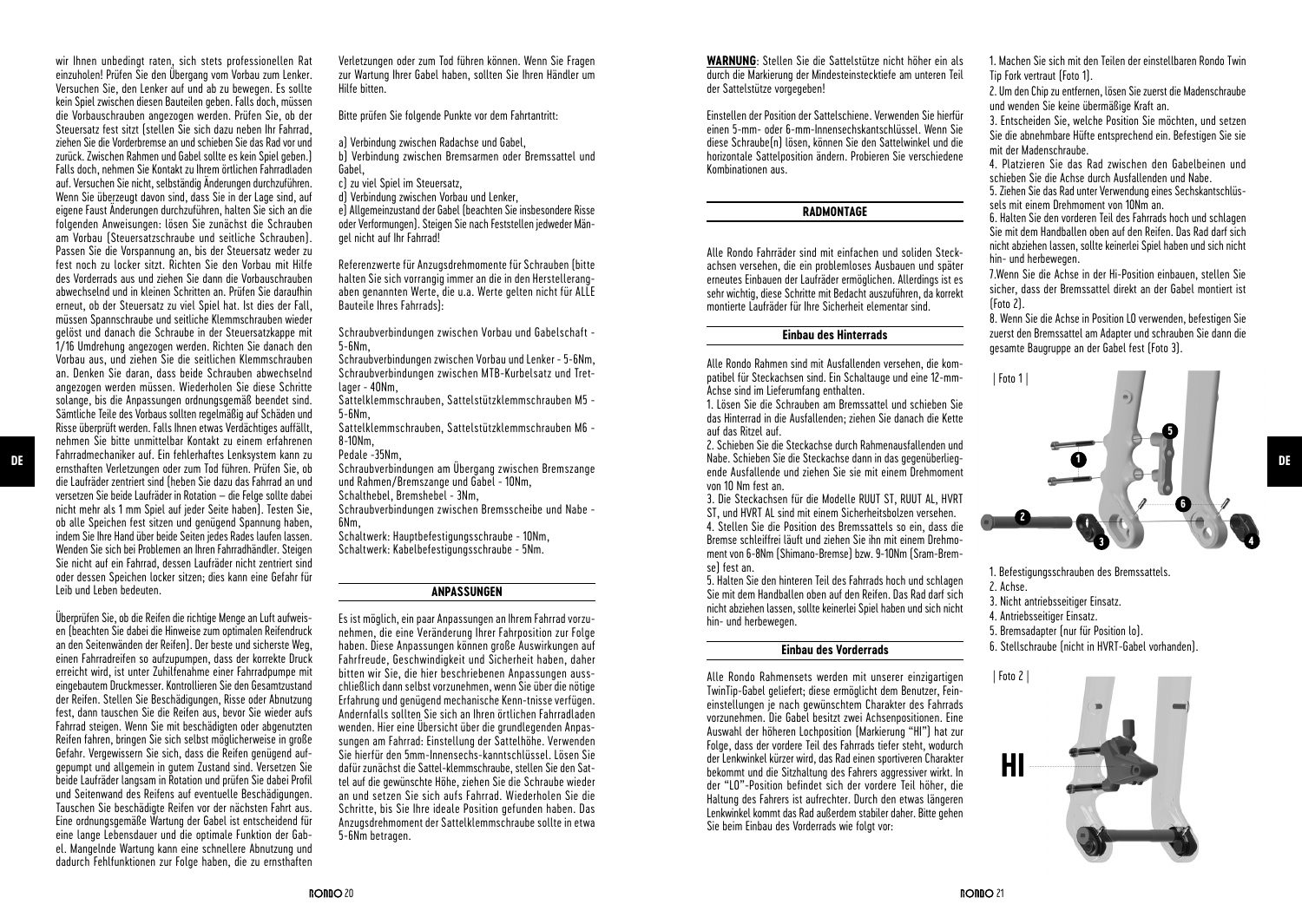wir Ihnen unbedingt raten, sich stets professionellen Rat einzuholen! Prüfen Sie den Übergang vom Vorbau zum Lenker. Versuchen Sie, den Lenker auf und ab zu bewegen. Es sollte kein Spiel zwischen diesen Bauteilen geben. Falls doch, müssen die Vorbauschrauben angezogen werden. Prüfen Sie, ob der Steuersatz fest sitzt (stellen Sie sich dazu neben Ihr Fahrrad, ziehen Sie die Vorderbremse an und schieben Sie das Rad vor und zurück. Zwischen Rahmen und Gabel sollte es kein Spiel geben.) Falls doch, nehmen Sie Kontakt zu Ihrem örtlichen Fahrradladen auf. Versuchen Sie nicht, selbständig Änderungen durchzuführen. Wenn Sie überzeugt davon sind, dass Sie in der Lage sind, auf eigene Faust Änderungen durchzuführen, halten Sie sich an die folgenden Anweisungen: lösen Sie zunächst die Schrauben am Vorbau (Steuersatzschraube und seitliche Schrauben). Passen Sie die Vorspannung an, bis der Steuersatz weder zu fest noch zu locker sitzt. Richten Sie den Vorbau mit Hilfe des Vorderrads aus und ziehen Sie dann die Vorbauschrauben abwechselnd und in kleinen Schritten an. Prüfen Sie daraufhin erneut, ob der Steuersatz zu viel Spiel hat. Ist dies der Fall, müssen Spannschraube und seitliche Klemmschrauben wieder gelöst und danach die Schraube in der Steuersatzkappe mit 1/16 Umdrehung angezogen werden. Richten Sie danach den Vorbau aus, und ziehen Sie die seitlichen Klemmschrauben an. Denken Sie daran, dass beide Schrauben abwechselnd angezogen werden müssen. Wiederholen Sie diese Schritte solange, bis die Anpassungen ordnungsgemäß beendet sind. Sämtliche Teile des Vorbaus sollten regelmäßig auf Schäden und Risse überprüft werden. Falls Ihnen etwas Verdächtiges auffällt, nehmen Sie bitte unmittelbar Kontakt zu einem erfahrenen Fahrradmechaniker auf. Ein fehlerhaftes Lenksystem kann zu ernsthaften Verletzungen oder zum Tod führen. Prüfen Sie, ob die Laufräder zentriert sind (heben Sie dazu das Fahrrad an und versetzen Sie beide Laufräder in Rotation – die Felge sollte dabei nicht mehr als 1 mm Spiel auf jeder Seite haben). Testen Sie, ob alle Speichen fest sitzen und genügend Spannung haben, indem Sie Ihre Hand über beide Seiten jedes Rades laufen lassen. Wenden Sie sich bei Problemen an Ihren Fahrradhändler. Steigen Sie nicht auf ein Fahrrad, dessen Laufräder nicht zentriert sind oder dessen Speichen locker sitzen; dies kann eine Gefahr für Leib und Leben bedeuten.

Überprüfen Sie, ob die Reifen die richtige Menge an Luft aufweisen (beachten Sie dabei die Hinweise zum optimalen Reifendruck an den Seitenwänden der Reifen). Der beste und sicherste Weg, einen Fahrradreifen so aufzupumpen, dass der korrekte Druck erreicht wird, ist unter Zuhilfenahme einer Fahrradpumpe mit eingebautem Druckmesser. Kontrollieren Sie den Gesamtzustand der Reifen. Stellen Sie Beschädigungen, Risse oder Abnutzung fest, dann tauschen Sie die Reifen aus, bevor Sie wieder aufs Fahrrad steigen. Wenn Sie mit beschädigten oder abgenutzten Reifen fahren, bringen Sie sich selbst möglicherweise in große Gefahr. Vergewissern Sie sich, dass die Reifen genügend aufgepumpt und allgemein in gutem Zustand sind. Versetzen Sie beide Laufräder langsam in Rotation und prüfen Sie dabei Profil und Seitenwand des Reifens auf eventuelle Beschädigungen. Tauschen Sie beschädigte Reifen vor der nächsten Fahrt aus. Eine ordnungsgemäße Wartung der Gabel ist entscheidend für eine lange Lebensdauer und die optimale Funktion der Gabel. Mangelnde Wartung kann eine schnellere Abnutzung und dadurch Fehlfunktionen zur Folge haben, die zu ernsthaften Verletzungen oder zum Tod führen können. Wenn Sie Fragen zur Wartung Ihrer Gabel haben, sollten Sie Ihren Händler um Hilfe bitten.

Bitte prüfen Sie folgende Punkte vor dem Fahrtantritt:

a) Verbindung zwischen Radachse und Gabel,
b) Verbindung zwischen Bremsarmen oder Bremssattel und Gabel,
c) zu viel Spiel im Steuersatz,
d) Verbindung zwischen Vorbau und Lenker,
e) Allgemeinzustand der Gabel (beachten Sie insbesondere Risse oder Verformungen). Steigen Sie nach Feststellen jedweder Mängel nicht auf Ihr Fahrrad!

Referenzwerte für Anzugsdrehmomente für Schrauben (bitte halten Sie sich vorrangig immer an die in den Herstellerangaben genannten Werte, die u.a. Werte gelten nicht für ALLE Bauteile Ihres Fahrrads):

Schraubverbindungen zwischen Vorbau und Gabelschaft - 5-6Nm,
Schraubverbindungen zwischen Vorbau und Lenker - 5-6Nm,
Schraubverbindungen zwischen MTB-Kurbelsatz und Tretlager - 40Nm,
Sattelklemmschrauben, Sattelstützklemmschrauben M5 - 5-6Nm,
Sattelklemmschrauben, Sattelstützklemmschrauben M6 - 8-10Nm,
Pedale -35Nm,
Schraubverbindungen am Übergang zwischen Bremszange und Rahmen/Bremszange und Gabel - 10Nm,
Schalthebel, Bremshebel - 3Nm,
Schraubverbindungen zwischen Bremsscheibe und Nabe - 6Nm,
Schaltwerk: Hauptbefestigungsschraube - 10Nm,
Schaltwerk: Kabelbefestigungsschraube - 5Nm.

## ANPASSUNGEN

Es ist möglich, ein paar Anpassungen an Ihrem Fahrrad vorzunehmen, die eine Veränderung Ihrer Fahrposition zur Folge haben. Diese Anpassungen können große Auswirkungen auf Fahrfreude, Geschwindigkeit und Sicherheit haben, daher bitten wir Sie, die hier beschriebenen Anpassungen ausschließlich dann selbst vorzunehmen, wenn Sie über die nötige Erfahrung und genügend mechanische Kenn-tnisse verfügen. Andernfalls sollten Sie sich an Ihren örtlichen Fahrradladen wenden. Hier eine Übersicht über die grundlegenden Anpassungen am Fahrrad: Einstellung der Sattelhöhe. Verwenden Sie hierfür den 5mm-Innensechs-kanntschlüssel. Lösen Sie dafür zunächst die Sattel-klemmschraube, stellen Sie den Sattel auf die gewünschte Höhe, ziehen Sie die Schraube wieder an und setzen Sie sich aufs Fahrrad. Wiederholen Sie die Schritte, bis Sie Ihre ideale Position gefunden haben. Das Anzugsdrehmoment der Sattelklemmschraube sollte in etwa 5-6Nm betragen.

**WARNUNG**: Stellen Sie die Sattelstütze nicht höher ein als durch die Markierung der Mindesteinstecktiefe am unteren Teil der Sattelstütze vorgegeben!

Einstellen der Position der Sattelschiene. Verwenden Sie hierfür einen 5-mm- oder 6-mm-Innensechskantschlüssel. Wenn Sie diese Schraube(n) lösen, können Sie den Sattelwinkel und die horizontale Sattelposition ändern. Probieren Sie verschiedene Kombinationen aus.

## RADMONTAGE

Alle Rondo Fahrräder sind mit einfachen und soliden Steckachsen versehen, die ein problemloses Ausbauen und später erneutes Einbauen der Laufräder ermöglichen. Allerdings ist es sehr wichtig, diese Schritte mit Bedacht auszuführen, da korrekt montierte Laufräder für Ihre Sicherheit elementar sind.

### Einbau des Hinterrads

Alle Rondo Rahmen sind mit Ausfallenden versehen, die kompatibel für Steckachsen sind. Ein Schaltauge und eine 12-mm-Achse sind im Lieferumfang enthalten.

1. Lösen Sie die Schrauben am Bremssattel und schieben Sie das Hinterrad in die Ausfallenden; ziehen Sie danach die Kette auf das Ritzel auf.
2. Schieben Sie die Steckachse durch Rahmenausfallenden und Nabe. Schieben Sie die Steckachse dann in das gegenüberliegende Ausfallende und ziehen Sie sie mit einem Drehmoment von 10 Nm fest an.
3. Die Steckachsen für die Modelle RUUT ST, RUUT AL, HVRT ST, und HVRT AL sind mit einem Sicherheitsbolzen versehen.
4. Stellen Sie die Position des Bremssattels so ein, dass die Bremse schleiffrei läuft und ziehen Sie ihn mit einem Drehmoment von 6-8Nm (Shimano-Bremse) bzw. 9-10Nm (Sram-Bremse) fest an.
5. Halten Sie den hinteren Teil des Fahrrads hoch und schlagen Sie mit dem Handballen oben auf den Reifen. Das Rad darf sich nicht abziehen lassen, sollte keinerlei Spiel haben und sich nicht hin- und herbewegen.

### Einbau des Vorderrads

Alle Rondo Rahmensets werden mit unserer einzigartigen TwinTip-Gabel geliefert; diese ermöglicht dem Benutzer, Feineinstellungen je nach gewünschtem Charakter des Fahrrads vorzunehmen. Die Gabel besitzt zwei Achsenpositionen. Eine Auswahl der höheren Lochposition (Markierung "HI") hat zur Folge, dass der vordere Teil des Fahrrads tiefer steht, wodurch der Lenkwinkel kürzer wird, das Rad einen sportiveren Charakter bekommt und die Sitzhaltung des Fahrers aggressiver wirkt. In der "LO"-Position befindet sich der vordere Teil höher, die Haltung des Fahrers ist aufrechter. Durch den etwas längeren Lenkwinkel kommt das Rad außerdem stabiler daher. Bitte gehen Sie beim Einbau des Vorderrads wie folgt vor:

1. Machen Sie sich mit den Teilen der einstellbaren Rondo Twin Tip Fork vertraut (Foto 1).
2. Um den Chip zu entfernen, lösen Sie zuerst die Madenschraube und wenden Sie keine übermäßige Kraft an.
3. Entscheiden Sie, welche Position Sie möchten, und setzen Sie die abnehmbare Hüfte entsprechend ein. Befestigen Sie sie mit der Madenschraube.
4. Platzieren Sie das Rad zwischen den Gabelbeinen und schieben Sie die Achse durch Ausfallenden und Nabe.
5. Ziehen Sie das Rad unter Verwendung eines Sechskantschlüssels mit einem Drehmoment von 10Nm an.
6. Halten Sie den vorderen Teil des Fahrrads hoch und schlagen Sie mit dem Handballen oben auf den Reifen. Das Rad darf sich nicht abziehen lassen, sollte keinerlei Spiel haben und sich nicht hin- und herbewegen.
7. Wenn Sie die Achse in der Hi-Position einbauen, stellen Sie sicher, dass der Bremssattel direkt an der Gabel montiert ist (Foto 2).
8. Wenn Sie die Achse in Position LO verwenden, befestigen Sie zuerst den Bremssattel am Adapter und schrauben Sie dann die gesamte Baugruppe an der Gabel fest (Foto 3).

| Foto 1 |

1
2
3
4
5
6

1. Befestigungsschrauben des Bremssattels.
2. Achse.
3. Nicht antriebsseitiger Einsatz.
4. Antriebsseitiger Einsatz.
5. Bremsadapter (nur für Position lo).
6. Stellschraube (nicht in HVRT-Gabel vorhanden).

| Foto 2 |

HI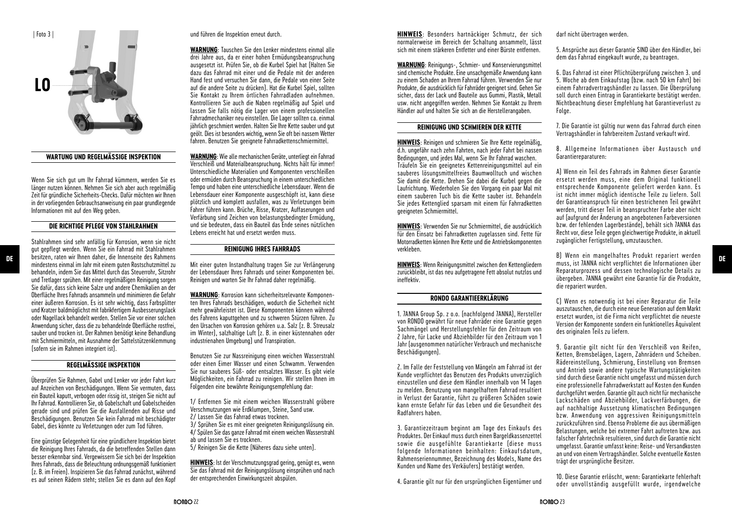| Foto 3 |

LO

## WARTUNG UND REGELMÄSSIGE INSPEKTION

Wenn Sie sich gut um Ihr Fahrrad kümmern, werden Sie es länger nutzen können. Nehmen Sie sich aber auch regelmäßig Zeit für gründliche Sicherheits-Checks. Dafür möchten wir Ihnen in der vorliegenden Gebrauchsanweisung ein paar grundlegende Informationen mit auf den Weg geben.

## DIE RICHTIGE PFLEGE VON STAHLRAHMEN

Stahlrahmen sind sehr anfällig für Korrosion, wenn sie nicht gut gepflegt werden. Wenn Sie ein Fahrrad mit Stahlrahmen besitzen, raten wir Ihnen daher, die Innenseite des Rahmens mindestens einmal im Jahr mit einem guten Rostschutzmittel zu behandeln, indem Sie das Mittel durch das Steuerrohr, Sitzrohr und Tretlager sprühen. Mit einer regelmäßigen Reinigung sorgen Sie dafür, dass sich keine Salze und andere Chemikalien an der Oberfläche Ihres Fahrrads ansammeln und minimieren die Gefahr einer äußeren Korrosion. Es ist sehr wichtig, dass Farbsplitter und Kratzer baldmöglichst mit fabrikfertigem Ausbesserungslack oder Nagellack behandelt werden. Stellen Sie vor einer solchen Anwendung sicher, dass die zu behandelnde Oberfläche rostfrei, sauber und trocken ist. Der Rahmen benötigt keine Behandlung mit Schmiermitteln, mit Ausnahme der Sattelstützenklemmung (sofern sie im Rahmen integriert ist).

## REGELMÄSSIGE INSPEKTION

Überprüfen Sie Rahmen, Gabel und Lenker vor jeder Fahrt kurz auf Anzeichen von Beschädigungen. Wenn Sie vermuten, dass ein Bauteil kaputt, verbogen oder rissig ist, steigen Sie nicht auf Ihr Fahrrad. Kontrollieren Sie, ob Gabelschaft und Gabelscheiden gerade sind und prüfen Sie die Ausfallenden auf Risse und Beschädigungen. Benutzen Sie kein Fahrrad mit beschädigter Gabel, dies könnte zu Verletzungen oder zum Tod führen.

Eine günstige Gelegenheit für eine gründlichere Inspektion bietet die Reinigung Ihres Fahrrads, da die betreffenden Stellen dann besser erkennbar sind. Vergewissern Sie sich bei der Inspektion Ihres Fahrrads, dass die Beleuchtung ordnungsgemäß funktioniert (z. B. im Freien). Inspizieren Sie das Fahrrad zunächst, während es auf seinen Rädern steht; stellen Sie es dann auf den Kopf und führen die Inspektion erneut durch.

**WARNUNG**: Tauschen Sie den Lenker mindestens einmal alle drei Jahre aus, da er einer hohen Ermüdungsbeanspruchung ausgesetzt ist. Prüfen Sie, ob die Kurbel Spiel hat (Halten Sie dazu das Fahrrad mit einer und die Pedale mit der anderen Hand fest und versuchen Sie dann, die Pedale von einer Seite auf die andere Seite zu drücken). Hat die Kurbel Spiel, sollten Sie Kontakt zu Ihrem örtlichen Fahrradladen aufnehmen. Kontrollieren Sie auch die Naben regelmäßig auf Spiel und lassen Sie falls nötig die Lager von einem professionellen Fahrradmechaniker neu einstellen. Die Lager sollten ca. einmal jährlich geschmiert werden. Halten Sie Ihre Kette sauber und gut geölt. Dies ist besonders wichtig, wenn Sie oft bei nassem Wetter fahren. Benutzen Sie geeignete Fahrradkettenschmiermittel.

**WARNUNG**: Wie alle mechanischen Geräte, unterliegt ein Fahrrad Verschleiß und Materialbeanspruchung. Nichts hält für immer! Unterschiedliche Materialien und Komponenten verschleißen oder ermüden durch Beanspruchung in einem unterschiedlichen Tempo und haben eine unterschiedliche Lebensdauer. Wenn die Lebensdauer einer Komponente ausgeschöpft ist, kann diese plötzlich und komplett ausfallen, was zu Verletzungen beim Fahrer führen kann. Brüche, Risse, Kratzer, Auffaserungen und Verfärbung sind Zeichen von belastungsbedingter Ermüdung, und sie bedeuten, dass ein Bauteil das Ende seines nützlichen Lebens erreicht hat und ersetzt werden muss.

## REINIGUNG IHRES FAHRRADS

Mit einer guten Instandhaltung tragen Sie zur Verlängerung der Lebensdauer Ihres Fahrrads und seiner Komponenten bei. Reinigen und warten Sie Ihr Fahrrad daher regelmäßig.

**WARNUNG**: Korrosion kann sicherheitsrelevante Komponenten Ihres Fahrrads beschädigen, wodurch die Sicherheit nicht mehr gewährleistet ist. Diese Komponenten können während des Fahrens kaputtgehen und zu schweren Stürzen führen. Zu den Ursachen von Korrosion gehören u.a. Salz (z. B. Streusalz im Winter), salzhaltige Luft (z. B. in einer küstennahen oder industriellen Umgebung) und Transpiration.

Benutzen Sie zur Nassreinigung einen weichen Wasserstrahl oder einen Eimer Wasser und einen Schwamm. Verwenden Sie nur sauberes Süß- oder entsalztes Wasser. Es gibt viele Möglichkeiten, ein Fahrrad zu reinigen. Wir stellen Ihnen im Folgenden eine bewährte Reinigungsempfehlung dar:

1/ Entfernen Sie mit einem weichen Wasserstrahl gröbere Verschmutzungen wie Erdklumpen, Steine, Sand usw.
2/ Lassen Sie das Fahrrad etwas trocknen.
3/ Sprühen Sie es mit einer geeigneten Reinigungslösung ein.
4/ Spülen Sie das ganze Fahrrad mit einem weichen Wasserstrahl ab und lassen Sie es trocknen.
5/ Reinigen Sie die Kette (Näheres dazu siehe unten).

**HINWEIS**: Ist der Verschmutzungsgrad gering, genügt es, wenn Sie das Fahrrad mit der Reinigungslösung einsprühen und nach der entsprechenden Einwirkungszeit abspülen.

**HINWEIS**: Besonders hartnäckiger Schmutz, der sich normalerweise im Bereich der Schaltung ansammelt, lässt sich mit einem stärkeren Entfetter und einer Bürste entfernen.

**WARNUNG**: Reinigungs-, Schmier- und Konservierungsmittel sind chemische Produkte. Eine unsachgemäße Anwendung kann zu einem Schaden an Ihrem Fahrrad führen. Verwenden Sie nur Produkte, die ausdrücklich für Fahrräder geeignet sind. Gehen Sie sicher, dass der Lack und Bauteile aus Gummi, Plastik, Metall usw. nicht angegriffen werden. Nehmen Sie Kontakt zu Ihrem Händler auf und halten Sie sich an die Herstellerangaben.

## REINIGUNG UND SCHMIEREN DER KETTE

**HINWEIS**: Reinigen und schmieren Sie Ihre Kette regelmäßig, d.h. ungefähr nach zehn Fahrten, nach jeder Fahrt bei nassen Bedingungen, und jedes Mal, wenn Sie Ihr Fahrrad waschen. Träufeln Sie ein geeignetes Kettenreinigungsmittel auf ein sauberes lösungsmittelfreies Baumwolltuch und wischen Sie damit die Kette. Drehen Sie dabei die Kurbel gegen die Laufrichtung. Wiederholen Sie den Vorgang ein paar Mal mit einem sauberen Tuch bis die Kette sauber ist. Behandeln Sie jedes Kettenglied sparsam mit einem für Fahrradketten geeigneten Schmiermittel.

**HINWEIS**: Verwenden Sie nur Schmiermittel, die ausdrücklich für den Einsatz bei Fahrradketten zugelassen sind. Fette für Motorradketten können Ihre Kette und die Antriebskomponenten verkleben.

**HINWEIS**: Wenn Reinigungsmittel zwischen den Kettengliedern zurückbleibt, ist das neu aufgetragene Fett absolut nutzlos und ineffektiv.

## RONDO GARANTIEERKLÄRUNG

1. 7ANNA Group Sp. z o.o. (nachfolgend 7ANNA), Hersteller von RONDO gewährt für neue Fahrräder eine Garantie gegen Sachmängel und Herstellungsfehler für den Zeitraum von 2 Jahre, für Lacke und Abziehbilder für den Zeitraum von 1 Jahr (ausgenommen natürlicher Verbrauch und mechanische Beschädigungen).

2. Im Falle der Feststellung von Mängeln am Fahrrad ist der Kunde verpflichtet das Benutzen des Produkts unverzüglich einzustellen und diese dem Händler innerhalb von 14 Tagen zu melden. Benutzung von mangelhaftem Fahrrad resultiert in Verlust der Garantie, führt zu größeren Schäden sowie kann ernste Gefahr für das Leben und die Gesundheit des Radfahrers haben.

3. Garantiezeitraum beginnt am Tage des Einkaufs des Produktes. Der Einkauf muss durch einen Bargeldkassenzettel sowie die ausgefühlte Garantiekarte (diese muss folgende Informationen beinhalten: Einkaufsdatum, Rahmenseriennummer, Bezeichnung des Models, Name des Kunden und Name des Verkäufers) bestätigt werden.

4. Garantie gilt nur für den ursprünglichen Eigentümer und darf nicht übertragen werden.

5. Ansprüche aus dieser Garantie SIND über den Händler, bei dem das Fahrrad eingekauft wurde, zu beantragen.

6. Das Fahrrad ist einer Pflichtüberprüfung zwischen 3. und 5. Woche ab dem Einkaufstag (bzw. nach 50 km Fahrt) bei einem Fahrradvertragshändler zu lassen. Die Überprüfung soll durch einen Eintrag in Garantiekarte bestätigt werden. Nichtbeachtung dieser Empfehlung hat Garantieverlust zu Folge.

7. Die Garantie ist gültig nur wenn das Fahrrad durch einen Vertragshändler in fahrbereitem Zustand verkauft wird.

8. Allgemeine Informationen über Austausch und Garantiereparaturen:

A) Wenn ein Teil des Fahrrads im Rahmen dieser Garantie ersetzt werden muss, eine dem Original funktionell entsprechende Komponente geliefert werden kann. Es ist nicht immer möglich identische Teile zu liefern. Soll der Garantieanspruch für einen bestrichenen Teil gewährt werden, tritt dieser Teil in beanspruchter Farbe aber nicht auf (aufgrund der Änderung an angebotenen Farbeversionen bzw. der fehlenden Lagerbestände), behält sich 7ANNA das Recht vor, diese Teile gegen gleichwertige Produkte, in aktuell zugänglicher Fertigstellung, umzutauschen.

B) Wenn ein mangelhaftes Produkt repariert werden muss, ist 7ANNA nicht verpflichtet die Informationen über Reparaturprozess und dessen technologische Details zu übergeben. 7ANNA gewährt eine Garantie für die Produkte, die repariert wurden.

C) Wenn es notwendig ist bei einer Reparatur die Teile auszutauschen, die durch eine neue Generation auf dem Markt ersetzt wurden, ist die Firma nicht verpflichtet die neueste Version der Komponente sondern ein funktionelles Äquivalent des originalen Teils zu liefern.

9. Garantie gilt nicht für den Verschleiß von Reifen, Ketten, Bremsbelägen, Lagern, Zahnrädern und Scheiben. Rädereinstellung, Schmierung, Einstellung von Bremsen und Antrieb sowie andere typische Wartungstätigkeiten sind durch diese Garantie nicht umgefasst und müssen durch eine professionelle Fahrradwerkstatt auf Kosten den Kunden durchgeführt werden. Garantie gilt auch nicht für mechanische Lackschäden und Abziehbilder, Lackverfärbungen, die auf nachhaltige Aussetzung klimatischen Bedingungen bzw. Anwendung von aggressiven Reinigungsmitteln zurückzuführen sind. Ebenso Probleme die aus übermäßigen Belastungen, welche bei extremer Fahrt auftreten bzw. aus falscher Fahrtechnik resultieren, sind durch die Garantie nicht umgefasst. Garantie umfasst keine: Reise- und Versandkosten an und von einem Vertragshändler. Solche eventuelle Kosten trägt der ursprüngliche Besitzer.

10. Diese Garantie erlöscht, wenn: Garantiekarte fehlerhaft oder unvollständig ausgefüllt wurde, irgendwelche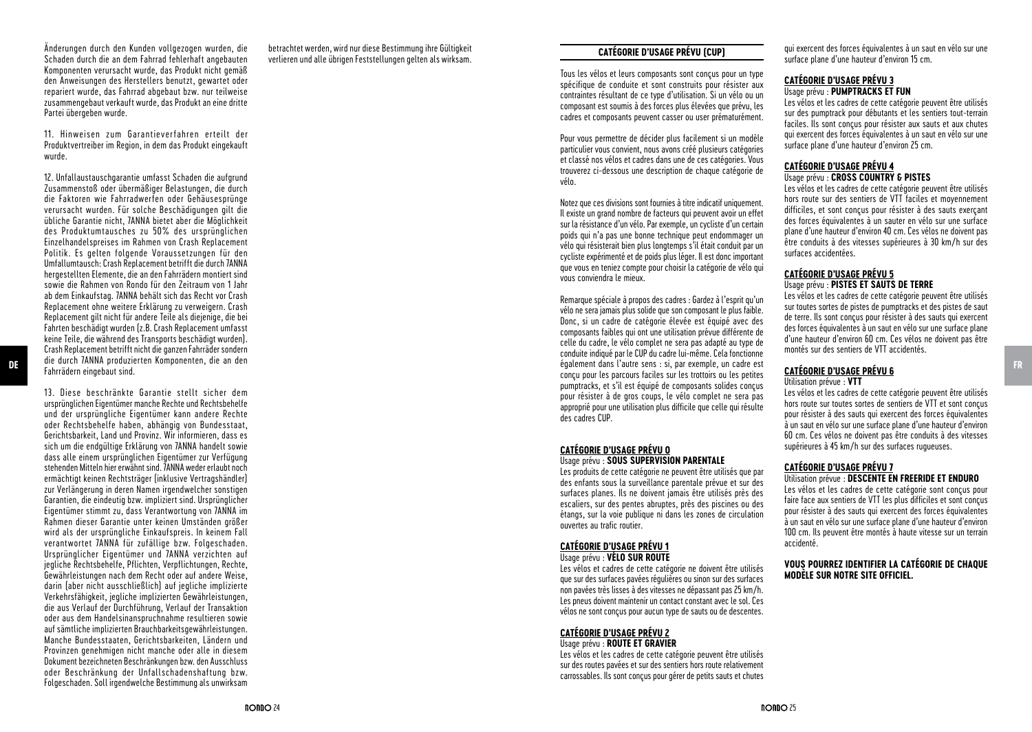Änderungen durch den Kunden vollgezogen wurden, die Schaden durch die an dem Fahrrad fehlerhaft angebauten Komponenten verursacht wurde, das Produkt nicht gemäß den Anweisungen des Herstellers benutzt, gewartet oder repariert wurde, das Fahrrad abgebaut bzw. nur teilweise zusammengebaut verkauft wurde, das Produkt an eine dritte Partei übergeben wurde.

11. Hinweisen zum Garantieverfahren erteilt der Produktvertreiber im Region, in dem das Produkt eingekauft wurde.

12. Unfallaustauschgarantie umfasst Schaden die aufgrund Zusammenstoß oder übermäßiger Belastungen, die durch die Faktoren wie Fahrradwerfen oder Gehäusesprünge verursacht wurden. Für solche Beschädigungen gilt die übliche Garantie nicht, 7ANNA bietet aber die Möglichkeit des Produktumtausches zu 50% des ursprünglichen Einzelhandelspreises im Rahmen von Crash Replacement Politik. Es gelten folgende Voraussetzungen für den Umfallumtausch: Crash Replacement betrifft die durch 7ANNA hergestellten Elemente, die an den Fahrrädern montiert sind sowie die Rahmen von Rondo für den Zeitraum von 1 Jahr ab dem Einkaufstag. 7ANNA behält sich das Recht vor Crash Replacement ohne weitere Erklärung zu verweigern. Crash Replacement gilt nicht für andere Teile als diejenige, die bei Fahrten beschädigt wurden (z.B. Crash Replacement umfasst keine Teile, die während des Transports beschädigt wurden). Crash Replacement betrifft nicht die ganzen Fahrräder sondern die durch 7ANNA produzierten Komponenten, die an den Fahrrädern eingebaut sind.

13. Diese beschränkte Garantie stellt sicher dem ursprünglichen Eigentümer manche Rechte und Rechtsbehelfe und der ursprüngliche Eigentümer kann andere Rechte oder Rechtsbehelfe haben, abhängig von Bundesstaat, Gerichtsbarkeit, Land und Provinz. Wir informieren, dass es sich um die endgültige Erklärung von 7ANNA handelt sowie dass alle einem ursprünglichen Eigentümer zur Verfügung stehenden Mitteln hier erwähnt sind. 7ANNA weder erlaubt noch ermächtigt keinen Rechtsträger (inklusive Vertragshändler) zur Verlängerung in deren Namen irgendwelcher sonstigen Garantien, die eindeutig bzw. impliziert sind. Ursprünglicher Eigentümer stimmt zu, dass Verantwortung von 7ANNA im Rahmen dieser Garantie unter keinen Umständen größer wird als der ursprüngliche Einkaufspreis. In keinem Fall verantwortet 7ANNA für zufällige bzw. Folgeschaden. Ursprünglicher Eigentümer und 7ANNA verzichten auf jegliche Rechtsbehelfe, Pflichten, Verpflichtungen, Rechte, Gewährleistungen nach dem Recht oder auf andere Weise, darin (aber nicht ausschließlich) auf jegliche implizierte Verkehrsfähigkeit, jegliche implizierten Gewährleistungen, die aus Verlauf der Durchführung, Verlauf der Transaktion oder aus dem Handelsinanspruchnahme resultieren sowie auf sämtliche implizierten Brauchbarkeitsgewährleistungen. Manche Bundesstaaten, Gerichtsbarkeiten, Ländern und Provinzen genehmigen nicht manche oder alle in diesem Dokument bezeichneten Beschränkungen bzw. den Ausschluss oder Beschränkung der Unfallschadenshaftung bzw. Folgeschaden. Soll irgendwelche Bestimmung als unwirksam betrachtet werden, wird nur diese Bestimmung ihre Gültigkeit verlieren und alle übrigen Feststellungen gelten als wirksam.

## CATÉGORIE D'USAGE PRÉVU (CUP)

Tous les vélos et leurs composants sont conçus pour un type spécifique de conduite et sont construits pour résister aux contraintes résultant de ce type d'utilisation. Si un vélo ou un composant est soumis à des forces plus élevées que prévu, les cadres et composants peuvent casser ou user prématurément.

Pour vous permettre de décider plus facilement si un modèle particulier vous convient, nous avons créé plusieurs catégories et classé nos vélos et cadres dans une de ces catégories. Vous trouverez ci-dessous une description de chaque catégorie de vélo.

Notez que ces divisions sont fournies à titre indicatif uniquement. Il existe un grand nombre de facteurs qui peuvent avoir un effet sur la résistance d'un vélo. Par exemple, un cycliste d'un certain poids qui n'a pas une bonne technique peut endommager un vélo qui résisterait bien plus longtemps s'il était conduit par un cycliste expérimenté et de poids plus léger. Il est donc important que vous en teniez compte pour choisir la catégorie de vélo qui vous conviendra le mieux.

Remarque spéciale à propos des cadres : Gardez à l'esprit qu'un vélo ne sera jamais plus solide que son composant le plus faible. Donc, si un cadre de catégorie élevée est équipé avec des composants faibles qui ont une utilisation prévue différente de celle du cadre, le vélo complet ne sera pas adapté au type de conduite indiqué par le CUP du cadre lui-même. Cela fonctionne également dans l'autre sens : si, par exemple, un cadre est conçu pour les parcours faciles sur les trottoirs ou les petites pumptracks, et s'il est équipé de composants solides conçus pour résister à de gros coups, le vélo complet ne sera pas approprié pour une utilisation plus difficile que celle qui résulte des cadres CUP.

### CATÉGORIE D'USAGE PRÉVU 0
Usage prévu : **SOUS SUPERVISION PARENTALE**

Les produits de cette catégorie ne peuvent être utilisés que par des enfants sous la surveillance parentale prévue et sur des surfaces planes. Ils ne doivent jamais être utilisés près des escaliers, sur des pentes abruptes, près des piscines ou des étangs, sur la voie publique ni dans les zones de circulation ouvertes au trafic routier.

### CATÉGORIE D'USAGE PRÉVU 1
Usage prévu : **VÉLO SUR ROUTE**

Les vélos et cadres de cette catégorie ne doivent être utilisés que sur des surfaces pavées régulières ou sinon sur des surfaces non pavées très lisses à des vitesses ne dépassant pas 25 km/h. Les pneus doivent maintenir un contact constant avec le sol. Ces vélos ne sont conçus pour aucun type de sauts ou de descentes.

### CATÉGORIE D'USAGE PRÉVU 2
Usage prévu : **ROUTE ET GRAVIER**

Les vélos et les cadres de cette catégorie peuvent être utilisés sur des routes pavées et sur des sentiers hors route relativement carrossables. Ils sont conçus pour gérer de petits sauts et chutes qui exercent des forces équivalentes à un saut en vélo sur une surface plane d'une hauteur d'environ 15 cm.

### CATÉGORIE D'USAGE PRÉVU 3
Usage prévu : **PUMPTRACKS ET FUN**

Les vélos et les cadres de cette catégorie peuvent être utilisés sur des pumptrack pour débutants et les sentiers tout-terrain faciles. Ils sont conçus pour résister aux sauts et aux chutes qui exercent des forces équivalentes à un saut en vélo sur une surface plane d'une hauteur d'environ 25 cm.

### CATÉGORIE D'USAGE PRÉVU 4
Usage prévu : **CROSS COUNTRY & PISTES**

Les vélos et les cadres de cette catégorie peuvent être utilisés hors route sur des sentiers de VTT faciles et moyennement difficiles, et sont conçus pour résister à des sauts exerçant des forces équivalentes à un sauter en vélo sur une surface plane d'une hauteur d'environ 40 cm. Ces vélos ne doivent pas être conduits à des vitesses supérieures à 30 km/h sur des surfaces accidentées.

### CATÉGORIE D'USAGE PRÉVU 5
Usage prévu : **PISTES ET SAUTS DE TERRE**

Les vélos et les cadres de cette catégorie peuvent être utilisés sur toutes sortes de pistes de pumptracks et des pistes de saut de terre. Ils sont conçus pour résister à des sauts qui exercent des forces équivalentes à un saut en vélo sur une surface plane d'une hauteur d'environ 60 cm. Ces vélos ne doivent pas être montés sur des sentiers de VTT accidentés.

### CATÉGORIE D'USAGE PRÉVU 6
Utilisation prévue : **VTT**

Les vélos et les cadres de cette catégorie peuvent être utilisés hors route sur toutes sortes de sentiers de VTT et sont conçus pour résister à des sauts qui exercent des forces équivalentes à un saut en vélo sur une surface plane d'une hauteur d'environ 60 cm. Ces vélos ne doivent pas être conduits à des vitesses supérieures à 45 km/h sur des surfaces rugueuses.

### CATÉGORIE D'USAGE PRÉVU 7
Utilisation prévue : **DESCENTE EN FREERIDE ET ENDURO**

Les vélos et les cadres de cette catégorie sont conçus pour faire face aux sentiers de VTT les plus difficiles et sont conçus pour résister à des sauts qui exercent des forces équivalentes à un saut en vélo sur une surface plane d'une hauteur d'environ 100 cm. Ils peuvent être montés à haute vitesse sur un terrain accidenté.

**VOUS POURREZ IDENTIFIER LA CATÉGORIE DE CHAQUE MODÈLE SUR NOTRE SITE OFFICIEL.**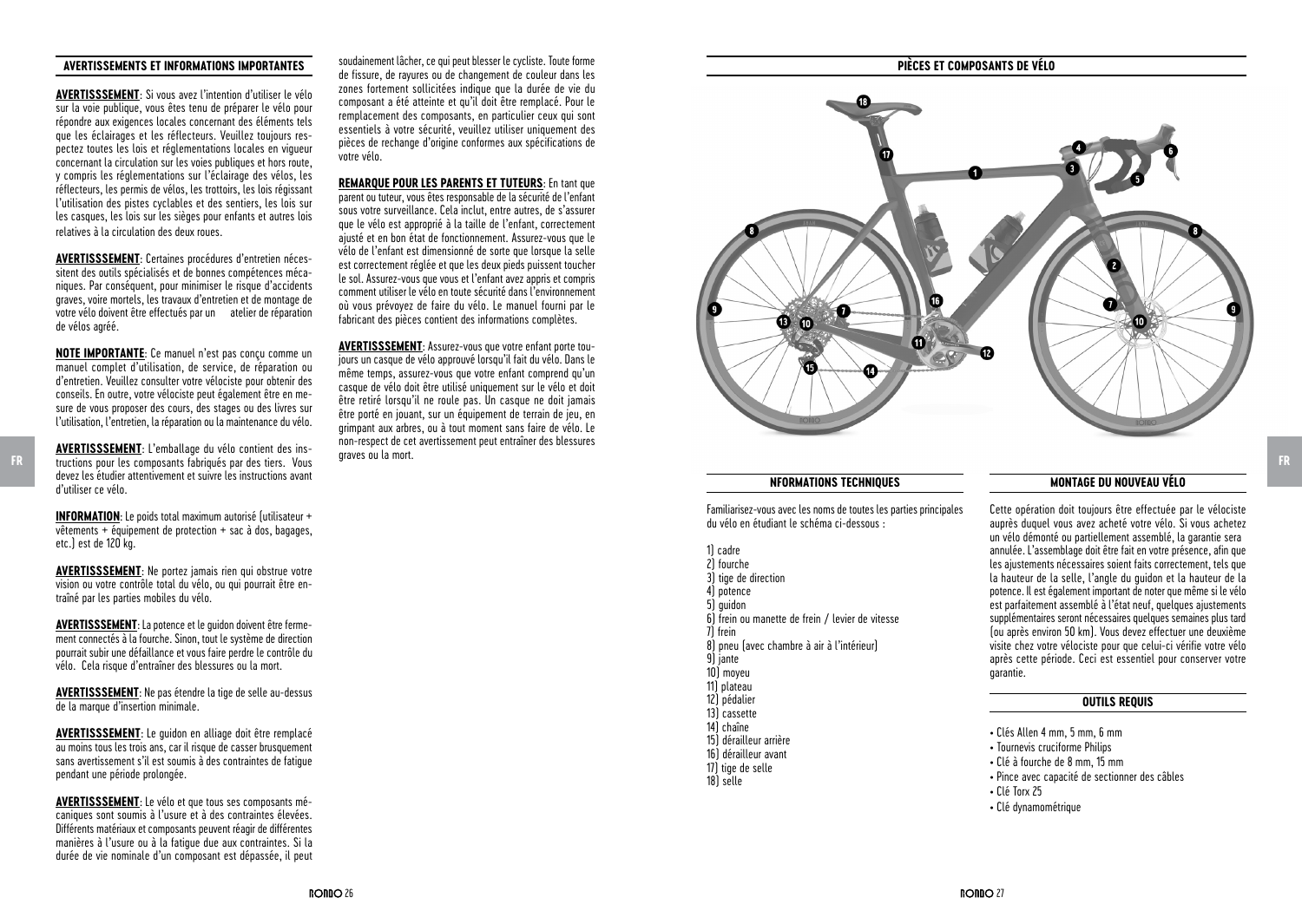## AVERTISSEMENTS ET INFORMATIONS IMPORTANTES

**AVERTISSSEMENT**: Si vous avez l'intention d'utiliser le vélo sur la voie publique, vous êtes tenu de préparer le vélo pour répondre aux exigences locales concernant des éléments tels que les éclairages et les réflecteurs. Veuillez toujours respectez toutes les lois et réglementations locales en vigueur concernant la circulation sur les voies publiques et hors route, y compris les réglementations sur l'éclairage des vélos, les réflecteurs, les permis de vélos, les trottoirs, les lois régissant l'utilisation des pistes cyclables et des sentiers, les lois sur les casques, les lois sur les sièges pour enfants et autres lois relatives à la circulation des deux roues.

**AVERTISSSEMENT**: Certaines procédures d'entretien nécessitent des outils spécialisés et de bonnes compétences mécaniques. Par conséquent, pour minimiser le risque d'accidents graves, voire mortels, les travaux d'entretien et de montage de votre vélo doivent être effectués par un atelier de réparation de vélos agréé.

**NOTE IMPORTANTE**: Ce manuel n'est pas conçu comme un manuel complet d'utilisation, de service, de réparation ou d'entretien. Veuillez consulter votre vélociste pour obtenir des conseils. En outre, votre vélociste peut également être en mesure de vous proposer des cours, des stages ou des livres sur l'utilisation, l'entretien, la réparation ou la maintenance du vélo.

**AVERTISSSEMENT**: L'emballage du vélo contient des instructions pour les composants fabriqués par des tiers. Vous devez les étudier attentivement et suivre les instructions avant d'utiliser ce vélo.

**INFORMATION**: Le poids total maximum autorisé (utilisateur + vêtements + équipement de protection + sac à dos, bagages, etc.) est de 120 kg.

**AVERTISSSEMENT**: Ne portez jamais rien qui obstrue votre vision ou votre contrôle total du vélo, ou qui pourrait être entraîné par les parties mobiles du vélo.

**AVERTISSSEMENT**: La potence et le guidon doivent être fermement connectés à la fourche. Sinon, tout le système de direction pourrait subir une défaillance et vous faire perdre le contrôle du vélo. Cela risque d'entraîner des blessures ou la mort.

**AVERTISSSEMENT**: Ne pas étendre la tige de selle au-dessus de la marque d'insertion minimale.

**AVERTISSSEMENT**: Le guidon en alliage doit être remplacé au moins tous les trois ans, car il risque de casser brusquement sans avertissement s'il est soumis à des contraintes de fatigue pendant une période prolongée.

**AVERTISSSEMENT**: Le vélo et que tous ses composants mécaniques sont soumis à l'usure et à des contraintes élevées. Différents matériaux et composants peuvent réagir de différentes manières à l'usure ou à la fatigue due aux contraintes. Si la durée de vie nominale d'un composant est dépassée, il peut soudainement lâcher, ce qui peut blesser le cycliste. Toute forme de fissure, de rayures ou de changement de couleur dans les zones fortement sollicitées indique que la durée de vie du composant a été atteinte et qu'il doit être remplacé. Pour le remplacement des composants, en particulier ceux qui sont essentiels à votre sécurité, veuillez utiliser uniquement des pièces de rechange d'origine conformes aux spécifications de votre vélo.

**REMARQUE POUR LES PARENTS ET TUTEURS**: En tant que parent ou tuteur, vous êtes responsable de la sécurité de l'enfant sous votre surveillance. Cela inclut, entre autres, de s'assurer que le vélo est approprié à la taille de l'enfant, correctement ajusté et en bon état de fonctionnement. Assurez-vous que le vélo de l'enfant est dimensionné de sorte que lorsque la selle est correctement réglée et que les deux pieds puissent toucher le sol. Assurez-vous que vous et l'enfant avez appris et compris comment utiliser le vélo en toute sécurité dans l'environnement où vous prévoyez de faire du vélo. Le manuel fourni par le fabricant des pièces contient des informations complètes.

**AVERTISSSEMENT**: Assurez-vous que votre enfant porte toujours un casque de vélo approuvé lorsqu'il fait du vélo. Dans le même temps, assurez-vous que votre enfant comprend qu'un casque de vélo doit être utilisé uniquement sur le vélo et doit être retiré lorsqu'il ne roule pas. Un casque ne doit jamais être porté en jouant, sur un équipement de terrain de jeu, en grimpant aux arbres, ou à tout moment sans faire de vélo. Le non-respect de cet avertissement peut entraîner des blessures graves ou la mort.

## PIÈCES ET COMPOSANTS DE VÉLO

## NFORMATIONS TECHNIQUES

Familiarisez-vous avec les noms de toutes les parties principales du vélo en étudiant le schéma ci-dessous :

1) cadre
2) fourche
3) tige de direction
4) potence
5) guidon
6) frein ou manette de frein / levier de vitesse
7) frein
8) pneu (avec chambre à air à l'intérieur)
9) jante
10) moyeu
11) plateau
12) pédalier
13) cassette
14) chaîne
15) dérailleur arrière
16) dérailleur avant
17) tige de selle
18) selle

## MONTAGE DU NOUVEAU VÉLO

Cette opération doit toujours être effectuée par le vélociste auprès duquel vous avez acheté votre vélo. Si vous achetez un vélo démonté ou partiellement assemblé, la garantie sera annulée. L'assemblage doit être fait en votre présence, afin que les ajustements nécessaires soient faits correctement, tels que la hauteur de la selle, l'angle du guidon et la hauteur de la potence. Il est également important de noter que même si le vélo est parfaitement assemblé à l'état neuf, quelques ajustements supplémentaires seront nécessaires quelques semaines plus tard (ou après environ 50 km). Vous devez effectuer une deuxième visite chez votre vélociste pour que celui-ci vérifie votre vélo après cette période. Ceci est essentiel pour conserver votre garantie.

## OUTILS REQUIS

- Clés Allen 4 mm, 5 mm, 6 mm
- Tournevis cruciforme Philips
- Clé à fourche de 8 mm, 15 mm
- Pince avec capacité de sectionner des câbles
- Clé Torx 25
- Clé dynamométrique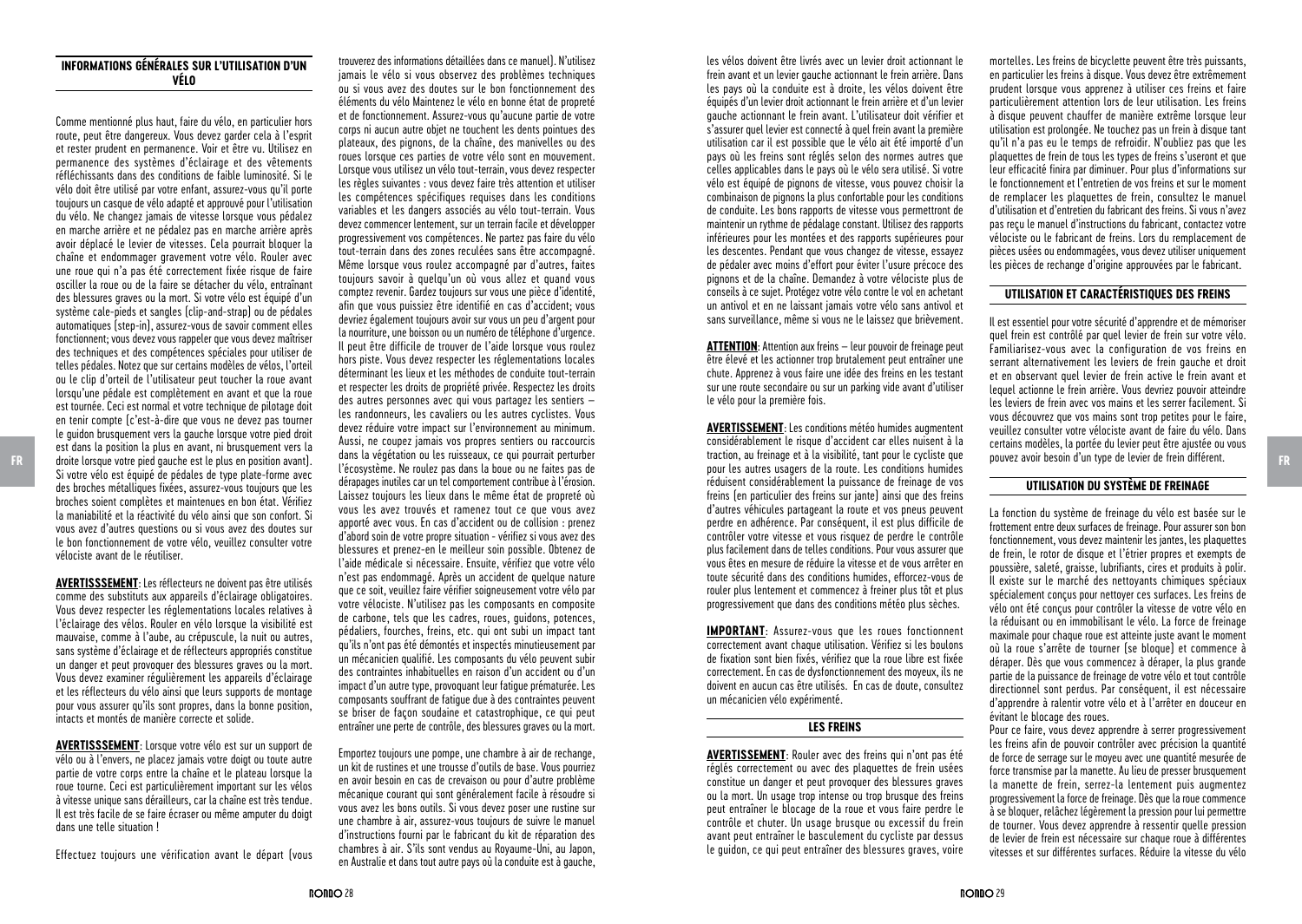## INFORMATIONS GÉNÉRALES SUR L'UTILISATION D'UN VÉLO

Comme mentionné plus haut, faire du vélo, en particulier hors route, peut être dangereux. Vous devez garder cela à l'esprit et rester prudent en permanence. Voir et être vu. Utilisez en permanence des systèmes d'éclairage et des vêtements réfléchissants dans des conditions de faible luminosité. Si le vélo doit être utilisé par votre enfant, assurez-vous qu'il porte toujours un casque de vélo adapté et approuvé pour l'utilisation du vélo. Ne changez jamais de vitesse lorsque vous pédalez en marche arrière et ne pédalez pas en marche arrière après avoir déplacé le levier de vitesses. Cela pourrait bloquer la chaîne et endommager gravement votre vélo. Rouler avec une roue qui n'a pas été correctement fixée risque de faire osciller la roue ou de la faire se détacher du vélo, entraînant des blessures graves ou la mort. Si votre vélo est équipé d'un système cale-pieds et sangles (clip-and-strap) ou de pédales automatiques (step-in), assurez-vous de savoir comment elles fonctionnent; vous devez vous rappeler que vous devez maîtriser des techniques et des compétences spéciales pour utiliser de telles pédales. Notez que sur certains modèles de vélos, l'orteil ou le clip d'orteil de l'utilisateur peut toucher la roue avant lorsqu'une pédale est complètement en avant et que la roue est tournée. Ceci est normal et votre technique de pilotage doit en tenir compte (c'est-à-dire que vous ne devez pas tourner le guidon brusquement vers la gauche lorsque votre pied droit est dans la position la plus en avant, ni brusquement vers la droite lorsque votre pied gauche est le plus en position avant). Si votre vélo est équipé de pédales de type plate-forme avec des broches métalliques fixées, assurez-vous toujours que les broches soient complètes et maintenues en bon état. Vérifiez la maniabilité et la réactivité du vélo ainsi que son confort. Si vous avez d'autres questions ou si vous avez des doutes sur le bon fonctionnement de votre vélo, veuillez consulter votre vélociste avant de le réutiliser.

**AVERTISSSEMENT**: Les réflecteurs ne doivent pas être utilisés comme des substituts aux appareils d'éclairage obligatoires. Vous devez respecter les réglementations locales relatives à l'éclairage des vélos. Rouler en vélo lorsque la visibilité est mauvaise, comme à l'aube, au crépuscule, la nuit ou autres, sans système d'éclairage et de réflecteurs appropriés constitue un danger et peut provoquer des blessures graves ou la mort. Vous devez examiner régulièrement les appareils d'éclairage et les réflecteurs du vélo ainsi que leurs supports de montage pour vous assurer qu'ils sont propres, dans la bonne position, intacts et montés de manière correcte et solide.

**AVERTISSSEMENT**: Lorsque votre vélo est sur un support de vélo ou à l'envers, ne placez jamais votre doigt ou toute autre partie de votre corps entre la chaîne et le plateau lorsque la roue tourne. Ceci est particulièrement important sur les vélos à vitesse unique sans dérailleurs, car la chaîne est très tendue. Il est très facile de se faire écraser ou même amputer du doigt dans une telle situation !

Effectuez toujours une vérification avant le départ (vous trouverez des informations détaillées dans ce manuel). N'utilisez jamais le vélo si vous observez des problèmes techniques ou si vous avez des doutes sur le bon fonctionnement des éléments du vélo Maintenez le vélo en bonne état de propreté et de fonctionnement. Assurez-vous qu'aucune partie de votre corps ni aucun autre objet ne touchent les dents pointues des plateaux, des pignons, de la chaîne, des manivelles ou des roues lorsque ces parties de votre vélo sont en mouvement. Lorsque vous utilisez un vélo tout-terrain, vous devez respecter les règles suivantes : vous devez faire très attention et utiliser les compétences spécifiques requises dans les conditions variables et les dangers associés au vélo tout-terrain. Vous devez commencer lentement, sur un terrain facile et développer progressivement vos compétences. Ne partez pas faire du vélo tout-terrain dans des zones reculées sans être accompagné. Même lorsque vous roulez accompagné par d'autres, faites toujours savoir à quelqu'un où vous allez et quand vous comptez revenir. Gardez toujours sur vous une pièce d'identité, afin que vous puissiez être identifié en cas d'accident; vous devriez également toujours avoir sur vous un peu d'argent pour la nourriture, une boisson ou un numéro de téléphone d'urgence. Il peut être difficile de trouver de l'aide lorsque vous roulez hors piste. Vous devez respecter les réglementations locales déterminant les lieux et les méthodes de conduite tout-terrain et respecter les droits de propriété privée. Respectez les droits des autres personnes avec qui vous partagez les sentiers – les randonneurs, les cavaliers ou les autres cyclistes. Vous devez réduire votre impact sur l'environnement au minimum. Aussi, ne coupez jamais vos propres sentiers ou raccourcis dans la végétation ou les ruisseaux, ce qui pourrait perturber l'écosystème. Ne roulez pas dans la boue ou ne faites pas de dérapages inutiles car un tel comportement contribue à l'érosion. Laissez toujours les lieux dans le même état de propreté où vous les avez trouvés et ramenez tout ce que vous avez apporté avec vous. En cas d'accident ou de collision : prenez d'abord soin de votre propre situation - vérifiez si vous avez des blessures et prenez-en le meilleur soin possible. Obtenez de l'aide médicale si nécessaire. Ensuite, vérifiez que votre vélo n'est pas endommagé. Après un accident de quelque nature que ce soit, veuillez faire vérifier soigneusement votre vélo par votre vélociste. N'utilisez pas les composants en composite de carbone, tels que les cadres, roues, guidons, potences, pédaliers, fourches, freins, etc. qui ont subi un impact tant qu'ils n'ont pas été démontés et inspectés minutieusement par un mécanicien qualifié. Les composants du vélo peuvent subir des contraintes inhabituelles en raison d'un accident ou d'un impact d'un autre type, provoquant leur fatigue prématurée. Les composants souffrant de fatigue due à des contraintes peuvent se briser de façon soudaine et catastrophique, ce qui peut entraîner une perte de contrôle, des blessures graves ou la mort.

Emportez toujours une pompe, une chambre à air de rechange, un kit de rustines et une trousse d'outils de base. Vous pourriez en avoir besoin en cas de crevaison ou pour d'autre problème mécanique courant qui sont généralement facile à résoudre si vous avez les bons outils. Si vous devez poser une rustine sur une chambre à air, assurez-vous toujours de suivre le manuel d'instructions fourni par le fabricant du kit de réparation des chambres à air. S'ils sont vendus au Royaume-Uni, au Japon, en Australie et dans tout autre pays où la conduite est à gauche, les vélos doivent être livrés avec un levier droit actionnant le frein avant et un levier gauche actionnant le frein arrière. Dans les pays où la conduite est à droite, les vélos doivent être équipés d'un levier droit actionnant le frein arrière et d'un levier gauche actionnant le frein avant. L'utilisateur doit vérifier et s'assurer quel levier est connecté à quel frein avant la première utilisation car il est possible que le vélo ait été importé d'un pays où les freins sont réglés selon des normes autres que celles applicables dans le pays où le vélo sera utilisé. Si votre vélo est équipé de pignons de vitesse, vous pouvez choisir la combinaison de pignons la plus confortable pour les conditions de conduite. Les bons rapports de vitesse vous permettront de maintenir un rythme de pédalage constant. Utilisez des rapports inférieures pour les montées et des rapports supérieures pour les descentes. Pendant que vous changez de vitesse, essayez de pédaler avec moins d'effort pour éviter l'usure précoce des pignons et de la chaîne. Demandez à votre vélociste plus de conseils à ce sujet. Protégez votre vélo contre le vol en achetant un antivol et en ne laissant jamais votre vélo sans antivol et sans surveillance, même si vous ne le laissez que brièvement.

**ATTENTION**: Attention aux freins – leur pouvoir de freinage peut être élevé et les actionner trop brutalement peut entraîner une chute. Apprenez à vous faire une idée des freins en les testant sur une route secondaire ou sur un parking vide avant d'utiliser le vélo pour la première fois.

**AVERTISSEMENT**: Les conditions météo humides augmentent considérablement le risque d'accident car elles nuisent à la traction, au freinage et à la visibilité, tant pour le cycliste que pour les autres usagers de la route. Les conditions humides réduisent considérablement la puissance de freinage de vos freins (en particulier des freins sur jante) ainsi que des freins d'autres véhicules partageant la route et vos pneus peuvent perdre en adhérence. Par conséquent, il est plus difficile de contrôler votre vitesse et vous risquez de perdre le contrôle plus facilement dans de telles conditions. Pour vous assurer que vous êtes en mesure de réduire la vitesse et de vous arrêter en toute sécurité dans des conditions humides, efforcez-vous de rouler plus lentement et commencez à freiner plus tôt et plus progressivement que dans des conditions météo plus sèches.

**IMPORTANT**: Assurez-vous que les roues fonctionnent correctement avant chaque utilisation. Vérifiez si les boulons de fixation sont bien fixés, vérifiez que la roue libre est fixée correctement. En cas de dysfonctionnement des moyeux, ils ne doivent en aucun cas être utilisés. En cas de doute, consultez un mécanicien vélo expérimenté.

## LES FREINS

**AVERTISSEMENT**: Rouler avec des freins qui n'ont pas été réglés correctement ou avec des plaquettes de frein usées constitue un danger et peut provoquer des blessures graves ou la mort. Un usage trop intense ou trop brusque des freins peut entraîner le blocage de la roue et vous faire perdre le contrôle et chuter. Un usage brusque ou excessif du frein avant peut entraîner le basculement du cycliste par dessus le guidon, ce qui peut entraîner des blessures graves, voire mortelles. Les freins de bicyclette peuvent être très puissants, en particulier les freins à disque. Vous devez être extrêmement prudent lorsque vous apprenez à utiliser ces freins et faire particulièrement attention lors de leur utilisation. Les freins à disque peuvent chauffer de manière extrême lorsque leur utilisation est prolongée. Ne touchez pas un frein à disque tant qu'il n'a pas eu le temps de refroidir. N'oubliez pas que les plaquettes de frein de tous les types de freins s'useront et que leur efficacité finira par diminuer. Pour plus d'informations sur le fonctionnement et l'entretien de vos freins et sur le moment de remplacer les plaquettes de frein, consultez le manuel d'utilisation et d'entretien du fabricant des freins. Si vous n'avez pas reçu le manuel d'instructions du fabricant, contactez votre vélociste ou le fabricant de freins. Lors du remplacement de pièces usées ou endommagées, vous devez utiliser uniquement les pièces de rechange d'origine approuvées par le fabricant.

## UTILISATION ET CARACTÉRISTIQUES DES FREINS

Il est essentiel pour votre sécurité d'apprendre et de mémoriser quel frein est contrôlé par quel levier de frein sur votre vélo. Familiarisez-vous avec la configuration de vos freins en serrant alternativement les leviers de frein gauche et droit et en observant quel levier de frein active le frein avant et lequel actionne le frein arrière. Vous devriez pouvoir atteindre les leviers de frein avec vos mains et les serrer facilement. Si vous découvrez que vos mains sont trop petites pour le faire, veuillez consulter votre vélociste avant de faire du vélo. Dans certains modèles, la portée du levier peut être ajustée ou vous pouvez avoir besoin d'un type de levier de frein différent.

## UTILISATION DU SYSTÈME DE FREINAGE

La fonction du système de freinage du vélo est basée sur le frottement entre deux surfaces de freinage. Pour assurer son bon fonctionnement, vous devez maintenir les jantes, les plaquettes de frein, le rotor de disque et l'étrier propres et exempts de poussière, saleté, graisse, lubrifiants, cires et produits à polir. Il existe sur le marché des nettoyants chimiques spéciaux spécialement conçus pour nettoyer ces surfaces. Les freins de vélo ont été conçus pour contrôler la vitesse de votre vélo en la réduisant ou en immobilisant le vélo. La force de freinage maximale pour chaque roue est atteinte juste avant le moment où la roue s'arrête de tourner (se bloque) et commence à déraper. Dès que vous commencez à déraper, la plus grande partie de la puissance de freinage de votre vélo et tout contrôle directionnel sont perdus. Par conséquent, il est nécessaire d'apprendre à ralentir votre vélo et à l'arrêter en douceur en évitant le blocage des roues.

Pour ce faire, vous devez apprendre à serrer progressivement les freins afin de pouvoir contrôler avec précision la quantité de force de serrage sur le moyeu avec une quantité mesurée de force transmise par la manette. Au lieu de presser brusquement la manette de frein, serrez-la lentement puis augmentez progressivement la force de freinage. Dès que la roue commence à se bloquer, relâchez légèrement la pression pour lui permettre de tourner. Vous devez apprendre à ressentir quelle pression de levier de frein est nécessaire sur chaque roue à différentes vitesses et sur différentes surfaces. Réduire la vitesse du vélo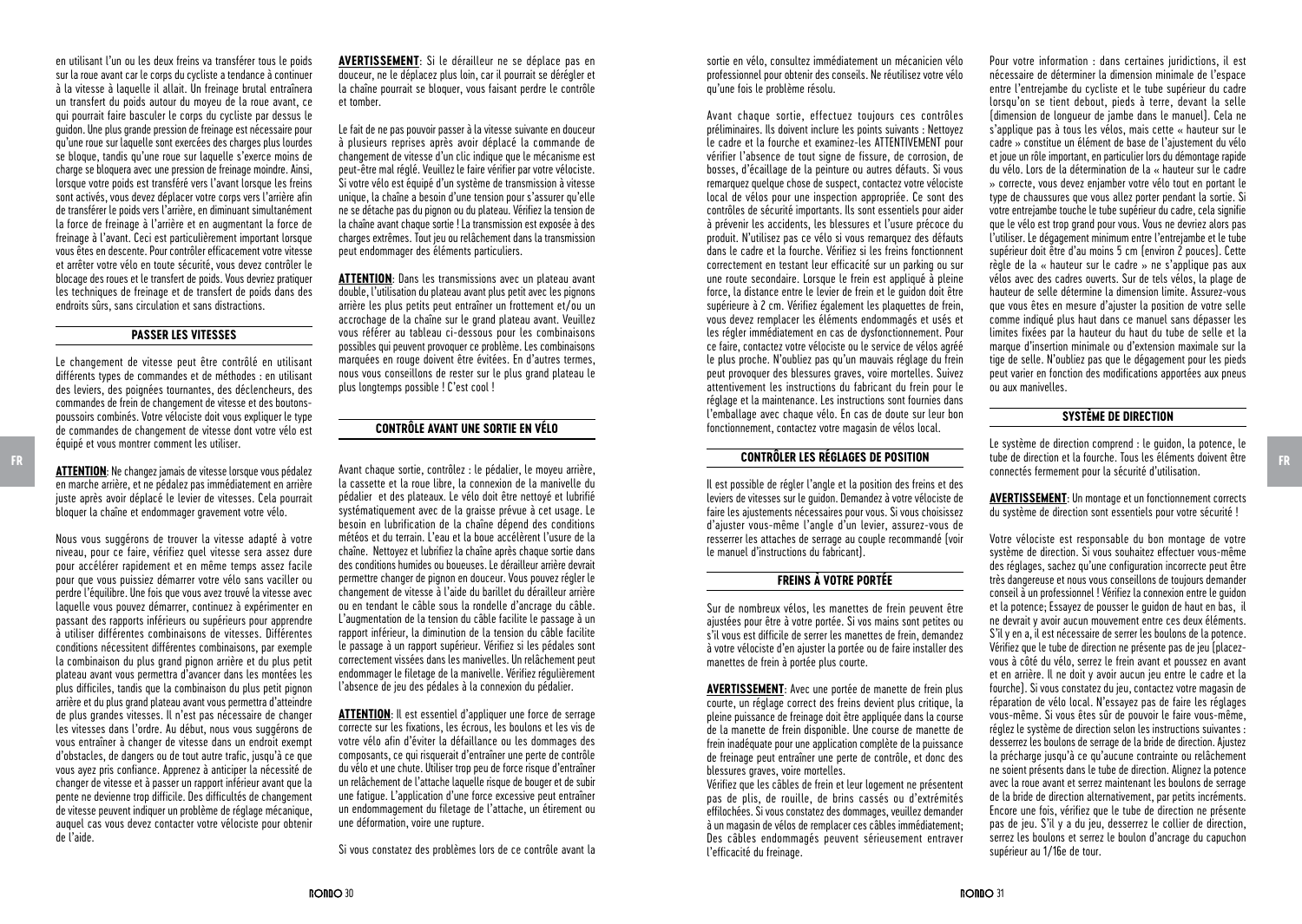en utilisant l'un ou les deux freins va transférer tous le poids sur la roue avant car le corps du cycliste a tendance à continuer à la vitesse à laquelle il allait. Un freinage brutal entraînera un transfert du poids autour du moyeu de la roue avant, ce qui pourrait faire basculer le corps du cycliste par dessus le guidon. Une plus grande pression de freinage est nécessaire pour qu'une roue sur laquelle sont exercées des charges plus lourdes se bloque, tandis qu'une roue sur laquelle s'exerce moins de charge se bloquera avec une pression de freinage moindre. Ainsi, lorsque votre poids est transféré vers l'avant lorsque les freins sont activés, vous devez déplacer votre corps vers l'arrière afin de transférer le poids vers l'arrière, en diminuant simultanément la force de freinage à l'arrière et en augmentant la force de freinage à l'avant. Ceci est particulièrement important lorsque vous êtes en descente. Pour contrôler efficacement votre vitesse et arrêter votre vélo en toute sécurité, vous devez contrôler le blocage des roues et le transfert de poids. Vous devriez pratiquer les techniques de freinage et de transfert de poids dans des endroits sûrs, sans circulation et sans distractions.

## PASSER LES VITESSES

Le changement de vitesse peut être contrôlé en utilisant différents types de commandes et de méthodes : en utilisant des leviers, des poignées tournantes, des déclencheurs, des commandes de frein de changement de vitesse et des boutons-poussoirs combinés. Votre vélociste doit vous expliquer le type de commandes de changement de vitesse dont votre vélo est équipé et vous montrer comment les utiliser.

**ATTENTION**: Ne changez jamais de vitesse lorsque vous pédalez en marche arrière, et ne pédalez pas immédiatement en arrière juste après avoir déplacé le levier de vitesses. Cela pourrait bloquer la chaîne et endommager gravement votre vélo.

Nous vous suggérons de trouver la vitesse adapté à votre niveau, pour ce faire, vérifiez quel vitesse sera assez dure pour accélérer rapidement et en même temps assez facile pour que vous puissiez démarrer votre vélo sans vaciller ou perdre l'équilibre. Une fois que vous avez trouvé la vitesse avec laquelle vous pouvez démarrer, continuez à expérimenter en passant des rapports inférieurs ou supérieurs pour apprendre à utiliser différentes combinaisons de vitesses. Différentes conditions nécessitent différentes combinaisons, par exemple la combinaison du plus grand pignon arrière et du plus petit plateau avant vous permettra d'avancer dans les montées les plus difficiles, tandis que la combinaison du plus petit pignon arrière et du plus grand plateau avant vous permettra d'atteindre de plus grandes vitesses. Il n'est pas nécessaire de changer les vitesses dans l'ordre. Au début, nous vous suggérons de vous entraîner à changer de vitesse dans un endroit exempt d'obstacles, de dangers ou de tout autre trafic, jusqu'à ce que vous ayez pris confiance. Apprenez à anticiper la nécessité de changer de vitesse et à passer un rapport inférieur avant que la pente ne devienne trop difficile. Des difficultés de changement de vitesse peuvent indiquer un problème de réglage mécanique, auquel cas vous devez contacter votre vélociste pour obtenir de l'aide.

**AVERTISSEMENT**: Si le dérailleur ne se déplace pas en douceur, ne le déplacez plus loin, car il pourrait se dérégler et la chaîne pourrait se bloquer, vous faisant perdre le contrôle et tomber.

Le fait de ne pas pouvoir passer à la vitesse suivante en douceur à plusieurs reprises après avoir déplacé la commande de changement de vitesse d'un clic indique que le mécanisme est peut-être mal réglé. Veuillez le faire vérifier par votre vélociste. Si votre vélo est équipé d'un système de transmission à vitesse unique, la chaîne a besoin d'une tension pour s'assurer qu'elle ne se détache pas du pignon ou du plateau. Vérifiez la tension de la chaîne avant chaque sortie ! La transmission est exposée à des charges extrêmes. Tout jeu ou relâchement dans la transmission peut endommager des éléments particuliers.

**ATTENTION**: Dans les transmissions avec un plateau avant double, l'utilisation du plateau avant plus petit avec les pignons arrière les plus petits peut entraîner un frottement et/ou un accrochage de la chaîne sur le grand plateau avant. Veuillez vous référer au tableau ci-dessous pour les combinaisons possibles qui peuvent provoquer ce problème. Les combinaisons marquées en rouge doivent être évitées. En d'autres termes, nous vous conseillons de rester sur le plus grand plateau le plus longtemps possible ! C'est cool !

## CONTRÔLE AVANT UNE SORTIE EN VÉLO

Avant chaque sortie, contrôlez : le pédalier, le moyeu arrière, la cassette et la roue libre, la connexion de la manivelle du pédalier et des plateaux. Le vélo doit être nettoyé et lubrifié systématiquement avec de la graisse prévue à cet usage. Le besoin en lubrification de la chaîne dépend des conditions météos et du terrain. L'eau et la boue accélèrent l'usure de la chaîne. Nettoyez et lubrifiez la chaîne après chaque sortie dans des conditions humides ou boueuses. Le dérailleur arrière devrait permettre changer de pignon en douceur. Vous pouvez régler le changement de vitesse à l'aide du barillet du dérailleur arrière ou en tendant le câble sous la rondelle d'ancrage du câble. L'augmentation de la tension du câble facilite le passage à un rapport inférieur, la diminution de la tension du câble facilite le passage à un rapport supérieur. Vérifiez si les pédales sont correctement vissées dans les manivelles. Un relâchement peut endommager le filetage de la manivelle. Vérifiez régulièrement l'absence de jeu des pédales à la connexion du pédalier.

**ATTENTION**: Il est essentiel d'appliquer une force de serrage correcte sur les fixations, les écrous, les boulons et les vis de votre vélo afin d'éviter la défaillance ou les dommages des composants, ce qui risquerait d'entraîner une perte de contrôle du vélo et une chute. Utiliser trop peu de force risque d'entraîner un relâchement de l'attache laquelle risque de bouger et de subir une fatigue. L'application d'une force excessive peut entraîner un endommagement du filetage de l'attache, un étirement ou une déformation, voire une rupture.

Si vous constatez des problèmes lors de ce contrôle avant la sortie en vélo, consultez immédiatement un mécanicien vélo professionnel pour obtenir des conseils. Ne réutilisez votre vélo qu'une fois le problème résolu.

Avant chaque sortie, effectuez toujours ces contrôles préliminaires. Ils doivent inclure les points suivants : Nettoyez le cadre et la fourche et examinez-les ATTENTIVEMENT pour vérifier l'absence de tout signe de fissure, de corrosion, de bosses, d'écaillage de la peinture ou autres défauts. Si vous remarquez quelque chose de suspect, contactez votre vélociste local de vélos pour une inspection appropriée. Ce sont des contrôles de sécurité importants. Ils sont essentiels pour aider à prévenir les accidents, les blessures et l'usure précoce du produit. N'utilisez pas ce vélo si vous remarquez des défauts dans le cadre et la fourche. Vérifiez si les freins fonctionnent correctement en testant leur efficacité sur un parking ou sur une route secondaire. Lorsque le frein est appliqué à pleine force, la distance entre le levier de frein et le guidon doit être supérieure à 2 cm. Vérifiez également les plaquettes de frein, vous devez remplacer les éléments endommagés et usés et les régler immédiatement en cas de dysfonctionnement. Pour ce faire, contactez votre vélociste ou le service de vélos agréé le plus proche. N'oubliez pas qu'un mauvais réglage du frein peut provoquer des blessures graves, voire mortelles. Suivez attentivement les instructions du fabricant du frein pour le réglage et la maintenance. Les instructions sont fournies dans l'emballage avec chaque vélo. En cas de doute sur leur bon fonctionnement, contactez votre magasin de vélos local.

## CONTRÔLER LES RÉGLAGES DE POSITION

Il est possible de régler l'angle et la position des freins et des leviers de vitesses sur le guidon. Demandez à votre vélociste de faire les ajustements nécessaires pour vous. Si vous choisissez d'ajuster vous-même l'angle d'un levier, assurez-vous de resserrer les attaches de serrage au couple recommandé (voir le manuel d'instructions du fabricant).

## FREINS À VOTRE PORTÉE

Sur de nombreux vélos, les manettes de frein peuvent être ajustées pour être à votre portée. Si vos mains sont petites ou s'il vous est difficile de serrer les manettes de frein, demandez à votre vélociste d'en ajuster la portée ou de faire installer des manettes de frein à portée plus courte.

**AVERTISSEMENT**: Avec une portée de manette de frein plus courte, un réglage correct des freins devient plus critique, la pleine puissance de freinage doit être appliquée dans la course de la manette de frein disponible. Une course de manette de frein inadéquate pour une application complète de la puissance de freinage peut entraîner une perte de contrôle, et donc des blessures graves, voire mortelles.

Vérifiez que les câbles de frein et leur logement ne présentent pas de plis, de rouille, de brins cassés ou d'extrémités effilochées. Si vous constatez des dommages, veuillez demander à un magasin de vélos de remplacer ces câbles immédiatement; Des câbles endommagés peuvent sérieusement entraver l'efficacité du freinage.

Pour votre information : dans certaines juridictions, il est nécessaire de déterminer la dimension minimale de l'espace entre l'entrejambe du cycliste et le tube supérieur du cadre lorsqu'on se tient debout, pieds à terre, devant la selle (dimension de longueur de jambe dans le manuel). Cela ne s'applique pas à tous les vélos, mais cette « hauteur sur le cadre » constitue un élément de base de l'ajustement du vélo et joue un rôle important, en particulier lors du démontage rapide du vélo. Lors de la détermination de la « hauteur sur le cadre » correcte, vous devez enjamber votre vélo tout en portant le type de chaussures que vous allez porter pendant la sortie. Si votre entrejambe touche le tube supérieur du cadre, cela signifie que le vélo est trop grand pour vous. Vous ne devriez alors pas l'utiliser. Le dégagement minimum entre l'entrejambe et le tube supérieur doit être d'au moins 5 cm (environ 2 pouces). Cette règle de la « hauteur sur le cadre » ne s'applique pas aux vélos avec des cadres ouverts. Sur de tels vélos, la plage de hauteur de selle détermine la dimension limite. Assurez-vous que vous êtes en mesure d'ajuster la position de votre selle comme indiqué plus haut dans ce manuel sans dépasser les limites fixées par la hauteur du haut du tube de selle et la marque d'insertion minimale ou d'extension maximale sur la tige de selle. N'oubliez pas que le dégagement pour les pieds peut varier en fonction des modifications apportées aux pneus ou aux manivelles.

## SYSTÈME DE DIRECTION

Le système de direction comprend : le guidon, la potence, le tube de direction et la fourche. Tous les éléments doivent être connectés fermement pour la sécurité d'utilisation.

**AVERTISSEMENT**: Un montage et un fonctionnement corrects du système de direction sont essentiels pour votre sécurité !

Votre vélociste est responsable du bon montage de votre système de direction. Si vous souhaitez effectuer vous-même des réglages, sachez qu'une configuration incorrecte peut être très dangereuse et nous vous conseillons de toujours demander conseil à un professionnel ! Vérifiez la connexion entre le guidon et la potence; Essayez de pousser le guidon de haut en bas, il ne devrait y avoir aucun mouvement entre ces deux éléments. S'il y en a, il est nécessaire de serrer les boulons de la potence. Vérifiez que le tube de direction ne présente pas de jeu (placez-vous à côté du vélo, serrez le frein avant et poussez en avant et en arrière. Il ne doit y avoir aucun jeu entre le cadre et la fourche). Si vous constatez du jeu, contactez votre magasin de réparation de vélo local. N'essayez pas de faire les réglages vous-même. Si vous êtes sûr de pouvoir le faire vous-même, réglez le système de direction selon les instructions suivantes : desserrez les boulons de serrage de la bride de direction. Ajustez la précharge jusqu'à ce qu'aucune contrainte ou relâchement ne soient présents dans le tube de direction. Alignez la potence avec la roue avant et serrez maintenant les boulons de serrage de la bride de direction alternativement, par petits incréments. Encore une fois, vérifiez que le tube de direction ne présente pas de jeu. S'il y a du jeu, desserrez le collier de direction, serrez les boulons et serrez le boulon d'ancrage du capuchon supérieur au 1/16e de tour.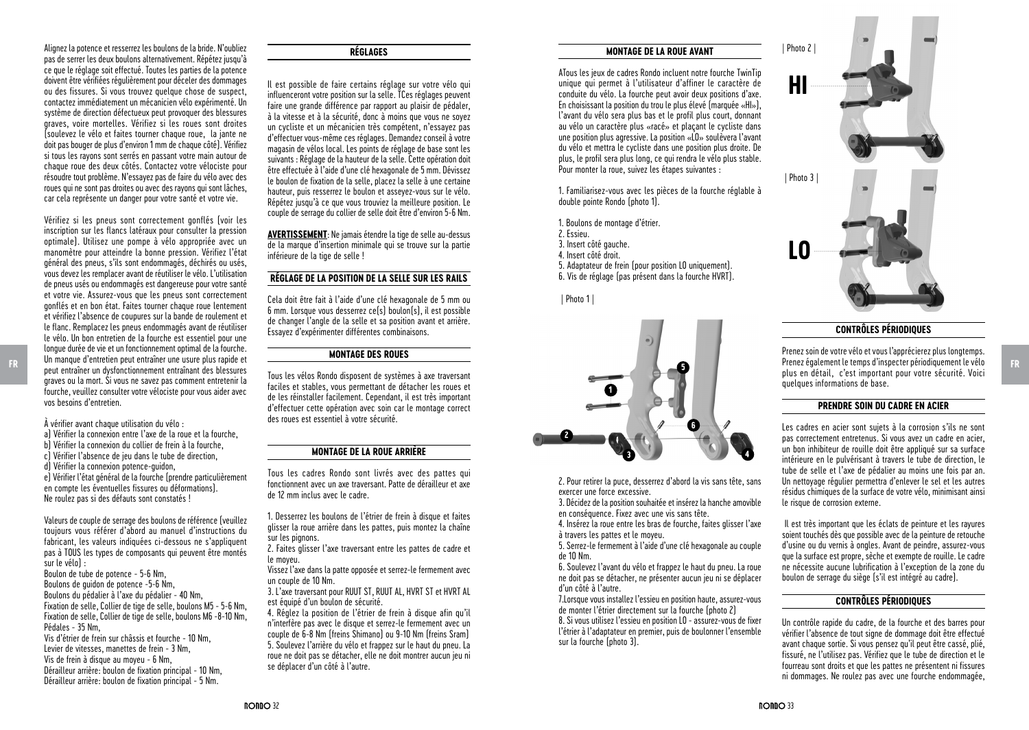Alignez la potence et resserrez les boulons de la bride. N'oubliez pas de serrer les deux boulons alternativement. Répétez jusqu'à ce que le réglage soit effectué. Toutes les parties de la potence doivent être vérifiées régulièrement pour déceler des dommages ou des fissures. Si vous trouvez quelque chose de suspect, contactez immédiatement un mécanicien vélo expérimenté. Un système de direction défectueux peut provoquer des blessures graves, voire mortelles. Vérifiez si les roues sont droites (soulevez le vélo et faites tourner chaque roue, la jante ne doit pas bouger de plus d'environ 1 mm de chaque côté). Vérifiez si tous les rayons sont serrés en passant votre main autour de chaque roue des deux côtés. Contactez votre vélociste pour résoudre tout problème. N'essayez pas de faire du vélo avec des roues qui ne sont pas droites ou avec des rayons qui sont lâches, car cela représente un danger pour votre santé et votre vie.

Vérifiez si les pneus sont correctement gonflés (voir les inscription sur les flancs latéraux pour consulter la pression optimale). Utilisez une pompe à vélo appropriée avec un manomètre pour atteindre la bonne pression. Vérifiez l'état général des pneus, s'ils sont endommagés, déchirés ou usés, vous devez les remplacer avant de réutiliser le vélo. L'utilisation de pneus usés ou endommagés est dangereuse pour votre santé et votre vie. Assurez-vous que les pneus sont correctement gonflés et en bon état. Faites tourner chaque roue lentement et vérifiez l'absence de coupures sur la bande de roulement et le flanc. Remplacez les pneus endommagés avant de réutiliser le vélo. Un bon entretien de la fourche est essentiel pour une longue durée de vie et un fonctionnement optimal de la fourche. Un manque d'entretien peut entraîner une usure plus rapide et peut entraîner un dysfonctionnement entraînant des blessures graves ou la mort. Si vous ne savez pas comment entretenir la fourche, veuillez consulter votre vélociste pour vous aider avec vos besoins d'entretien.

À vérifier avant chaque utilisation du vélo :
a) Vérifier la connexion entre l'axe de la roue et la fourche,
b) Vérifier la connexion du collier de frein à la fourche,
c) Vérifier l'absence de jeu dans le tube de direction,
d) Vérifier la connexion potence-guidon,
e) Vérifier l'état général de la fourche (prendre particulièrement en compte les éventuelles fissures ou déformations).
Ne roulez pas si des défauts sont constatés !

Valeurs de couple de serrage des boulons de référence (veuillez toujours vous référer d'abord au manuel d'instructions du fabricant, les valeurs indiquées ci-dessous ne s'appliquent pas à TOUS les types de composants qui peuvent être montés sur le vélo) :
Boulon de tube de potence - 5-6 Nm,
Boulon de guidon de potence -5-6 Nm,
Boulons du pédalier à l'axe du pédalier - 40 Nm,
Fixation de selle, Collier de tige de selle, boulons M5 - 5-6 Nm,
Fixation de selle, Collier de tige de selle, boulons M6 -8-10 Nm,
Pédales - 35 Nm,
Vis d'étrier de frein sur châssis et fourche - 10 Nm,
Levier de vitesses, manettes de frein - 3 Nm,
Vis de frein à disque au moyeu - 6 Nm,
Dérailleur arrière: boulon de fixation principal - 10 Nm,
Dérailleur arrière: boulon de fixation principal - 5 Nm.

## RÉGLAGES

Il est possible de faire certains réglage sur votre vélo qui influenceront votre position sur la selle. TCes réglages peuvent faire une grande différence par rapport au plaisir de pédaler, à la vitesse et à la sécurité, donc à moins que vous ne soyez un cycliste et un mécanicien très compétent, n'essayez pas d'effectuer vous-même ces réglages. Demandez conseil à votre magasin de vélos local. Les points de réglage de base sont les suivants : Réglage de la hauteur de la selle. Cette opération doit être effectuée à l'aide d'une clé hexagonale de 5 mm. Dévissez le boulon de fixation de la selle, placez la selle à une certaine hauteur, puis resserrez le boulon et asseyez-vous sur le vélo. Répétez jusqu'à ce que vous trouviez la meilleure position. Le couple de serrage du collier de selle doit être d'environ 5-6 Nm.

**AVERTISSEMENT**: Ne jamais étendre la tige de selle au-dessus de la marque d'insertion minimale qui se trouve sur la partie inférieure de la tige de selle !

## RÉGLAGE DE LA POSITION DE LA SELLE SUR LES RAILS

Cela doit être fait à l'aide d'une clé hexagonale de 5 mm ou 6 mm. Lorsque vous desserrez ce(s) boulon(s), il est possible de changer l'angle de la selle et sa position avant et arrière. Essayez d'expérimenter différentes combinaisons.

## MONTAGE DES ROUES

Tous les vélos Rondo disposent de systèmes à axe traversant faciles et stables, vous permettant de détacher les roues et de les réinstaller facilement. Cependant, il est très important d'effectuer cette opération avec soin car le montage correct des roues est essentiel à votre sécurité.

## MONTAGE DE LA ROUE ARRIÈRE

Tous les cadres Rondo sont livrés avec des pattes qui fonctionnent avec un axe traversant. Patte de dérailleur et axe de 12 mm inclus avec le cadre.

1. Desserrez les boulons de l'étrier de frein à disque et faites glisser la roue arrière dans les pattes, puis montez la chaîne sur les pignons.
2. Faites glisser l'axe traversant entre les pattes de cadre et le moyeu.
Vissez l'axe dans la patte opposée et serrez-le fermement avec un couple de 10 Nm.
3. L'axe traversant pour RUUT ST, RUUT AL, HVRT ST et HVRT AL est équipé d'un boulon de sécurité.
4. Réglez la position de l'étrier de frein à disque afin qu'il n'interfère pas avec le disque et serrez-le fermement avec un couple de 6-8 Nm (freins Shimano) ou 9-10 Nm (freins Sram)
5. Soulevez l'arrière du vélo et frappez sur le haut du pneu. La roue ne doit pas se détacher, elle ne doit montrer aucun jeu ni se déplacer d'un côté à l'autre.

## MONTAGE DE LA ROUE AVANT

ATous les jeux de cadres Rondo incluent notre fourche TwinTip unique qui permet à l'utilisateur d'affiner le caractère de conduite du vélo. La fourche peut avoir deux positions d'axe. En choisissant la position du trou le plus élevé (marquée «HI»), l'avant du vélo sera plus bas et le profil plus court, donnant au vélo un caractère plus «racé» et plaçant le cycliste dans une position plus agressive. La position «LO» soulèvera l'avant du vélo et mettra le cycliste dans une position plus droite. De plus, le profil sera plus long, ce qui rendra le vélo plus stable. Pour monter la roue, suivez les étapes suivantes :

1. Familiarisez-vous avec les pièces de la fourche réglable à double pointe Rondo (photo 1).

1. Boulons de montage d'étrier.
2. Essieu.
3. Insert côté gauche.
4. Insert côté droit.
5. Adaptateur de frein (pour position LO uniquement).
6. Vis de réglage (pas présent dans la fourche HVRT).

| Photo 1 |

2. Pour retirer la puce, desserrez d'abord la vis sans tête, sans exercer une force excessive.
3. Décidez de la position souhaitée et insérez la hanche amovible en conséquence. Fixez avec une vis sans tête.
4. Insérez la roue entre les bras de fourche, faites glisser l'axe à travers les pattes et le moyeu.
5. Serrez-le fermement à l'aide d'une clé hexagonale au couple de 10 Nm.
6. Soulevez l'avant du vélo et frappez le haut du pneu. La roue ne doit pas se détacher, ne présenter aucun jeu ni se déplacer d'un côté à l'autre.
7.Lorsque vous installez l'essieu en position haute, assurez-vous de monter l'étrier directement sur la fourche (photo 2)
8. Si vous utilisez l'essieu en position LO - assurez-vous de fixer l'étrier à l'adaptateur en premier, puis de boulonner l'ensemble sur la fourche (photo 3).

| Photo 2 |

HI

| Photo 3 |

LO

## CONTRÔLES PÉRIODIQUES

Prenez soin de votre vélo et vous l'apprécierez plus longtemps. Prenez également le temps d'inspecter périodiquement le vélo plus en détail, c'est important pour votre sécurité. Voici quelques informations de base.

## PRENDRE SOIN DU CADRE EN ACIER

Les cadres en acier sont sujets à la corrosion s'ils ne sont pas correctement entretenus. Si vous avez un cadre en acier, un bon inhibiteur de rouille doit être appliqué sur sa surface intérieure en le pulvérisant à travers le tube de direction, le tube de selle et l'axe de pédalier au moins une fois par an. Un nettoyage régulier permettra d'enlever le sel et les autres résidus chimiques de la surface de votre vélo, minimisant ainsi le risque de corrosion externe.

Il est très important que les éclats de peinture et les rayures soient touchés dès que possible avec de la peinture de retouche d'usine ou du vernis à ongles. Avant de peindre, assurez-vous que la surface est propre, sèche et exempte de rouille. Le cadre ne nécessite aucune lubrification à l'exception de la zone du boulon de serrage du siège (s'il est intégré au cadre).

## CONTRÔLES PÉRIODIQUES

Un contrôle rapide du cadre, de la fourche et des barres pour vérifier l'absence de tout signe de dommage doit être effectué avant chaque sortie. Si vous pensez qu'il peut être cassé, plié, fissuré, ne l'utilisez pas. Vérifiez que le tube de direction et le fourreau sont droits et que les pattes ne présentent ni fissures ni dommages. Ne roulez pas avec une fourche endommagée,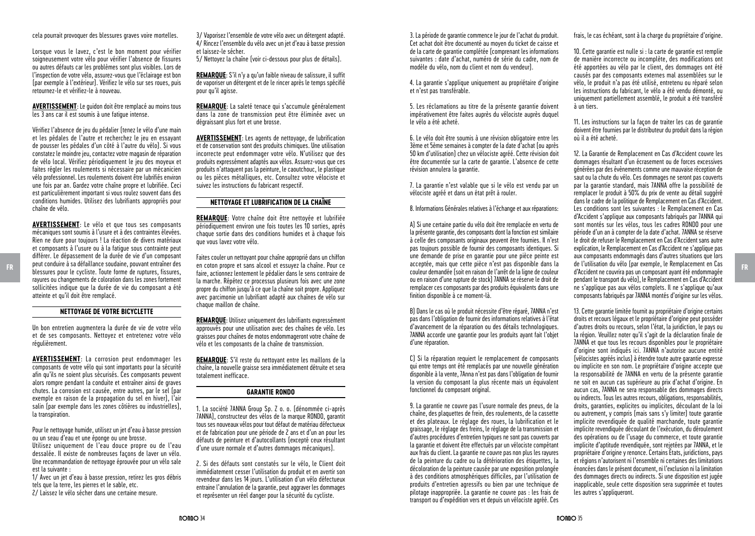cela pourrait provoquer des blessures graves voire mortelles.

Lorsque vous le lavez, c'est le bon moment pour vérifier soigneusement votre vélo pour vérifier l'absence de fissures ou autres défauts car les problèmes sont plus visibles. Lors de l'inspection de votre vélo, assurez-vous que l'éclairage est bon (par exemple à l'extérieur). Vérifiez le vélo sur ses roues, puis retournez-le et vérifiez-le à nouveau.

**AVERTISSEMENT**: Le guidon doit être remplacé au moins tous les 3 ans car il est soumis à une fatigue intense.

Vérifiez l'absence de jeu du pédalier (tenez le vélo d'une main et les pédales de l'autre et recherchez le jeu en essayant de pousser les pédales d'un côté à l'autre du vélo). Si vous constatez le moindre jeu, contactez votre magasin de réparation de vélo local. Vérifiez périodiquement le jeu des moyeux et faites régler les roulements si nécessaire par un mécanicien vélo professionnel. Les roulements doivent être lubrifiés environ une fois par an. Gardez votre chaîne propre et lubrifiée. Ceci est particulièrement important si vous roulez souvent dans des conditions humides. Utilisez des lubrifiants appropriés pour chaîne de vélo.

**AVERTISSEMENT**: Le vélo et que tous ses composants mécaniques sont soumis à l'usure et à des contraintes élevées. Rien ne dure pour toujours ! La réaction de divers matériaux et composants à l'usure ou à la fatigue sous contrainte peut différer. Le dépassement de la durée de vie d'un composant peut conduire à sa défaillance soudaine, pouvant entraîner des blessures pour le cycliste. Toute forme de ruptures, fissures, rayures ou changements de coloration dans les zones fortement sollicitées indique que la durée de vie du composant a été atteinte et qu'il doit être remplacé.

## NETTOYAGE DE VOTRE BICYCLETTE

Un bon entretien augmentera la durée de vie de votre vélo et de ses composants. Nettoyez et entretenez votre vélo régulièrement.

**AVERTISSEMENT**: La corrosion peut endommager les composants de votre vélo qui sont importants pour la sécurité afin qu'ils ne soient plus sécurisés. Ces composants peuvent alors rompre pendant la conduite et entraîner ainsi de graves chutes. La corrosion est causée, entre autres, par le sel (par exemple en raison de la propagation du sel en hiver), l'air salin (par exemple dans les zones côtières ou industrielles), la transpiration.

Pour le nettoyage humide, utilisez un jet d'eau à basse pression ou un seau d'eau et une éponge ou une brosse.
Utilisez uniquement de l'eau douce propre ou de l'eau dessalée. Il existe de nombreuses façons de laver un vélo. Une recommandation de nettoyage éprouvée pour un vélo sale est la suivante :
1/ Avec un jet d'eau à basse pression, retirez les gros débris tels que la terre, les pierres et le sable, etc.
2/ Laissez le vélo sécher dans une certaine mesure.
3/ Vaporisez l'ensemble de votre vélo avec un détergent adapté.
4/ Rincez l'ensemble du vélo avec un jet d'eau à basse pression et laissez-le sécher.
5/ Nettoyez la chaîne (voir ci-dessous pour plus de détails).

**REMARQUE**: S'il n'y a qu'un faible niveau de salissure, il suffit de vaporiser un détergent et de le rincer après le temps spécifié pour qu'il agisse.

**REMARQUE**: La saleté tenace qui s'accumule généralement dans la zone de transmission peut être éliminée avec un dégraissant plus fort et une brosse.

**AVERTISSEMENT**: Les agents de nettoyage, de lubrification et de conservation sont des produits chimiques. Une utilisation incorrecte peut endommager votre vélo. N'utilisez que des produits expressément adaptés aux vélos. Assurez-vous que ces produits n'attaquent pas la peinture, le caoutchouc, le plastique ou les pièces métalliques, etc. Consultez votre vélociste et suivez les instructions du fabricant respectif.

## NETTOYAGE ET LUBRIFICATION DE LA CHAÎNE

**REMARQUE**: Votre chaîne doit être nettoyée et lubrifiée périodiquement environ une fois toutes les 10 sorties, après chaque sortie dans des conditions humides et à chaque fois que vous lavez votre vélo.

Faites couler un nettoyant pour chaîne approprié dans un chiffon en coton propre et sans alcool et essuyez la chaîne. Pour ce faire, actionnez lentement le pédalier dans le sens contraire de la marche. Répétez ce processus plusieurs fois avec une zone propre du chiffon jusqu'à ce que la chaîne soit propre. Appliquez avec parcimonie un lubrifiant adapté aux chaînes de vélo sur chaque maillon de chaîne.

**REMARQUE**: Utilisez uniquement des lubrifiants expressément approuvés pour une utilisation avec des chaînes de vélo. Les graisses pour chaînes de motos endommageront votre chaîne de vélo et les composants de la chaîne de transmission.

**REMARQUE**: S'il reste du nettoyant entre les maillons de la chaîne, la nouvelle graisse sera immédiatement détruite et sera totalement inefficace.

## GARANTIE RONDO

1. La société 7ANNA Group Sp. Z o. o. (dénommée ci-après 7ANNA), constructeur des vélos de la marque RONDO, garantit tous ses nouveaux vélos pour tout défaut de matériau défectueux et de fabrication pour une période de 2 ans et d'un an pour les défauts de peinture et d'autocollants (excepté ceux résultant d'une usure normale et d'autres dommages mécaniques).

2. Si des défauts sont constatés sur le vélo, le Client doit immédiatement cesser l'utilisation du produit et en avertir son revendeur dans les 14 jours. L'utilisation d'un vélo défectueux entraine l'annulation de la garantie, peut aggraver les dommages et représenter un réel danger pour la sécurité du cycliste.

3. La période de garantie commence le jour de l'achat du produit. Cet achat doit être documenté au moyen du ticket de caisse et de la carte de garantie complétée (comprenant les informations suivantes : date d'achat, numéro de série du cadre, nom de modèle du vélo, nom du client et nom du vendeur).

4. La garantie s'applique uniquement au propriétaire d'origine et n'est pas transférable.

5. Les réclamations au titre de la présente garantie doivent impérativement être faites auprès du vélociste auprès duquel le vélo a été acheté.

6. Le vélo doit être soumis à une révision obligatoire entre les 3ème et 5ème semaines à compter de la date d'achat (ou après 50 km d'utilisation) chez un vélociste agréé. Cette révision doit être documentée sur la carte de garantie. L'absence de cette révision annulera la garantie.

7. La garantie n'est valable que si le vélo est vendu par un vélociste agréé et dans un état prêt à rouler.

8. Informations Générales relatives à l'échange et aux réparations:

A) Si une certaine partie du vélo doit être remplacée en vertu de la présente garantie, des composants dont la fonction est similaire à celle des composants originaux peuvent être fournies. Il n'est pas toujours possible de fournir des composants identiques. Si une demande de prise en garantie pour une pièce peinte est acceptée, mais que cette pièce n'est pas disponible dans la couleur demandée (soit en raison de l'arrêt de la ligne de couleur ou en raison d'une rupture de stock) 7ANNA se réserve le droit de remplacer ces composants par des produits équivalents dans une finition disponible à ce moment-là.

B) Dans le cas où le produit nécessite d'être réparé, 7ANNA n'est pas dans l'obligation de fournir des informations relatives à l'état d'avancement de la réparation ou des détails technologiques. 7ANNA accorde une garantie pour les produits ayant fait l'objet d'une réparation.

C) Si la réparation requiert le remplacement de composants qui entre temps ont été remplacés par une nouvelle génération disponible à la vente, 7Anna n'est pas dans l'obligation de fournir la version du composant la plus récente mais un équivalent fonctionnel du composant original.

9. La garantie ne couvre pas l'usure normale des pneus, de la chaîne, des plaquettes de frein, des roulements, de la cassette et des plateaux. Le réglage des roues, la lubrification et le graissage, le réglage des freins, le réglage de la transmission et d'autres procédures d'entretien typiques ne sont pas couverts par la garantie et doivent être effectués par un vélociste compétant aux frais du client. La garantie ne couvre pas non plus les rayures de la peinture du cadre ou la détérioration des étiquettes, la décoloration de la peinture causée par une exposition prolongée à des conditions atmosphériques difficiles, par l'utilisation de produits d'entretien agressifs ou bien par une technique de pilotage inappropriée. La garantie ne couvre pas : les frais de transport ou d'expédition vers et depuis un vélociste agréé. Ces frais, le cas échéant, sont à la charge du propriétaire d'origine.

10. Cette garantie est nulle si : la carte de garantie est remplie de manière incorrecte ou incomplète, des modifications ont été apportées au vélo par le client, des dommages ont été causés par des composants externes mal assemblées sur le vélo, le produit n'a pas été utilisé, entretenu ou réparé selon les instructions du fabricant, le vélo a été vendu démonté, ou uniquement partiellement assemblé, le produit a été transféré à un tiers.

11. Les instructions sur la façon de traiter les cas de garantie doivent être fournies par le distributeur du produit dans la région où il a été acheté.

12. La Garantie de Remplacement en Cas d'Accident couvre les dommages résultant d'un écrasement ou de forces excessives générées par des évènements comme une mauvaise réception de saut ou la chute du vélo. Ces dommages ne seront pas couverts par la garantie standard, mais 7ANNA offre la possibilité de remplacer le produit à 50% du prix de vente au détail suggéré dans le cadre de la politique de Remplacement en Cas d'Accident. Les conditions sont les suivantes : le Remplacement en Cas d'Accident s'applique aux composants fabriqués par 7ANNA qui sont montés sur les vélos, tous les cadres RONDO pour une période d'un an à compter de la date d'achat. 7ANNA se réserve le droit de refuser le Remplacement en Cas d'Accident sans autre explication, le Remplacement en Cas d'Accident ne s'applique pas aux composants endommagés dans d'autres situations que lors de l'utilisation du vélo (par exemple, le Remplacement en Cas d'Accident ne couvrira pas un composant ayant été endommagée pendant le transport du vélo), le Remplacement en Cas d'Accident ne s'applique pas aux vélos complets. Il ne s'applique qu'aux composants fabriqués par 7ANNA montés d'origine sur les vélos.

13. Cette garantie limitée fournit au propriétaire d'origine certains droits et recours légaux et le propriétaire d'origine peut posséder d'autres droits ou recours, selon l'état, la juridiction, le pays ou la région. Veuillez noter qu'il s'agit de la déclaration finale de 7ANNA et que tous les recours disponibles pour le propriétaire d'origine sont indiqués ici. 7ANNA n'autorise aucune entité (vélocistes agréés inclus) à étendre toute autre garantie expresse ou implicite en son nom. Le propriétaire d'origine accepte que la responsabilité de 7ANNA en vertu de la présente garantie ne soit en aucun cas supérieure au prix d'achat d'origine. En aucun cas, 7ANNA ne sera responsable des dommages directs ou indirects. Tous les autres recours, obligations, responsabilités, droits, garanties, explicites ou implicites, découlant de la loi ou autrement, y compris (mais sans s'y limiter) toute garantie implicite revendiquée de qualité marchande, toute garantie implicite revendiquée découlant de l'exécution, du déroulement des opérations ou de l'usage du commerce, et toute garantie implicite d'aptitude revendiquée, sont rejetées par 7ANNA, et le propriétaire d'origine y renonce. Certains États, juridictions, pays et régions n'autorisent ni l'ensemble ni certaines des limitations énoncées dans le présent document, ni l'exclusion ni la limitation des dommages directs ou indirects. Si une disposition est jugée inapplicable, seule cette disposition sera supprimée et toutes les autres s'appliqueront.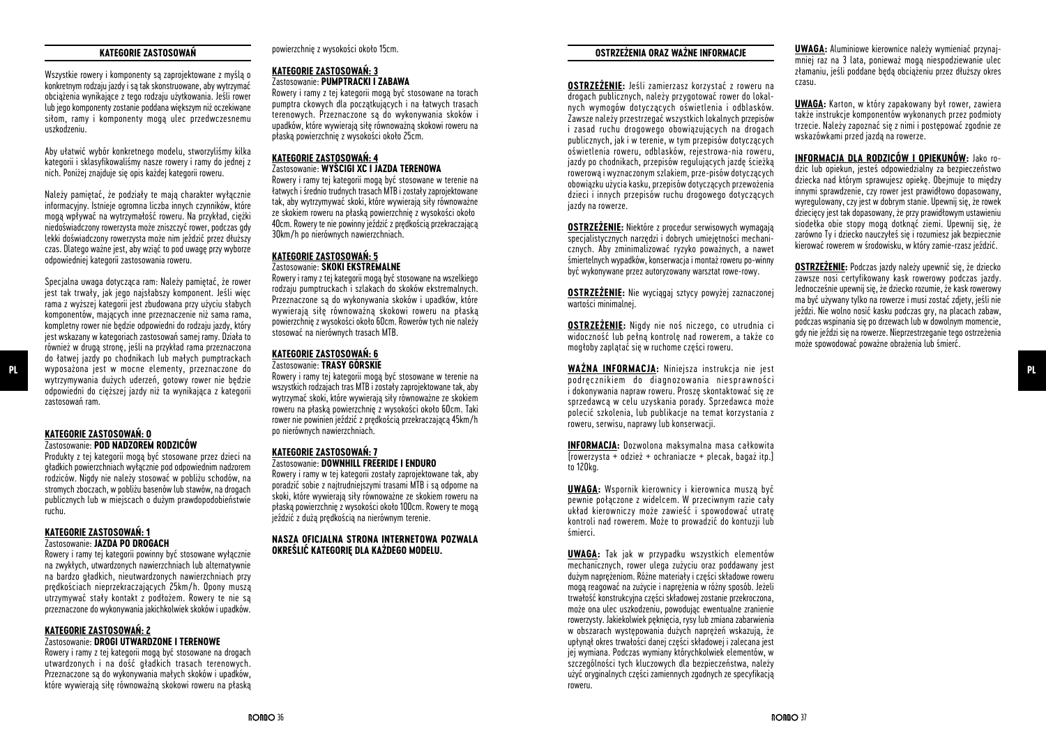## KATEGORIE ZASTOSOWAŃ

Wszystkie rowery i komponenty są zaprojektowane z myślą o konkretnym rodzaju jazdy i są tak skonstruowane, aby wytrzymać obciążenia wynikające z tego rodzaju użytkowania. Jeśli rower lub jego komponenty zostanie poddana większym niż oczekiwane siłom, ramy i komponenty mogą ulec przedwczesnemu uszkodzeniu.

Aby ułatwić wybór konkretnego modelu, stworzyliśmy kilka kategorii i sklasyfikowaliśmy nasze rowery i ramy do jednej z nich. Poniżej znajduje się opis każdej kategorii roweru.

Należy pamiętać, że podziały te mają charakter wyłącznie informacyjny. Istnieje ogromna liczba innych czynników, które mogą wpływać na wytrzymałość roweru. Na przykład, ciężki niedoświadczony rowerzysta może zniszczyć rower, podczas gdy lekki doświadczony rowerzysta może nim jeździć przez dłuższy czas. Dlatego ważne jest, aby wziąć to pod uwagę przy wyborze odpowiedniej kategorii zastosowania roweru.

Specjalna uwaga dotycząca ram: Należy pamiętać, że rower jest tak trwały, jak jego najsłabszy komponent. Jeśli więc rama z wyższej kategorii jest zbudowana przy użyciu słabych komponentów, mających inne przeznaczenie niż sama rama, kompletny rower nie będzie odpowiedni do rodzaju jazdy, który jest wskazany w kategoriach zastosowań samej ramy. Działa to również w drugą stronę, jeśli na przykład rama przeznaczona do łatwej jazdy po chodnikach lub małych pumptrackach wyposażona jest w mocne elementy, przeznaczone do wytrzymywania dużych uderzeń, gotowy rower nie będzie odpowiedni do cięższej jazdy niż ta wynikająca z kategorii zastosowań ram.

### KATEGORIE ZASTOSOWAŃ: 0
Zastosowanie: **POD NADZOREM RODZICÓW**

Produkty z tej kategorii mogą być stosowane przez dzieci na gładkich powierzchniach wyłącznie pod odpowiednim nadzorem rodziców. Nigdy nie należy stosować w pobliżu schodów, na stromych zboczach, w pobliżu basenów lub stawów, na drogach publicznych lub w miejscach o dużym prawdopodobieństwie ruchu.

### KATEGORIE ZASTOSOWAŃ: 1
Zastosowanie: **JAZDA PO DROGACH**

Rowery i ramy tej kategorii powinny być stosowane wyłącznie na zwykłych, utwardzonych nawierzchniach lub alternatywnie na bardzo gładkich, nieutwardzonych nawierzchniach przy prędkościach nieprzekraczających 25km/h. Opony muszą utrzymywać stały kontakt z podłożem. Rowery te nie są przeznaczone do wykonywania jakichkolwiek skoków i upadków.

### KATEGORIE ZASTOSOWAŃ: 2
Zastosowanie: **DROGI UTWARDZONE I TERENOWE**

Rowery i ramy z tej kategorii mogą być stosowane na drogach utwardzonych i na dość gładkich trasach terenowych. Przeznaczone są do wykonywania małych skoków i upadków, które wywierają siłę równoważną skokowi roweru na płaską powierzchnię z wysokości około 15cm.

### KATEGORIE ZASTOSOWAŃ: 3
Zastosowanie: **PUMPTRACKI I ZABAWA**

Rowery i ramy z tej kategorii mogą być stosowane na torach pumptra ckowych dla początkujących i na łatwych trasach terenowych. Przeznaczone są do wykonywania skoków i upadków, które wywierają siłę równoważną skokowi roweru na płaską powierzchnię z wysokości około 25cm.

### KATEGORIE ZASTOSOWAŃ: 4
Zastosowanie: **WYŚCIGI XC I JAZDA TERENOWA**

Rowery i ramy tej kategorii mogą być stosowane w terenie na łatwych i średnio trudnych trasach MTB i zostały zaprojektowane tak, aby wytrzymywać skoki, które wywierają siły równoważne ze skokiem roweru na płaską powierzchnię z wysokości około 40cm. Rowery te nie powinny jeździć z prędkością przekraczającą 30km/h po nierównych nawierzchniach.

### KATEGORIE ZASTOSOWAŃ: 5
Zastosowanie: **SKOKI EKSTREMALNE**

Rowery i ramy z tej kategorii mogą być stosowane na wszelkiego rodzaju pumptruckach i szlakach do skoków ekstremalnych. Przeznaczone są do wykonywania skoków i upadków, które wywierają siłę równoważną skokowi roweru na płaską powierzchnię z wysokości około 60cm. Rowerów tych nie należy stosować na nierównych trasach MTB.

### KATEGORIE ZASTOSOWAŃ: 6
Zastosowanie: **TRASY GÓRSKIE**

Rowery i ramy tej kategorii mogą być stosowane w terenie na wszystkich rodzajach tras MTB i zostały zaprojektowane tak, aby wytrzymać skoki, które wywierają siły równoważne ze skokiem roweru na płaską powierzchnię z wysokości około 60cm. Taki rower nie powinien jeździć z prędkością przekraczającą 45km/h po nierównych nawierzchniach.

### KATEGORIE ZASTOSOWAŃ: 7
Zastosowanie: **DOWNHILL FREERIDE I ENDURO**

Rowery i ramy w tej kategorii zostały zaprojektowane tak, aby poradzić sobie z najtrudniejszymi trasami MTB i są odporne na skoki, które wywierają siły równoważne ze skokiem roweru na płaską powierzchnię z wysokości około 100cm. Rowery te mogą jeździć z dużą prędkością na nierównym terenie.

**NASZA OFICJALNA STRONA INTERNETOWA POZWALA OKREŚLIĆ KATEGORIĘ DLA KAŻDEGO MODELU.**

## OSTRZEŻENIA ORAZ WAŻNE INFORMACJE

**OSTRZEŻENIE:** Jeśli zamierzasz korzystać z roweru na drogach publicznych, należy przygotować rower do lokalnych wymogów dotyczących oświetlenia i odblasków. Zawsze należy przestrzegać wszystkich lokalnych przepisów i zasad ruchu drogowego obowiązujących na drogach publicznych, jak i w terenie, w tym przepisów dotyczących oświetlenia roweru, odblasków, rejestrowa-nia roweru, jazdy po chodnikach, przepisów regulujących jazdę ścieżką rowerową i wyznaczonym szlakiem, prze-pisów dotyczących obowiązku użycia kasku, przepisów dotyczących przewożenia dzieci i innych przepisów ruchu drogowego dotyczących jazdy na rowerze.

**OSTRZEŻENIE:** Niektóre z procedur serwisowych wymagają specjalistycznych narzędzi i dobrych umiejętności mechanicznych. Aby zminimalizować ryzyko poważnych, a nawet śmiertelnych wypadków, konserwacja i montaż roweru po-winny być wykonywane przez autoryzowany warsztat rowe-rowy.

**OSTRZEŻENIE:** Nie wyciągaj sztycy powyżej zaznaczonej wartości minimalnej.

**OSTRZEŻENIE:** Nigdy nie noś niczego, co utrudnia ci widoczność lub pełną kontrolę nad rowerem, a także co mogłoby zaplątać się w ruchome części roweru.

**WAŻNA INFORMACJA:** Niniejsza instrukcja nie jest podręcznikiem do diagnozowania niesprawności i dokonywania napraw roweru. Proszę skontaktować się ze sprzedawcą w celu uzyskania porady. Sprzedawca może polecić szkolenia, lub publikacje na temat korzystania z roweru, serwisu, naprawy lub konserwacji.

**INFORMACJA:** Dozwolona maksymalna masa całkowita (rowerzysta + odzież + ochraniacze + plecak, bagaż itp.) to 120kg.

**UWAGA:** Wspornik kierownicy i kierownica muszą być pewnie połączone z widelcem. W przeciwnym razie cały układ kierowniczy może zawieść i spowodować utratę kontroli nad rowerem. Może to prowadzić do kontuzji lub śmierci.

**UWAGA:** Tak jak w przypadku wszystkich elementów mechanicznych, rower ulega zużyciu oraz poddawany jest dużym naprężeniom. Różne materiały i części składowe roweru mogą reagować na zużycie i naprężenia w różny sposób. Jeżeli trwałość konstrukcyjna części składowej zostanie przekroczona, może ona ulec uszkodzeniu, powodując ewentualne zranienie rowerzysty. Jakiekolwiek pęknięcia, rysy lub zmiana zabarwienia w obszarach występowania dużych naprężeń wskazują, że upłynął okres trwałości danej części składowej i zalecana jest jej wymiana. Podczas wymiany którychkolwiek elementów, w szczególności tych kluczowych dla bezpieczeństwa, należy użyć oryginalnych części zamiennych zgodnych ze specyfikacją roweru.

**UWAGA:** Aluminiowe kierownice należy wymieniać przynajmniej raz na 3 lata, ponieważ mogą niespodziewanie ulec złamaniu, jeśli poddane będą obciążeniu przez dłuższy okres czasu.

**UWAGA:** Karton, w który zapakowany był rower, zawiera także instrukcje komponentów wykonanych przez podmioty trzecie. Należy zapoznać się z nimi i postępować zgodnie ze wskazówkami przed jazdą na rowerze.

**INFORMACJA DLA RODZICÓW I OPIEKUNÓW:** Jako rodzic lub opiekun, jesteś odpowiedzialny za bezpieczeństwo dziecka nad którym sprawujesz opiekę. Obejmuje to między innymi sprawdzenie, czy rower jest prawidłowo dopasowany, wyregulowany, czy jest w dobrym stanie. Upewnij się, że rowek dziecięcy jest tak dopasowany, że przy prawidłowym ustawieniu siodełka obie stopy mogą dotknąć ziemi. Upewnij się, że zarówno Ty i dziecko nauczyłeś się i rozumiesz jak bezpiecznie kierować rowerem w środowisku, w który zamie-rzasz jeździć.

**OSTRZEŻENIE:** Podczas jazdy należy upewnić się, że dziecko zawsze nosi certyfikowany kask rowerowy podczas jazdy. Jednocześnie upewnij się, że dziecko rozumie, że kask rowerowy ma być używany tylko na rowerze i musi zostać zdjęty, jeśli nie jeździ. Nie wolno nosić kasku podczas gry, na placach zabaw, podczas wspinania się po drzewach lub w dowolnym momencie, gdy nie jeździ się na rowerze. Nieprzestrzeganie tego ostrzeżenia może spowodować poważne obrażenia lub śmierć.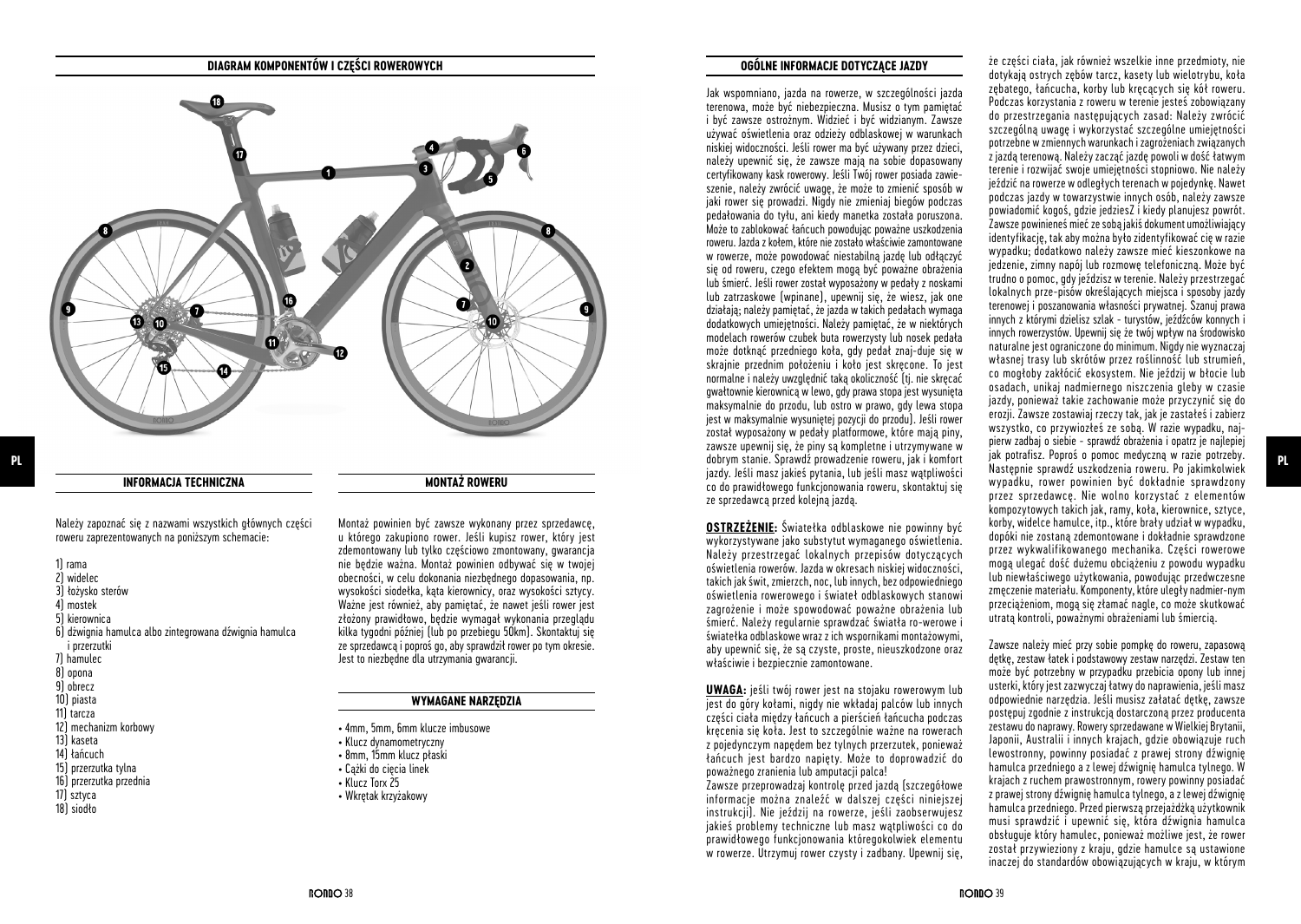## DIAGRAM KOMPONENTÓW I CZĘŚCI ROWEROWYCH

## INFORMACJA TECHNICZNA

Należy zapoznać się z nazwami wszystkich głównych części roweru zaprezentowanych na poniższym schemacie:

1) rama
2) widelec
3) łożysko sterów
4) mostek
5) kierownica
6) dźwignia hamulca albo zintegrowana dźwignia hamulca i przerzutki
7) hamulec
8) opona
9) obrecz
10) piasta
11) tarcza
12) mechanizm korbowy
13) kaseta
14) łańcuch
15) przerzutka tylna
16) przerzutka przednia
17) sztyca
18) siodło

## MONTAŻ ROWERU

Montaż powinien być zawsze wykonany przez sprzedawcę, u którego zakupiono rower. Jeśli kupisz rower, który jest zdemontowany lub tylko częściowo zmontowany, gwarancja nie będzie ważna. Montaż powinien odbywać się w twojej obecności, w celu dokonania niezbędnego dopasowania, np. wysokości siodełka, kąta kierownicy, oraz wysokości sztycy. Ważne jest również, aby pamiętać, że nawet jeśli rower jest złożony prawidłowo, będzie wymagał wykonania przeglądu kilka tygodni później (lub po przebiegu 50km). Skontaktuj się ze sprzedawcą i poproś go, aby sprawdził rower po tym okresie. Jest to niezbędne dla utrzymania gwarancji.

## WYMAGANE NARZĘDZIA

- 4mm, 5mm, 6mm klucze imbusowe
- Klucz dynamometryczny
- 8mm, 15mm klucz płaski
- Cążki do cięcia linek
- Klucz Torx 25
- Wkrętak krzyżakowy

## OGÓLNE INFORMACJE DOTYCZĄCE JAZDY

Jak wspomniano, jazda na rowerze, w szczególności jazda terenowa, może być niebezpieczna. Musisz o tym pamiętać i być zawsze ostrożnym. Widzieć i być widzianym. Zawsze używać oświetlenia oraz odzieży odblaskowej w warunkach niskiej widoczności. Jeśli rower ma być używany przez dzieci, należy upewnić się, że zawsze mają na sobie dopasowany certyfikowany kask rowerowy. Jeśli Twój rower posiada zawieszenie, należy zwrócić uwagę, że może to zmienić sposób w jaki rower się prowadzi. Nigdy nie zmieniaj biegów podczas pedałowania do tyłu, ani kiedy manetka została poruszona. Może to zablokować łańcuch powodując poważne uszkodzenia roweru. Jazda z kołem, które nie zostało właściwie zamontowane w rowerze, może powodować niestabilną jazdę lub odłączyć się od roweru, czego efektem mogą być poważne obrażenia lub śmierć. Jeśli rower został wyposażony w pedały z noskami lub zatrzaskowe (wpinane), upewnij się, że wiesz, jak one działają; należy pamiętać, że jazda w takich pedałach wymaga dodatkowych umiejętności. Należy pamiętać, że w niektórych modelach rowerów czubek buta rowerzysty lub nosek pedała może dotknąć przedniego koła, gdy pedał znaj-duje się w skrajnie przednim położeniu i koło jest skręcone. To jest normalne i należy uwzględnić taką okoliczność (tj. nie skręcać gwałtownie kierownicą w lewo, gdy prawa stopa jest wysunięta maksymalnie do przodu, lub ostro w prawo, gdy lewa stopa jest w maksymalnie wysuniętej pozycji do przodu). Jeśli rower został wyposażony w pedały platformowe, które mają piny, zawsze upewnij się, że piny są kompletne i utrzymywane w dobrym stanie. Sprawdź prowadzenie roweru, jak i komfort jazdy. Jeśli masz jakieś pytania, lub jeśli masz wątpliwości co do prawidłowego funkcjonowania roweru, skontaktuj się ze sprzedawcą przed kolejną jazdą.

**OSTRZEŻENIE:** Światełka odblaskowe nie powinny być wykorzystywane jako substytut wymaganego oświetlenia. Należy przestrzegać lokalnych przepisów dotyczących oświetlenia rowerów. Jazda w okresach niskiej widoczności, takich jak świt, zmierzch, noc, lub innych, bez odpowiedniego oświetlenia rowerowego i świateł odblaskowych stanowi zagrożenie i może spowodować poważne obrażenia lub śmierć. Należy regularnie sprawdzać światła ro-werowe i światełka odblaskowe wraz z ich wspornikami montażowymi, aby upewnić się, że są czyste, proste, nieuszkodzone oraz właściwie i bezpiecznie zamontowane.

**UWAGA:** jeśli twój rower jest na stojaku rowerowym lub jest do góry kołami, nigdy nie wkładaj palców lub innych części ciała między łańcuch a pierścień łańcucha podczas kręcenia się koła. Jest to szczególnie ważne na rowerach z pojedynczym napędem bez tylnych przerzutek, ponieważ łańcuch jest bardzo napięty. Może to doprowadzić do poważnego zranienia lub amputacji palca!

Zawsze przeprowadzaj kontrolę przed jazdą (szczegółowe informacje można znaleźć w dalszej części niniejszej instrukcji). Nie jeździj na rowerze, jeśli zaobserwujesz jakieś problemy techniczne lub masz wątpliwości co do prawidłowego funkcjonowania któregokolwiek elementu w rowerze. Utrzymuj rower czysty i zadbany. Upewnij się, że części ciała, jak również wszelkie inne przedmioty, nie dotykają ostrych zębów tarcz, kasety lub wielotrybu, koła zębatego, łańcucha, korby lub kręcących się kół roweru. Podczas korzystania z roweru w terenie jesteś zobowiązany do przestrzegania następujących zasad: Należy zwrócić szczególną uwagę i wykorzystać szczególne umiejętności potrzebne w zmiennych warunkach i zagrożeniach związanych z jazdą terenową. Należy zacząć jazdę powoli w dość łatwym terenie i rozwijać swoje umiejętności stopniowo. Nie należy jeździć na rowerze w odległych terenach w pojedynkę. Nawet podczas jazdy w towarzystwie innych osób, należy zawsze powiadomić kogoś, gdzie jedziesZ i kiedy planujesz powrót. Zawsze powinieneś mieć ze sobą jakiś dokument umożliwiający identyfikację, tak aby można było zidentyfikować cię w razie wypadku; dodatkowo należy zawsze mieć kieszonkowe na jedzenie, zimny napój lub rozmowę telefoniczną. Może być trudno o pomoc, gdy jeździsz w terenie. Należy przestrzegać lokalnych prze-pisów określających miejsca i sposoby jazdy terenowej i poszanowania własności prywatnej. Szanuj prawa innych z którymi dzielisz szlak - turystów, jeźdźców konnych i innych rowerzystów. Upewnij się że twój wpływ na środowisko naturalne jest ograniczone do minimum. Nigdy nie wyznaczaj własnej trasy lub skrótów przez roślinność lub strumień, co mogłoby zakłócić ekosystem. Nie jeździj w błocie lub osadach, unikaj nadmiernego niszczenia gleby w czasie jazdy, ponieważ takie zachowanie może przyczynić się do erozji. Zawsze zostawiaj rzeczy tak, jak je zastałeś i zabierz wszystko, co przywiozłeś ze sobą. W razie wypadku, naj-pierw zadbaj o siebie - sprawdź obrażenia i opatrz je najlepiej jak potrafisz. Poproś o pomoc medyczną w razie potrzeby. Następnie sprawdź uszkodzenia roweru. Po jakimkolwiek wypadku, rower powinien być dokładnie sprawdzony przez sprzedawcę. Nie wolno korzystać z elementów kompozytowych takich jak, ramy, koła, kierownice, sztyce, korby, widelce hamulce, itp., które brały udział w wypadku, dopóki nie zostaną zdemontowane i dokładnie sprawdzone przez wykwalifikowanego mechanika. Części rowerowe mogą ulegać dość dużemu obciążeniu z powodu wypadku lub niewłaściwego użytkowania, powodując przedwczesne zmęczenie materiału. Komponenty, które uległy nadmier-nym przeciążeniom, mogą się złamać nagle, co może skutkować utratą kontroli, poważnymi obrażeniami lub śmiercią.

Zawsze należy mieć przy sobie pompkę do roweru, zapasową dętkę, zestaw łatek i podstawowy zestaw narzędzi. Zestaw ten może być potrzebny w przypadku przebicia opony lub innej usterki, który jest zazwyczaj łatwy do naprawienia, jeśli masz odpowiednie narzędzia. Jeśli musisz załatać dętkę, zawsze postępuj zgodnie z instrukcją dostarczoną przez producenta zestawu do naprawy. Rowery sprzedawane w Wielkiej Brytanii, Japonii, Australii i innych krajach, gdzie obowiązuje ruch lewostronny, powinny posiadać z prawej strony dźwignię hamulca przedniego a z lewej dźwignię hamulca tylnego. W krajach z ruchem prawostronnym, rowery powinny posiadać z prawej strony dźwignię hamulca tylnego, a z lewej dźwignię hamulca przedniego. Przed pierwszą przejażdżką użytkownik musi sprawdzić i upewnić się, która dźwignia hamulca obsługuje który hamulec, ponieważ możliwe jest, że rower został przywieziony z kraju, gdzie hamulce są ustawione inaczej do standardów obowiązujących w kraju, w którym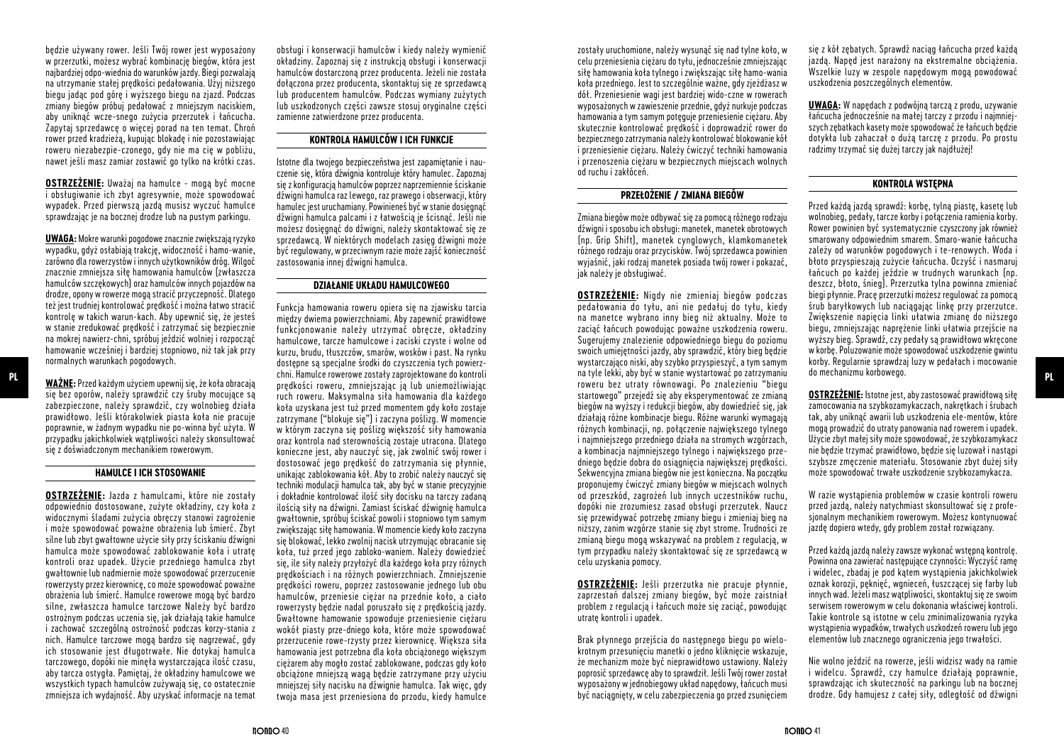będzie używany rower. Jeśli Twój rower jest wyposażony w przerzutki, możesz wybrać kombinację biegów, która jest najbardziej odpo-wiednia do warunków jazdy. Biegi pozwalają na utrzymanie stałej prędkości pedałowania. Użyj niższego biegu jadąc pod górę i wyższego biegu na zjazd. Podczas zmiany biegów próbuj pedałować z mniejszym naciskiem, aby uniknąć wcze-snego zużycia przerzutek i łańcucha. Zapytaj sprzedawcę o więcej porad na ten temat. Chroń rower przed kradzieżą, kupując blokadę i nie pozostawiając roweru niezabezpie-czonego, gdy nie ma cię w pobliżu, nawet jeśli masz zamiar zostawić go tylko na krótki czas.

**OSTRZEŻENIE:** Uważaj na hamulce - mogą być mocne i obsługiwanie ich zbyt agresywnie, może spowodować wypadek. Przed pierwszą jazdą musisz wyczuć hamulce sprawdzając je na bocznej drodze lub na pustym parkingu.

**UWAGA:** Mokre warunki pogodowe znacznie zwiększają ryzyko wypadku, gdyż osłabiają trakcję, widoczność i hamo-wanie, zarówno dla rowerzystów i innych użytkowników dróg. Wilgoć znacznie zmniejsza siłę hamowania hamulców (zwłaszcza hamulców szczękowych) oraz hamulców innych pojazdów na drodze, opony w rowerze mogą stracić przyczepność. Dlatego też jest trudniej kontrolować prędkość i można łatwo stracić kontrolę w takich warun-kach. Aby upewnić się, że jesteś w stanie zredukować prędkość i zatrzymać się bezpiecznie na mokrej nawierz-chni, spróbuj jeździć wolniej i rozpocząć hamowanie wcześniej i bardziej stopniowo, niż tak jak przy normalnych warunkach pogodowych.

**WAŻNE:** Przed każdym użyciem upewnij się, że koła obracają się bez oporów, należy sprawdzić czy śruby mocujące są zabezpieczone, należy sprawdzić, czy wolnobieg działa prawidłowo. Jeśli którakolwiek piasta koła nie pracuje poprawnie, w żadnym wypadku nie po-winna być użyta. W przypadku jakichkolwiek wątpliwości należy skonsultować się z doświadczonym mechanikiem rowerowym.

## HAMULCE I ICH STOSOWANIE

**OSTRZEŻENIE:** Jazda z hamulcami, które nie zostały odpowiednio dostosowane, zużyte okładziny, czy koła z widocznymi śladami zużycia obręczy stanowi zagrożenie i może spowodować poważne obrażenia lub śmierć. Zbyt silne lub zbyt gwałtowne użycie siły przy ściskaniu dźwigni hamulca może spowodować zablokowanie koła i utratę kontroli oraz upadek. Użycie przedniego hamulca zbyt gwałtownie lub nadmiernie może spowodować przerzucenie rowerzysty przez kierownicę, co może spowodować poważne obrażenia lub śmierć. Hamulce rowerowe mogą być bardzo silne, zwłaszcza hamulce tarczowe Należy być bardzo ostrożnym podczas uczenia się, jak działają takie hamulce i zachować szczególną ostrożność podczas korzy-stania z nich. Hamulce tarczowe mogą bardzo się nagrzewać, gdy ich stosowanie jest długotrwałe. Nie dotykaj hamulca tarczowego, dopóki nie minęła wystarczająca ilość czasu, aby tarcza ostygła. Pamiętaj, że okładziny hamulcowe we wszystkich typach hamulców zużywają się, co ostatecznie zmniejsza ich wydajność. Aby uzyskać informacje na temat obsługi i konserwacji hamulców i kiedy należy wymienić okładziny. Zapoznaj się z instrukcją obsługi i konserwacji hamulców dostarczoną przez producenta. Jeżeli nie została dołączona przez producenta, skontaktuj się ze sprzedawcą lub producentem hamulców. Podczas wymiany zużytych lub uszkodzonych części zawsze stosuj oryginalne części zamienne zatwierdzone przez producenta.

## KONTROLA HAMULCÓW I ICH FUNKCJE

Istotne dla twojego bezpieczeństwa jest zapamiętanie i nauczenie się, która dźwignia kontroluje który hamulec. Zapoznaj się z konfiguracją hamulców poprzez naprzemiennie ściskanie dźwigni hamulca raz lewego, raz prawego i obserwacji, który hamulec jest uruchamiany. Powinieneś być w stanie dosięgnąć dźwigni hamulca palcami i z łatwością je ścisnąć. Jeśli nie możesz dosięgnąć do dźwigni, należy skontaktować się ze sprzedawcą. W niektórych modelach zasięg dźwigni może być regulowany, w przeciwnym razie może zajść konieczność zastosowania innej dźwigni hamulca.

## DZIAŁANIE UKŁADU HAMULCOWEGO

Funkcja hamowania roweru opiera się na zjawisku tarcia między dwiema powierzchniami. Aby zapewnić prawidłowe funkcjonowanie należy utrzymać obręcze, okładziny hamulcowe, tarcze hamulcowe i zaciski czyste i wolne od kurzu, brudu, tłuszczów, smarów, wosków i past. Na rynku dostępne są specjalne środki do czyszczenia tych powierzchni. Hamulce rowerowe zostały zaprojektowane do kontroli prędkości roweru, zmniejszając ją lub uniemożliwiając ruch roweru. Maksymalna siła hamowania dla każdego koła uzyskana jest tuż przed momentem gdy koło zostaje zatrzymane ("blokuje się") i zaczyna poślizg. W momencie w którym zaczyna się poślizg większość siły hamowania oraz kontrola nad sterownością zostaje utracona. Dlatego konieczne jest, aby nauczyć się, jak zwolnić swój rower i dostosować jego prędkość do zatrzymania się płynnie, unikając zablokowania kół. Aby to zrobić należy nauczyć się techniki modulacji hamulca tak, aby być w stanie precyzyjnie i dokładnie kontrolować ilość siły docisku na tarczy zadaną ilością siły na dźwigni. Zamiast ściskać dźwignię hamulca gwałtownie, spróbuj ściskać powoli i stopniowo tym samym zwiększając siłę hamowania. W momencie kiedy koło zaczyna się blokować, lekko zwolnij nacisk utrzymując obracanie się koła, tuż przed jego zabloko-waniem. Należy dowiedzieć się, ile siły należy przyłożyć dla każdego koła przy różnych prędkościach i na różnych powierzchniach. Zmniejszenie prędkości roweru, poprzez zastosowanie jednego lub obu hamulców, przeniesie ciężar na przednie koło, a ciało rowerzysty będzie nadal poruszało się z prędkością jazdy. Gwałtowne hamowanie spowoduje przeniesienie ciężaru wokół piasty prze-dniego koła, które może spowodować przerzucenie rowe-rzysty przez kierownicę. Większa siła hamowania jest potrzebna dla koła obciążonego większym ciężarem aby mogło zostać zablokowane, podczas gdy koło obciążone mniejszą wagą będzie zatrzymane przy użyciu mniejszej siły nacisku na dźwignie hamulca. Tak więc, gdy twoja masa jest przeniesiona do przodu, kiedy hamulce zostały uruchomione, należy wysunąć się nad tylne koło, w celu przeniesienia ciężaru do tyłu, jednocześnie zmniejszając siłę hamowania koła tylnego i zwiększając siłę hamo-wania koła przedniego. Jest to szczególnie ważne, gdy zjeżdżasz w dół. Przeniesienie wagi jest bardziej wido-czne w rowerach wyposażonych w zawieszenie przednie, gdyż nurkuje podczas hamowania a tym samym potęguje przeniesienie ciężaru. Aby skutecznie kontrolować prędkość i doprowadzić rower do bezpiecznego zatrzymania należy kontrolować blokowanie kół i przeniesienie ciężaru. Należy ćwiczyć techniki hamowania i przenoszenia ciężaru w bezpiecznych miejscach wolnych od ruchu i zakłóceń.

## PRZEŁOŻENIE / ZMIANA BIEGÓW

Zmiana biegów może odbywać się za pomocą różnego rodzaju dźwigni i sposobu ich obsługi: manetek, manetek obrotowych (np. Grip Shift), manetek cynglowych, klamkomanetek różnego rodzaju oraz przycisków. Twój sprzedawca powinien wyjaśnić, jaki rodzaj manetek posiada twój rower i pokazać, jak należy je obsługiwać.

**OSTRZEŻENIE:** Nigdy nie zmieniaj biegów podczas pedałowania do tyłu, ani nie pedałuj do tyłu, kiedy na manetce wybrano inny bieg niż aktualny. Może to zaciąć łańcuch powodując poważne uszkodzenia roweru. Sugerujemy znalezienie odpowiedniego biegu do poziomu swoich umiejętności jazdy, aby sprawdzić, który bieg będzie wystarczająco niski, aby szybko przyspieszyć, a tym samym na tyle lekki, aby być w stanie wystartować po zatrzymaniu roweru bez utraty równowagi. Po znalezieniu "biegu startowego" przejedź się aby eksperymentować ze zmianą biegów na wyższy i redukcji biegów, aby dowiedzieć się, jak działają różne kombinacje biegu. Różne warunki wymagają różnych kombinacji, np. połączenie największego tylnego i najmniejszego przedniego działa na stromych wzgórzach, a kombinacja najmniejszego tylnego i największego przedniego będzie dobra do osiągnięcia największej prędkości. Sekwencyjna zmiana biegów nie jest konieczna. Na początku proponujemy ćwiczyć zmiany biegów w miejscach wolnych od przeszkód, zagrożeń lub innych uczestników ruchu, dopóki nie zrozumiesz zasad obsługi przerzutek. Naucz się przewidywać potrzebę zmiany biegu i zmieniaj bieg na niższy, zanim wzgórze stanie się zbyt strome. Trudności ze zmianą biegu mogą wskazywać na problem z regulacją, w tym przypadku należy skontaktować się ze sprzedawcą w celu uzyskania pomocy.

**OSTRZEŻENIE:** Jeśli przerzutka nie pracuje płynnie, zaprzestań dalszej zmiany biegów, być może zaistniał problem z regulacją i łańcuch może się zaciąć, powodując utratę kontroli i upadek.

Brak płynnego przejścia do następnego biegu po wielokrotnym przesunięciu manetki o jedno kliknięcie wskazuje, że mechanizm może być nieprawidłowo ustawiony. Należy poprosić sprzedawcę aby to sprawdził. Jeśli Twój rower został wyposażony w jednobiegowy układ napędowy, łańcuch musi być naciągnięty, w celu zabezpieczenia go przed zsunięciem się z kół zębatych. Sprawdź naciąg łańcucha przed każdą jazdą. Napęd jest narażony na ekstremalne obciążenia. Wszelkie luzy w zespole napędowym mogą powodować uszkodzenia poszczególnych elementów.

**UWAGA:** W napędach z podwójną tarczą z produ, używanie łańcucha jednocześnie na małej tarczy z przodu i najmniejszych zębatkach kasety może spowodować że łańcuch będzie dotykła lub zahaczał o dużą tarczę z przodu. Po prostu radzimy trzymać się dużej tarczy jak najdłużej!

## KONTROLA WSTĘPNA

Przed każdą jazdą sprawdź: korbę, tylną piastę, kasetę lub wolnobieg, pedały, tarcze korby i połączenia ramienia korby. Rower powinien być systematycznie czyszczony jak również smarowany odpowiednim smarem. Smaro-wanie łańcucha zależy od warunków pogodowych i te-renowych. Woda i błoto przyspieszają zużycie łańcucha. Oczyść i nasmaruj łańcuch po każdej jeździe w trudnych warunkach (np. deszcz, błoto, śnieg). Przerzutka tylna powinna zmieniać biegi płynnie. Pracę przerzutki możesz regulować za pomocą śrub baryłkowych lub naciągając linkę przy przerzutce. Zwiększenie napięcia linki ułatwia zmianę do niższego biegu, zmniejszając naprężenie linki ułatwia przejście na wyższy bieg. Sprawdź, czy pedały są prawidłowo wkręcone w korbę. Poluzowanie może spowodować uszkodzenie gwintu korby. Regularnie sprawdzaj luzy w pedałach i mocowanie do mechanizmu korbowego.

**OSTRZEŻENIE:** Istotne jest, aby zastosować prawidłową siłę zamocowania na szybkozamykaczach, nakrętkach i śrubach tak, aby uniknąć awarii lub uszkodzenia ele-mentów, które mogą prowadzić do utraty panowania nad rowerem i upadek. Użycie zbyt małej siły może spowodować, że szybkozamykacz nie będzie trzymać prawidłowo, będzie się luzować i nastąpi szybsze zmęczenie materiału. Stosowanie zbyt dużej siły może spowodować trwałe uszkodzenie szybkozamykacza.

W razie wystąpienia problemów w czasie kontroli roweru przed jazdą, należy natychmiast skonsultować się z profesjonalnym mechanikiem rowerowym. Możesz kontynuować jazdę dopiero wtedy, gdy problem został rozwiązany.

Przed każdą jazdą należy zawsze wykonać wstępną kontrolę. Powinna ona zawierać następujące czynności: Wyczyść ramę i widelec, zbadaj je pod kątem wystąpienia jakichkolwiek oznak korozji, pęknięć, wgnieceń, łuszczącej się farby lub innych wad. Jeżeli masz wątpliwości, skontaktuj się ze swoim serwisem rowerowym w celu dokonania właściwej kontroli. Takie kontrole są istotne w celu zminimalizowania ryzyka wystąpienia wypadków, trwałych uszkodzeń roweru lub jego elementów lub znacznego ograniczenia jego trwałości.

Nie wolno jeździć na rowerze, jeśli widzisz wady na ramie i widelcu. Sprawdź, czy hamulce działają poprawnie, sprawdzając ich skuteczność na parkingu lub na bocznej drodze. Gdy hamujesz z całej siły, odległość od dźwigni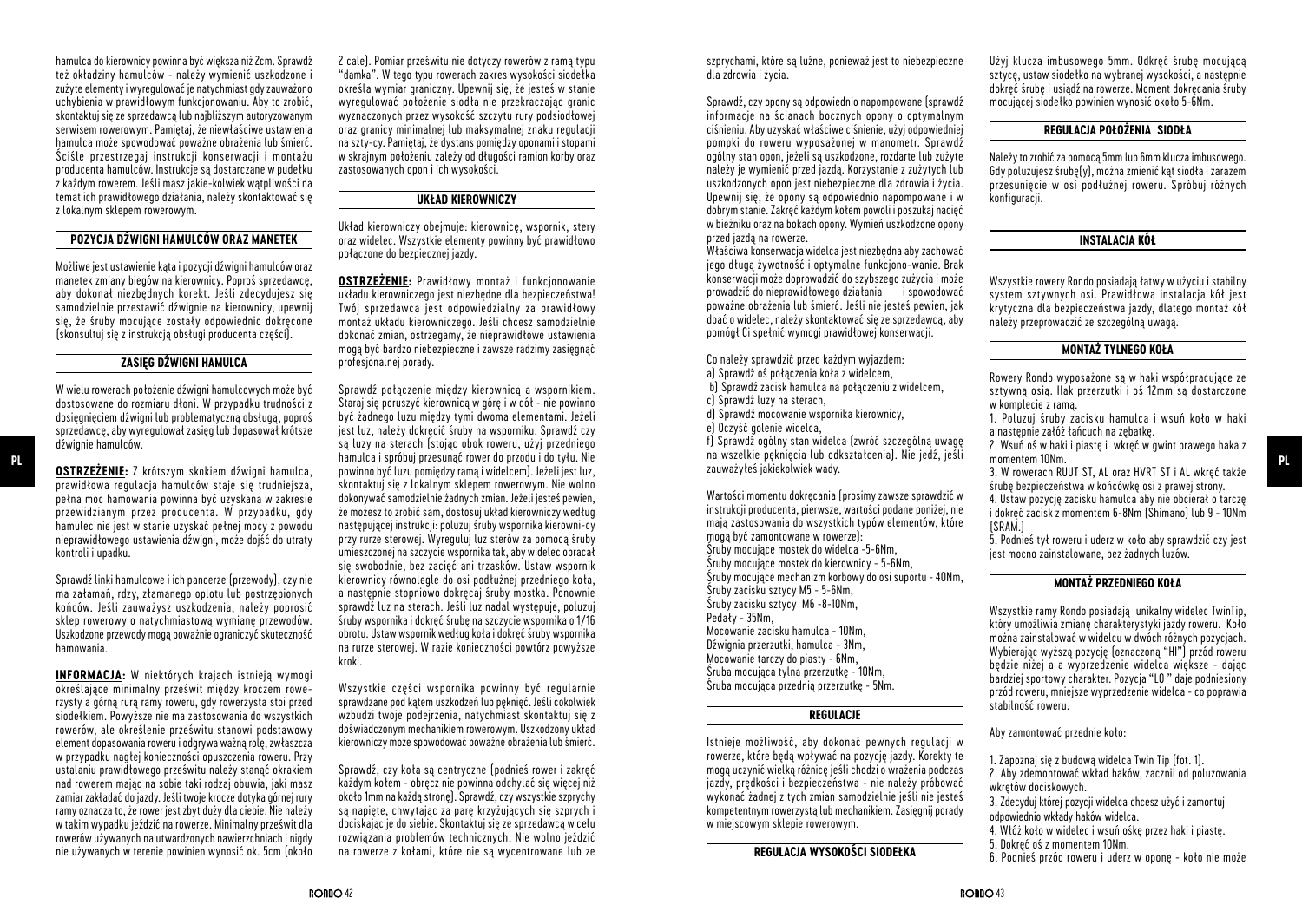hamulca do kierownicy powinna być większa niż 2cm. Sprawdź też okładziny hamulców - należy wymienić uszkodzone i zużyte elementy i wyregulować je natychmiast gdy zauważono uchybienia w prawidłowym funkcjonowaniu. Aby to zrobić, skontaktuj się ze sprzedawcą lub najbliższym autoryzowanym serwisem rowerowym. Pamiętaj, że niewłaściwe ustawienia hamulca może spowodować poważne obrażenia lub śmierć. Ściśle przestrzegaj instrukcji konserwacji i montażu producenta hamulców. Instrukcje są dostarczane w pudełku z każdym rowerem. Jeśli masz jakie-kolwiek wątpliwości na temat ich prawidłowego działania, należy skontaktować się z lokalnym sklepem rowerowym.

## POZYCJA DŹWIGNI HAMULCÓW ORAZ MANETEK

Możliwe jest ustawienie kąta i pozycji dźwigni hamulców oraz manetek zmiany biegów na kierownicy. Poproś sprzedawcę, aby dokonał niezbędnych korekt. Jeśli zdecydujesz się samodzielnie przestawić dźwignie na kierownicy, upewnij się, że śruby mocujące zostały odpowiednio dokręcone (skonsultuj się z instrukcją obsługi producenta części).

## ZASIĘG DŹWIGNI HAMULCA

W wielu rowerach położenie dźwigni hamulcowych może być dostosowane do rozmiaru dłoni. W przypadku trudności z dosięgnięciem dźwigni lub problematyczną obsługą, poproś sprzedawcę, aby wyregulował zasięg lub dopasował krótsze dźwignie hamulców.

**OSTRZEŻENIE:** Z krótszym skokiem dźwigni hamulca, prawidłowa regulacja hamulców staje się trudniejsza, pełna moc hamowania powinna być uzyskana w zakresie przewidzianym przez producenta. W przypadku, gdy hamulec nie jest w stanie uzyskać pełnej mocy z powodu nieprawidłowego ustawienia dźwigni, może dojść do utraty kontroli i upadku.

Sprawdź linki hamulcowe i ich pancerze (przewody), czy nie ma załamań, rdzy, złamanego oplotu lub postrzępionych końców. Jeśli zauważysz uszkodzenia, należy poprosić sklep rowerowy o natychmiastową wymianę przewodów. Uszkodzone przewody mogą poważnie ograniczyć skuteczność hamowania.

**INFORMACJA:** W niektórych krajach istnieją wymogi określające minimalny prześwit między kroczem rowerzysty a górną rurą ramy roweru, gdy rowerzysta stoi przed siodełkiem. Powyższe nie ma zastosowania do wszystkich rowerów, ale określenie prześwitu stanowi podstawowy element dopasowania roweru i odgrywa ważną rolę, zwłaszcza w przypadku nagłej konieczności opuszczenia roweru. Przy ustalaniu prawidłowego prześwitu należy stanąć okrakiem nad rowerem mając na sobie taki rodzaj obuwia, jaki masz zamiar zakładać do jazdy. Jeśli twoje krocze dotyka górnej rury ramy oznacza to, że rower jest zbyt duży dla ciebie. Nie należy w takim wypadku jeździć na rowerze. Minimalny prześwit dla rowerów używanych na utwardzonych nawierzchniach i nigdy nie używanych w terenie powinien wynosić ok. 5cm (około 2 cale). Pomiar prześwitu nie dotyczy rowerów z ramą typu "damka". W tego typu rowerach zakres wysokości siodełka określa wymiar graniczny. Upewnij się, że jesteś w stanie wyregulować położenie siodła nie przekraczając granic wyznaczonych przez wysokość szczytu rury podsiodłowej oraz granicy minimalnej lub maksymalnej znaku regulacji na szty-cy. Pamiętaj, że dystans pomiędzy oponami i stopami w skrajnym położeniu zależy od długości ramion korby oraz zastosowanych opon i ich wysokości.

## UKŁAD KIEROWNICZY

Układ kierowniczy obejmuje: kierownicę, wspornik, stery oraz widelec. Wszystkie elementy powinny być prawidłowo połączone do bezpiecznej jazdy.

**OSTRZEŻENIE:** Prawidłowy montaż i funkcjonowanie układu kierowniczego jest niezbędne dla bezpieczeństwa! Twój sprzedawca jest odpowiedzialny za prawidłowy montaż układu kierowniczego. Jeśli chcesz samodzielnie dokonać zmian, ostrzegamy, że nieprawidłowe ustawienia mogą być bardzo niebezpieczne i zawsze radzimy zasięgnąć profesjonalnej porady.

Sprawdź połączenie między kierownicą a wspornikiem. Staraj się poruszyć kierownicą w górę i w dół - nie powinno być żadnego luzu między tymi dwoma elementami. Jeżeli jest luz, należy dokręcić śruby na wsporniku. Sprawdź czy są luzy na sterach (stojąc obok roweru, użyj przedniego hamulca i spróbuj przesunąć rower do przodu i do tyłu. Nie powinno być luzu pomiędzy ramą i widelcem). Jeżeli jest luz, skontaktuj się z lokalnym sklepem rowerowym. Nie wolno dokonywać samodzielnie żadnych zmian. Jeżeli jesteś pewien, że możesz to zrobić sam, dostosuj układ kierowniczy według następującej instrukcji: poluzuj śruby wspornika kierowni-cy przy rurze sterowej. Wyreguluj luz sterów za pomocą śruby umieszczonej na szczycie wspornika tak, aby widelec obracał się swobodnie, bez zacięć ani trzasków. Ustaw wspornik kierownicy równolegle do osi podłużnej przedniego koła, a następnie stopniowo dokręcaj śruby mostka. Ponownie sprawdź luz na sterach. Jeśli luz nadal występuje, poluzuj śruby wspornika i dokręć śrubę na szczycie wspornika o 1/16 obrotu. Ustaw wspornik według koła i dokręć śruby wspornika na rurze sterowej. W razie konieczności powtórz powyższe kroki.

Wszystkie części wspornika powinny być regularnie sprawdzane pod kątem uszkodzeń lub pęknięć. Jeśli cokolwiek wzbudzi twoje podejrzenia, natychmiast skontaktuj się z doświadczonym mechanikiem rowerowym. Uszkodzony układ kierowniczy może spowodować poważne obrażenia lub śmierć.

Sprawdź, czy koła są centryczne (podnieś rower i zakręć każdym kołem - obręcz nie powinna odchylać się więcej niż około 1mm na każdą stronę). Sprawdź, czy wszystkie szprychy są napięte, chwytając za parę krzyżujących się szprych i dociskając je do siebie. Skontaktuj się ze sprzedawcą w celu rozwiązania problemów technicznych. Nie wolno jeździć na rowerze z kołami, które nie są wycentrowane lub ze szprychami, które są luźne, ponieważ jest to niebezpieczne dla zdrowia i życia.

Sprawdź, czy opony są odpowiednio napompowane (sprawdź informacje na ścianach bocznych opony o optymalnym ciśnieniu. Aby uzyskać właściwe ciśnienie, użyj odpowiedniej pompki do roweru wyposażonej w manometr. Sprawdź ogólny stan opon, jeżeli są uszkodzone, rozdarte lub zużyte należy je wymienić przed jazdą. Korzystanie z zużytych lub uszkodzonych opon jest niebezpieczne dla zdrowia i życia. Upewnij się, że opony są odpowiednio napompowane i w dobrym stanie. Zakręć każdym kołem powoli i poszukaj nacięć w bieżniku oraz na bokach opony. Wymień uszkodzone opony przed jazdą na rowerze.

Właściwa konserwacja widelca jest niezbędna aby zachować jego długą żywotność i optymalne funkcjono-wanie. Brak konserwacji może doprowadzić do szybszego zużycia i może prowadzić do nieprawidłowego działania i spowodować poważne obrażenia lub śmierć. Jeśli nie jesteś pewien, jak dbać o widelec, należy skontaktować się ze sprzedawcą, aby pomógł Ci spełnić wymogi prawidłowej konserwacji.

Co należy sprawdzić przed każdym wyjazdem:
a) Sprawdź oś połączenia koła z widelcem,
b) Sprawdź zacisk hamulca na połączeniu z widelcem,
c) Sprawdź luzy na sterach,
d) Sprawdź mocowanie wspornika kierownicy,
e) Oczyść golenie widelca,
f) Sprawdź ogólny stan widelca (zwróć szczególną uwagę na wszelkie pęknięcia lub odkształcenia). Nie jedź, jeśli zauważyłeś jakiekolwiek wady.

Wartości momentu dokręcania (prosimy zawsze sprawdzić w instrukcji producenta, pierwsze, wartości podane poniżej, nie mają zastosowania do wszystkich typów elementów, które mogą być zamontowane w rowerze):
Śruby mocujące mostek do widelca -5-6Nm,
Śruby mocujące mostek do kierownicy - 5-6Nm,
Śruby mocujące mechanizm korbowy do osi suportu - 40Nm,
Śruby zacisku sztycy M5 - 5-6Nm,
Śruby zacisku sztycy M6 -8-10Nm,
Pedały - 35Nm,
Mocowanie zacisku hamulca - 10Nm,
Dźwignia przerzutki, hamulca - 3Nm,
Mocowanie tarczy do piasty - 6Nm,
Śruba mocująca tylna przerzutkę - 10Nm,
Śruba mocująca przednią przerzutkę - 5Nm.

## REGULACJE

Istnieje możliwość, aby dokonać pewnych regulacji w rowerze, które będą wpływać na pozycję jazdy. Korekty te mogą uczynić wielką różnicę jeśli chodzi o wrażenia podczas jazdy, prędkości i bezpieczeństwa - nie należy próbować wykonać żadnej z tych zmian samodzielnie jeśli nie jesteś kompetentnym rowerzystą lub mechanikiem. Zasięgnij porady w miejscowym sklepie rowerowym.

## REGULACJA WYSOKOŚCI SIODEŁKA

Użyj klucza imbusowego 5mm. Odkręć śrubę mocującą sztycę, ustaw siodełko na wybranej wysokości, a następnie dokręć śrubę i usiądź na rowerze. Moment dokręcania śruby mocującej siodełko powinien wynosić około 5-6Nm.

## REGULACJA POŁOŻENIA SIODŁA

Należy to zrobić za pomocą 5mm lub 6mm klucza imbusowego. Gdy poluzujesz śrubę(y), można zmienić kąt siodła i zarazem przesunięcie w osi podłużnej roweru. Spróbuj różnych konfiguracji.

## INSTALACJA KÓŁ

Wszystkie rowery Rondo posiadają łatwy w użyciu i stabilny system sztywnych osi. Prawidłowa instalacja kół jest krytyczna dla bezpieczeństwa jazdy, dlatego montaż kół należy przeprowadzić ze szczególną uwagą.

## MONTAŻ TYLNEGO KOŁA

Rowery Rondo wyposażone są w haki współpracujące ze sztywną osią. Hak przerzutki i oś 12mm są dostarczone w komplecie z ramą.

1. Poluzuj śruby zacisku hamulca i wsuń koło w haki a następnie załóż łańcuch na zębatkę.
2. Wsuń oś w haki i piastę i wkręć w gwint prawego haka z momentem 10Nm.
3. W rowerach RUUT ST, AL oraz HVRT ST i AL wkręć także śrubę bezpieczeństwa w końcówkę osi z prawej strony.
4. Ustaw pozycję zacisku hamulca aby nie obcierał o tarczę i dokręć zacisk z momentem 6-8Nm (Shimano) lub 9 - 10Nm (SRAM.)
5. Podnieś tył roweru i uderz w koło aby sprawdzić czy jest jest mocno zainstalowane, bez żadnych luzów.

## MONTAŻ PRZEDNIEGO KOŁA

Wszystkie ramy Rondo posiadają unikalny widelec TwinTip, który umożliwia zmianę charakterystyki jazdy roweru. Koło można zainstalować w widelcu w dwóch różnych pozycjach. Wybierając wyższą pozycję (oznaczoną "HI") przód roweru będzie niżej a a wyprzedzenie widelca większe - dając bardziej sportowy charakter. Pozycja "LO " daje podniesiony przód roweru, mniejsze wyprzedzenie widelca - co poprawia stabilność roweru.

Aby zamontować przednie koło:

1. Zapoznaj się z budową widelca Twin Tip (fot. 1).
2. Aby zdemontować wkład haków, zacznij od poluzowania wkrętów dociskowych.
3. Zdecyduj której pozycji widelca chcesz użyć i zamontuj odpowiednio wkłady haków widelca.
4. Włóż koło w widelec i wsuń óśkę przez haki i piastę.
5. Dokręć oś z momentem 10Nm.
6. Podnieś przód roweru i uderz w oponę - koło nie może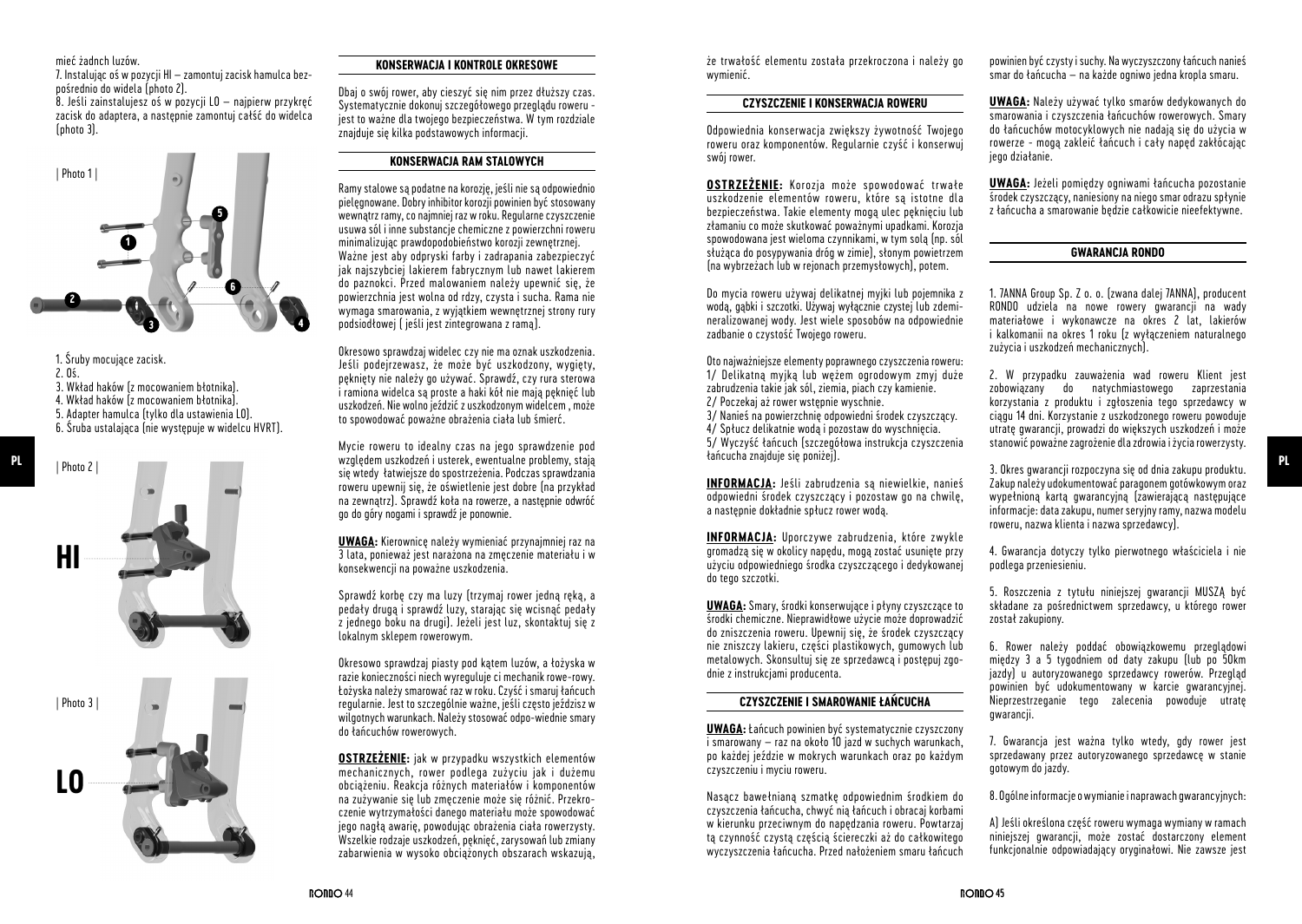mieć żadnch luzów.

7. Instalując oś w pozycji HI – zamontuj zacisk hamulca bezpośrednio do widela (photo 2).

8. Jeśli zainstalujesz oś w pozycji LO – najpierw przykręć zacisk do adaptera, a następnie zamontuj całść do widelca (photo 3).

| Photo 1 |

1. Śruby mocujące zacisk.
2. Oś.
3. Wkład haków (z mocowaniem błotnika).
4. Wkład haków (z mocowaniem błotnika).
5. Adapter hamulca (tylko dla ustawienia LO).
6. Śruba ustalająca (nie występuje w widelcu HVRT).

| Photo 2 |

HI

| Photo 3 |

LO

## KONSERWACJA I KONTROLE OKRESOWE

Dbaj o swój rower, aby cieszyć się nim przez dłuższy czas. Systematycznie dokonuj szczegółowego przeglądu roweru - jest to ważne dla twojego bezpieczeństwa. W tym rozdziale znajduje się kilka podstawowych informacji.

## KONSERWACJA RAM STALOWYCH

Ramy stalowe są podatne na korozję, jeśli nie są odpowiednio pielęgnowane. Dobry inhibitor korozji powinien być stosowany wewnątrz ramy, co najmniej raz w roku. Regularne czyszczenie usuwa sól i inne substancje chemiczne z powierzchni roweru minimalizując prawdopodobieństwo korozji zewnętrznej. Ważne jest aby odpryski farby i zadrapania zabezpieczyć jak najszybciej lakierem fabrycznym lub nawet lakierem do paznokci. Przed malowaniem należy upewnić się, że powierzchnia jest wolna od rdzy, czysta i sucha. Rama nie wymaga smarowania, z wyjątkiem wewnętrznej strony rury podsiodłowej ( jeśli jest zintegrowana z ramą).

Okresowo sprawdzaj widelec czy nie ma oznak uszkodzenia. Jeśli podejrzewasz, że może być uszkodzony, wygięty, pęknięty nie należy go używać. Sprawdź, czy rura sterowa i ramiona widelca są proste a haki kół nie mają pęknięć lub uszkodzeń. Nie wolno jeździć z uszkodzonym widelcem , może to spowodować poważne obrażenia ciała lub śmierć.

Mycie roweru to idealny czas na jego sprawdzenie pod względem uszkodzeń i usterek, ewentualne problemy, stają się wtedy łatwiejsze do spostrzeżenia. Podczas sprawdzania roweru upewnij się, że oświetlenie jest dobre (na przykład na zewnątrz). Sprawdź koła na rowerze, a następnie odwróć go do góry nogami i sprawdź je ponownie.

**UWAGA:** Kierownicę należy wymieniać przynajmniej raz na 3 lata, ponieważ jest narażona na zmęczenie materiału i w konsekwencji na poważne uszkodzenia.

Sprawdź korbę czy ma luzy (trzymaj rower jedną ręką, a pedały drugą i sprawdź luzy, starając się wcisnąć pedały z jednego boku na drugi). Jeżeli jest luz, skontaktuj się z lokalnym sklepem rowerowym.

Okresowo sprawdzaj piasty pod kątem luzów, a łożyska w razie konieczności niech wyreguluje ci mechanik rowe-rowy. Łożyska należy smarować raz w roku. Czyść i smaruj łańcuch regularnie. Jest to szczególnie ważne, jeśli często jeździsz w wilgotnych warunkach. Należy stosować odpo-wiednie smary do łańcuchów rowerowych.

**OSTRZEŻENIE:** jak w przypadku wszystkich elementów mechanicznych, rower podlega zużyciu jak i dużemu obciążeniu. Reakcja różnych materiałów i komponentów na zużywanie się lub zmęczenie może się różnić. Przekroczenie wytrzymałości danego materiału może spowodować jego nagłą awarię, powodując obrażenia ciała rowerzysty. Wszelkie rodzaje uszkodzeń, pęknięć, zarysowań lub zmiany zabarwienia w wysoko obciążonych obszarach wskazują, że trwałość elementu została przekroczona i należy go wymienić.

## CZYSZCZENIE I KONSERWACJA ROWERU

Odpowiednia konserwacja zwiększy żywotność Twojego roweru oraz komponentów. Regularnie czyść i konserwuj swój rower.

**OSTRZEŻENIE:** Korozja może spowodować trwałe uszkodzenie elementów roweru, które są istotne dla bezpieczeństwa. Takie elementy mogą ulec pęknięciu lub złamaniu co może skutkować poważnymi upadkami. Korozja spowodowana jest wieloma czynnikami, w tym solą (np. sól służąca do posypywania dróg w zimie), słonym powietrzem (na wybrzeżach lub w rejonach przemysłowych), potem.

Do mycia roweru używaj delikatnej myjki lub pojemnika z wodą, gąbki i szczotki. Używaj wyłącznie czystej lub zdemineralizowanej wody. Jest wiele sposobów na odpowiednie zadbanie o czystość Twojego roweru.

Oto najważniejsze elementy poprawnego czyszczenia roweru:
1/ Delikatną myjką lub wężem ogrodowym zmyj duże zabrudzenia takie jak sól, ziemia, piach czy kamienie.
2/ Poczekaj aż rower wstępnie wyschnie.
3/ Nanieś na powierzchnię odpowiedni środek czyszczący.
4/ Spłucz delikatnie wodą i pozostaw do wyschnięcia.
5/ Wyczyść łańcuch (szczegółowa instrukcja czyszczenia łańcucha znajduje się poniżej).

**INFORMACJA:** Jeśli zabrudzenia są niewielkie, nanieś odpowiedni środek czyszczący i pozostaw go na chwilę, a następnie dokładnie spłucz rower wodą.

**INFORMACJA:** Uporczywe zabrudzenia, które zwykle gromadzą się w okolicy napędu, mogą zostać usunięte przy użyciu odpowiedniego środka czyszczącego i dedykowanej do tego szczotki.

**UWAGA:** Smary, środki konserwujące i płyny czyszczące to środki chemiczne. Nieprawidłowe użycie może doprowadzić do zniszczenia roweru. Upewnij się, że środek czyszczący nie zniszczy lakieru, części plastikowych, gumowych lub metalowych. Skonsultuj się ze sprzedawcą i postępuj zgodnie z instrukcjami producenta.

## CZYSZCZENIE I SMAROWANIE ŁAŃCUCHA

**UWAGA:** Łańcuch powinien być systematycznie czyszczony i smarowany – raz na około 10 jazd w suchych warunkach, po każdej jeździe w mokrych warunkach oraz po każdym czyszczeniu i myciu roweru.

Nasącz bawełnianą szmatkę odpowiednim środkiem do czyszczenia łańcucha, chwyć nią łańcuch i obracaj korbami w kierunku przeciwnym do napędzania roweru. Powtarzaj tą czynność czystą częścią ściereczki aż do całkowitego wyczyszczenia łańcucha. Przed nałożeniem smaru łańcuch powinien być czysty i suchy. Na wyczyszczony łańcuch nanieś smar do łańcucha – na każde ogniwo jedna kropla smaru.

**UWAGA:** Należy używać tylko smarów dedykowanych do smarowania i czyszczenia łańcuchów rowerowych. Smary do łańcuchów motocyklowych nie nadają się do użycia w rowerze - mogą zakleić łańcuch i cały napęd zakłócając jego działanie.

**UWAGA:** Jeżeli pomiędzy ogniwami łańcucha pozostanie środek czyszczący, naniesiony na niego smar odrazu spłynie z łańcucha a smarowanie będzie całkowicie nieefektywne.

## GWARANCJA RONDO

1. 7ANNA Group Sp. Z o. o. (zwana dalej 7ANNA), producent RONDO udziela na nowe rowery gwarancji na wady materiałowe i wykonawcze na okres 2 lat, lakierów i kalkomanii na okres 1 roku (z wyłączeniem naturalnego zużycia i uszkodzeń mechanicznych).

2. W przypadku zauważenia wad roweru Klient jest zobowiązany do natychmiastowego zaprzestania korzystania z produktu i zgłoszenia tego sprzedawcy w ciągu 14 dni. Korzystanie z uszkodzonego roweru powoduje utratę gwarancji, prowadzi do większych uszkodzeń i może stanowić poważne zagrożenie dla zdrowia i życia rowerzysty.

3. Okres gwarancji rozpoczyna się od dnia zakupu produktu. Zakup należy udokumentować paragonem gotówkowym oraz wypełnioną kartą gwarancyjną (zawierającą następujące informacje: data zakupu, numer seryjny ramy, nazwa modelu roweru, nazwa klienta i nazwa sprzedawcy).

4. Gwarancja dotyczy tylko pierwotnego właściciela i nie podlega przeniesieniu.

5. Roszczenia z tytułu niniejszej gwarancji MUSZĄ być składane za pośrednictwem sprzedawcy, u którego rower został zakupiony.

6. Rower należy poddać obowiązkowemu przeglądowi między 3 a 5 tygodniem od daty zakupu (lub po 50km jazdy) u autoryzowanego sprzedawcy rowerów. Przegląd powinien być udokumentowany w karcie gwarancyjnej. Nieprzestrzeganie tego zalecenia powoduje utratę gwarancji.

7. Gwarancja jest ważna tylko wtedy, gdy rower jest sprzedawany przez autoryzowanego sprzedawcę w stanie gotowym do jazdy.

8. Ogólne informacje o wymianie i naprawach gwarancyjnych:

A) Jeśli określona część roweru wymaga wymiany w ramach niniejszej gwarancji, może zostać dostarczony element funkcjonalnie odpowiadający oryginałowi. Nie zawsze jest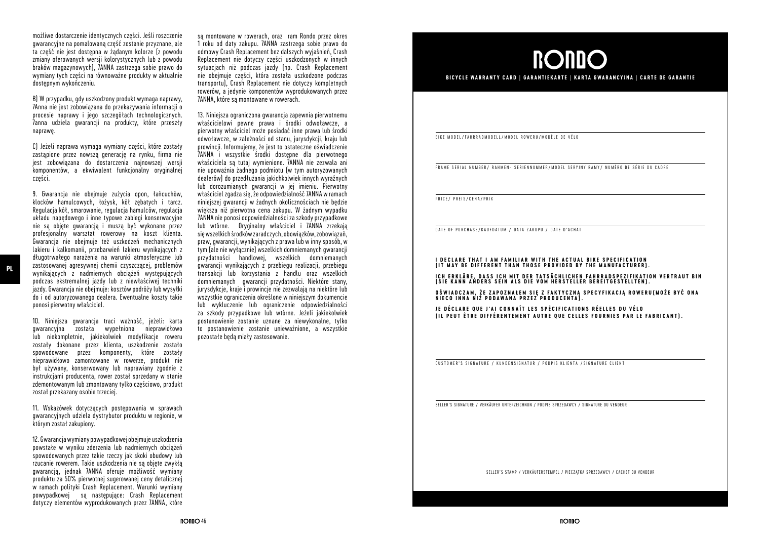możliwe dostarczenie identycznych części. Jeśli roszczenie gwarancyjne na pomalowaną część zostanie przyznane, ale ta część nie jest dostępna w żądanym kolorze (z powodu zmiany oferowanych wersji kolorystycznych lub z powodu braków magazynowych), 7ANNA zastrzega sobie prawo do wymiany tych części na równoważne produkty w aktualnie dostępnym wykończeniu.

B) W przypadku, gdy uszkodzony produkt wymaga naprawy, 7Anna nie jest zobowiązana do przekazywania informacji o procesie naprawy i jego szczegółach technologicznych. 7anna udziela gwarancji na produkty, które przeszły naprawę.

C) Jeżeli naprawa wymaga wymiany części, które zostały zastąpione przez nowszą generację na rynku, firma nie jest zobowiązana do dostarczenia najnowszej wersji komponentów, a ekwiwalent funkcjonalny oryginalnej części.

9. Gwarancja nie obejmuje zużycia opon, łańcuchów, klocków hamulcowych, łożysk, kół zębatych i tarcz. Regulacja kół, smarowanie, regulacja hamulców, regulacja układu napędowego i inne typowe zabiegi konserwacyjne nie są objęte gwarancją i muszą być wykonane przez profesjonalny warsztat rowerowy na koszt klienta. Gwarancja nie obejmuje też uszkodzeń mechanicznych lakieru i kalkomanii, przebarwień lakieru wynikających z długotrwałego narażenia na warunki atmosferyczne lub zastosowanej agresywnej chemii czyszczącej, problemów wynikających z nadmiernych obciążeń występujących podczas ekstremalnej jazdy lub z niewłaściwej techniki jazdy. Gwarancja nie obejmuje: kosztów podróży lub wysyłki do i od autoryzowanego dealera. Ewentualne koszty takie ponosi pierwotny właściciel.

10. Niniejsza gwarancja traci ważność, jeżeli: karta gwarancyjna została wypełniona nieprawidłowo lub niekompletnie, jakiekolwiek modyfikacje roweru zostały dokonane przez klienta, uszkodzenie zostało spowodowane przez komponenty, które zostały nieprawidłowo zamontowane w rowerze, produkt nie był używany, konserwowany lub naprawiany zgodnie z instrukcjami producenta, rower został sprzedany w stanie zdemontowanym lub zmontowany tylko częściowo, produkt został przekazany osobie trzeciej.

11. Wskazówek dotyczących postępowania w sprawach gwarancyjnych udziela dystrybutor produktu w regionie, w którym został zakupiony.

12. Gwarancja wymiany powypadkowej obejmuje uszkodzenia powstałe w wyniku zderzenia lub nadmiernych obciążeń spowodowanych przez takie rzeczy jak skoki obudowy lub rzucanie rowerem. Takie uszkodzenia nie są objęte zwykłą gwarancją, jednak 7ANNA oferuje możliwość wymiany produktu za 50% pierwotnej sugerowanej ceny detalicznej w ramach polityki Crash Replacement. Warunki wymiany powypadkowej są następujące: Crash Replacement dotyczy elementów wyprodukowanych przez 7ANNA, które są montowane w rowerach, oraz ram Rondo przez okres 1 roku od daty zakupu. 7ANNA zastrzega sobie prawo do odmowy Crash Replacement bez dalszych wyjaśnień, Crash Replacement nie dotyczy części uszkodzonych w innych sytuacjach niż podczas jazdy (np. Crash Replacement nie obejmuje części, która została uszkodzone podczas transportu), Crash Replacement nie dotyczy kompletnych rowerów, a jedynie komponentów wyprodukowanych przez 7ANNA, które są montowane w rowerach.

13. Niniejsza ograniczona gwarancja zapewnia pierwotnemu właścicielowi pewne prawa i środki odwoławcze, a pierwotny właściciel może posiadać inne prawa lub środki odwoławcze, w zależności od stanu, jurysdykcji, kraju lub prowincji. Informujemy, że jest to ostateczne oświadczenie 7ANNA i wszystkie środki dostępne dla pierwotnego właściciela są tutaj wymienione. 7ANNA nie zezwala ani nie upoważnia żadnego podmiotu (w tym autoryzowanych dealerów) do przedłużania jakichkolwiek innych wyraźnych lub dorozumianych gwarancji w jej imieniu. Pierwotny właściciel zgadza się, że odpowiedzialność 7ANNA w ramach niniejszej gwarancji w żadnych okolicznościach nie będzie większa niż pierwotna cena zakupu. W żadnym wypadku 7ANNA nie ponosi odpowiedzialności za szkody przypadkowe lub wtórne. Oryginalny właściciel i 7ANNA zrzekają się wszelkich środków zaradczych, obowiązków, zobowiązań, praw, gwarancji, wynikających z prawa lub w inny sposób, w tym (ale nie wyłącznie) wszelkich domniemanych gwarancji przydatności handlowej, wszelkich domniemanych gwarancji wynikających z przebiegu realizacji, przebiegu transakcji lub korzystania z handlu oraz wszelkich domniemanych gwarancji przydatności. Niektóre stany, jurysdykcje, kraje i prowincje nie zezwalają na niektóre lub wszystkie ograniczenia określone w niniejszym dokumencie lub wykluczenie lub ograniczenie odpowiedzialności za szkody przypadkowe lub wtórne. Jeżeli jakiekolwiek postanowienie zostanie uznane za niewykonalne, tylko to postanowienie zostanie unieważnione, a wszystkie pozostałe będą miały zastosowanie.

# RONDO

**BICYCLE WARRANTY CARD | GARANTIEKARTE | KARTA GWARANCYJNA | CARTE DE GARANTIE**

BIKE MODEL/FAHRRADMODELL/MODEL ROWERU/MODÈLE DE VÉLO

FRAME SERIAL NUMBER/ RAHMEN- SERIENNUMMER/MODEL SERYJNY RAMY/ NUMÉRO DE SÉRIE DU CADRE

PRICE/ PREIS/CENA/PRIX

DATE OF PURCHASE/KAUFDATUM / DATA ZAKUPU / DATE D'ACHAT

**I DECLARE THAT I AM FAMILIAR WITH THE ACTUAL BIKE SPECIFICATION (IT MAY BE DIFFERENT THAN THOSE PROVIDED BY THE MANUFACTURER).**

**ICH ERKLÄRE, DASS ICH MIT DER TATSÄCHLICHEN FAHRRADSPEZIFIKATION VERTRAUT BIN (SIE KANN ANDERS SEIN ALS DIE VOM HERSTELLER BEREITGESTELLTEN).**

**OŚWIADCZAM, ŻE ZAPOZNAŁEM SIĘ Z FAKTYCZNĄ SPECYFIKACJĄ ROWERU(MOŻE BYĆ ONA NIECO INNA NIŻ PODAWANA PRZEZ PRODUCENTA).**

**JE DÉCLARE QUE J'AI CONNAÎT LES SPÉCIFICATIONS RÉELLES DU VÉLO (IL PEUT ÊTRE DIFFÉRENTEMENT AUTRE QUE CELLES FOURNIES PAR LE FABRICANT).**

CUSTOMER'S SIGNATURE / KUNDENSIGNATUR / PODPIS KLIENTA / SIGNATURE CLIENT

SELLER'S SIGNATURE / VERKÄUFER UNTERZEICHNUN / PODPIS SPRZEDAWCY / SIGNATURE DU VENDEUR

SELLER'S STAMP / VERKÄUFERSTEMPEL / PIECZĄTKA SPRZEDAWCY / CACHET DU VENDEUR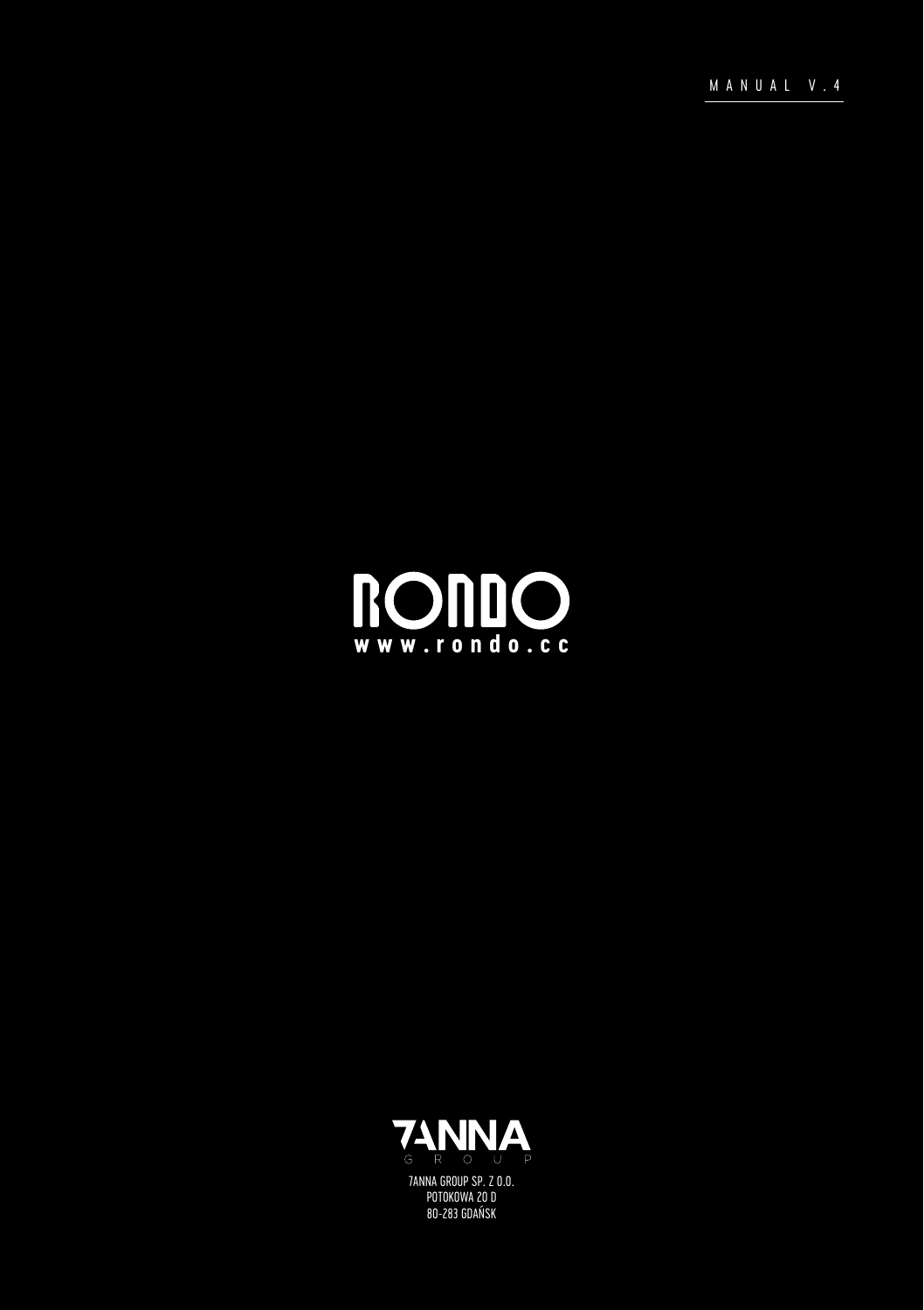MANUAL V.4

RONDO
www.rondo.cc

7ANNA
GROUP

7ANNA GROUP SP. Z O.O.
POTOKOWA 20 D
80-283 GDAŃSK